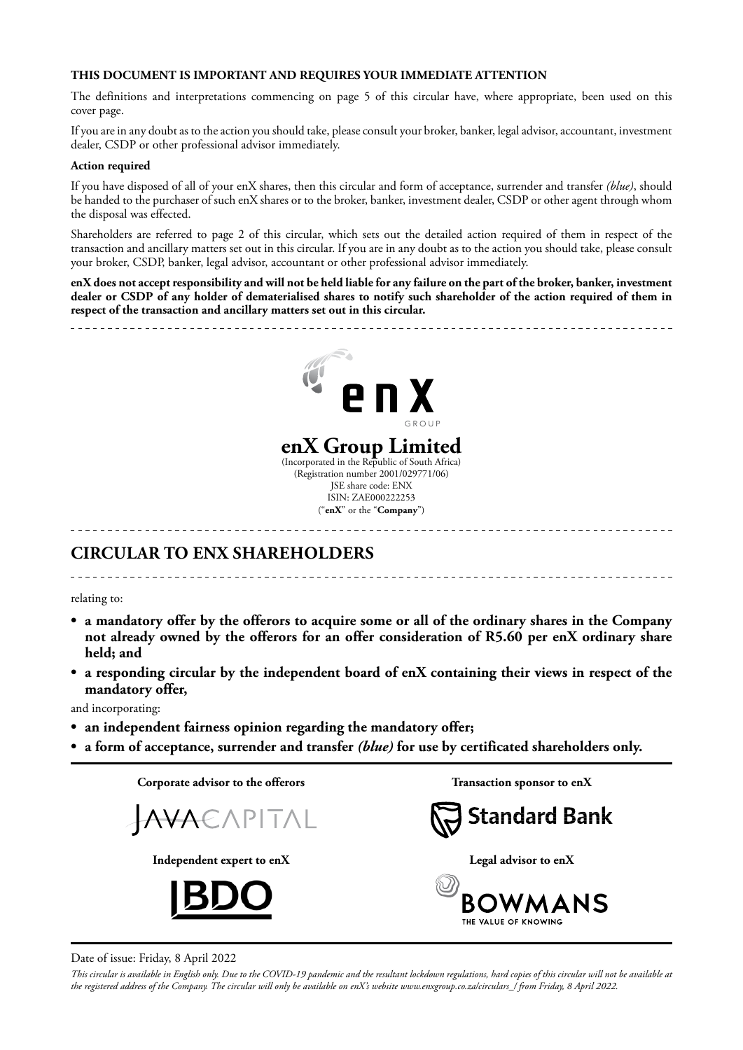**THIS DOCUMENT IS IMPORTANT AND REQUIRES YOUR IMMEDIATE ATTENTION**

The definitions and interpretations commencing on page 5 of this circular have, where appropriate, been used on this cover page.

If you are in any doubt as to the action you should take, please consult your broker, banker, legal advisor, accountant, investment dealer, CSDP or other professional advisor immediately.

**Action required**

If you have disposed of all of your enX shares, then this circular and form of acceptance, surrender and transfer *(blue)*, should be handed to the purchaser of such enX shares or to the broker, banker, investment dealer, CSDP or other agent through whom the disposal was effected.

Shareholders are referred to page 2 of this circular, which sets out the detailed action required of them in respect of the transaction and ancillary matters set out in this circular. If you are in any doubt as to the action you should take, please consult your broker, CSDP, banker, legal advisor, accountant or other professional advisor immediately.

**enX does not accept responsibility and will not be held liable for any failure on the part of the broker, banker, investment dealer or CSDP of any holder of dematerialised shares to notify such shareholder of the action required of them in respect of the transaction and ancillary matters set out in this circular.**

enX GROUP

**enX Group Limited**
(Incorporated in the Republic of South Africa)
(Registration number 2001/029771/06)
JSE share code: ENX
ISIN: ZAE000222253
("**enX**" or the "**Company**")

## CIRCULAR TO ENX SHAREHOLDERS

relating to:

- **a mandatory offer by the offerors to acquire some or all of the ordinary shares in the Company not already owned by the offerors for an offer consideration of R5.60 per enX ordinary share held; and**
- **a responding circular by the independent board of enX containing their views in respect of the mandatory offer,**

and incorporating:

- **an independent fairness opinion regarding the mandatory offer;**
- **a form of acceptance, surrender and transfer *(blue)* for use by certificated shareholders only.**

**Corporate advisor to the offerors**
JAVA CAPITAL

**Transaction sponsor to enX**
Standard Bank

**Independent expert to enX**
BDO

**Legal advisor to enX**
BOWMANS
THE VALUE OF KNOWING

Date of issue: Friday, 8 April 2022

*This circular is available in English only. Due to the COVID-19 pandemic and the resultant lockdown regulations, hard copies of this circular will not be available at the registered address of the Company. The circular will only be available on enX's website www.enxgroup.co.za/circulars_/ from Friday, 8 April 2022.*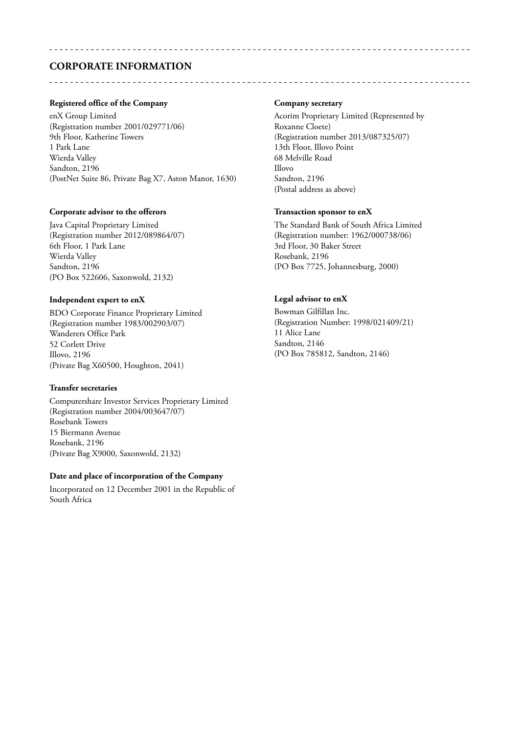## CORPORATE INFORMATION

**Registered office of the Company**

enX Group Limited
(Registration number 2001/029771/06)
9th Floor, Katherine Towers
1 Park Lane
Wierda Valley
Sandton, 2196
(PostNet Suite 86, Private Bag X7, Aston Manor, 1630)

**Corporate advisor to the offerors**

Java Capital Proprietary Limited
(Registration number 2012/089864/07)
6th Floor, 1 Park Lane
Wierda Valley
Sandton, 2196
(PO Box 522606, Saxonwold, 2132)

**Independent expert to enX**

BDO Corporate Finance Proprietary Limited
(Registration number 1983/002903/07)
Wanderers Office Park
52 Corlett Drive
Illovo, 2196
(Private Bag X60500, Houghton, 2041)

**Transfer secretaries**

Computershare Investor Services Proprietary Limited
(Registration number 2004/003647/07)
Rosebank Towers
15 Biermann Avenue
Rosebank, 2196
(Private Bag X9000, Saxonwold, 2132)

**Date and place of incorporation of the Company**

Incorporated on 12 December 2001 in the Republic of South Africa

**Company secretary**

Acorim Proprietary Limited (Represented by Roxanne Cloete)
(Registration number 2013/087325/07)
13th Floor, Illovo Point
68 Melville Road
Illovo
Sandton, 2196
(Postal address as above)

**Transaction sponsor to enX**

The Standard Bank of South Africa Limited
(Registration number: 1962/000738/06)
3rd Floor, 30 Baker Street
Rosebank, 2196
(PO Box 7725, Johannesburg, 2000)

**Legal advisor to enX**

Bowman Gilfillan Inc.
(Registration Number: 1998/021409/21)
11 Alice Lane
Sandton, 2146
(PO Box 785812, Sandton, 2146)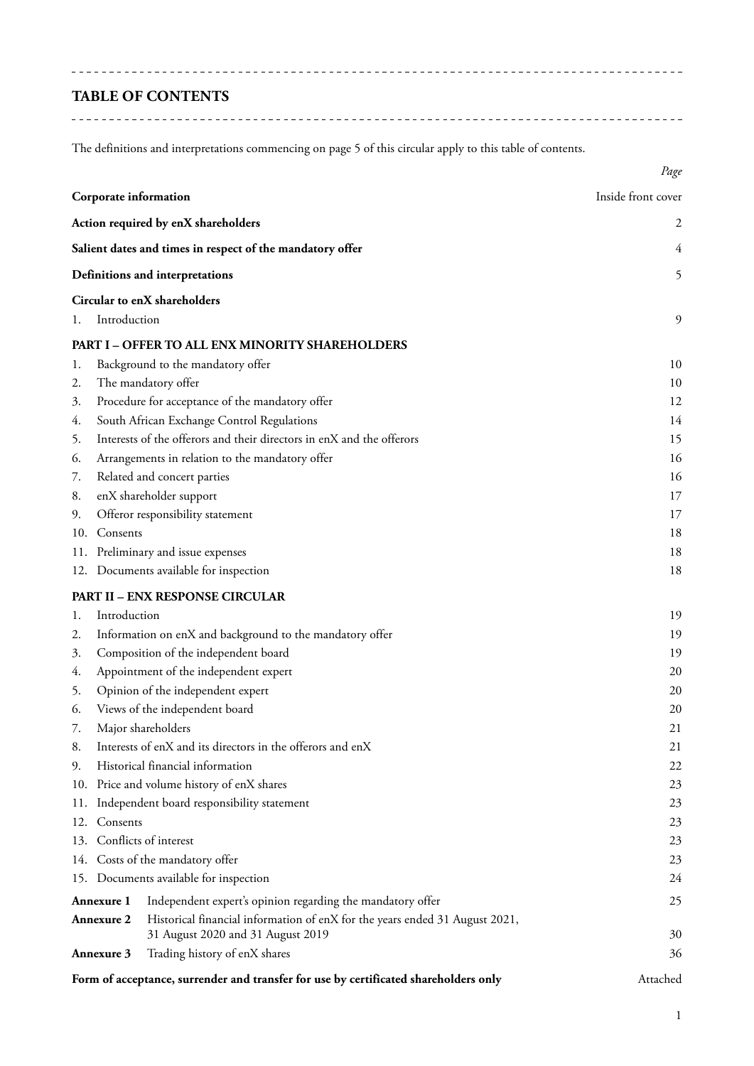# TABLE OF CONTENTS

The definitions and interpretations commencing on page 5 of this circular apply to this table of contents.

| | | *Page* |
|---|---|---|
| **Corporate information** | | Inside front cover |
| **Action required by enX shareholders** | | 2 |
| **Salient dates and times in respect of the mandatory offer** | | 4 |
| **Definitions and interpretations** | | 5 |
| **Circular to enX shareholders** | | |
| 1. | Introduction | 9 |
| **PART I – OFFER TO ALL ENX MINORITY SHAREHOLDERS** | | |
| 1. | Background to the mandatory offer | 10 |
| 2. | The mandatory offer | 10 |
| 3. | Procedure for acceptance of the mandatory offer | 12 |
| 4. | South African Exchange Control Regulations | 14 |
| 5. | Interests of the offerors and their directors in enX and the offerors | 15 |
| 6. | Arrangements in relation to the mandatory offer | 16 |
| 7. | Related and concert parties | 16 |
| 8. | enX shareholder support | 17 |
| 9. | Offeror responsibility statement | 17 |
| 10. | Consents | 18 |
| 11. | Preliminary and issue expenses | 18 |
| 12. | Documents available for inspection | 18 |
| **PART II – ENX RESPONSE CIRCULAR** | | |
| 1. | Introduction | 19 |
| 2. | Information on enX and background to the mandatory offer | 19 |
| 3. | Composition of the independent board | 19 |
| 4. | Appointment of the independent expert | 20 |
| 5. | Opinion of the independent expert | 20 |
| 6. | Views of the independent board | 20 |
| 7. | Major shareholders | 21 |
| 8. | Interests of enX and its directors in the offerors and enX | 21 |
| 9. | Historical financial information | 22 |
| 10. | Price and volume history of enX shares | 23 |
| 11. | Independent board responsibility statement | 23 |
| 12. | Consents | 23 |
| 13. | Conflicts of interest | 23 |
| 14. | Costs of the mandatory offer | 23 |
| 15. | Documents available for inspection | 24 |
| **Annexure 1** | Independent expert's opinion regarding the mandatory offer | 25 |
| **Annexure 2** | Historical financial information of enX for the years ended 31 August 2021, 31 August 2020 and 31 August 2019 | 30 |
| **Annexure 3** | Trading history of enX shares | 36 |
| **Form of acceptance, surrender and transfer for use by certificated shareholders only** | | Attached |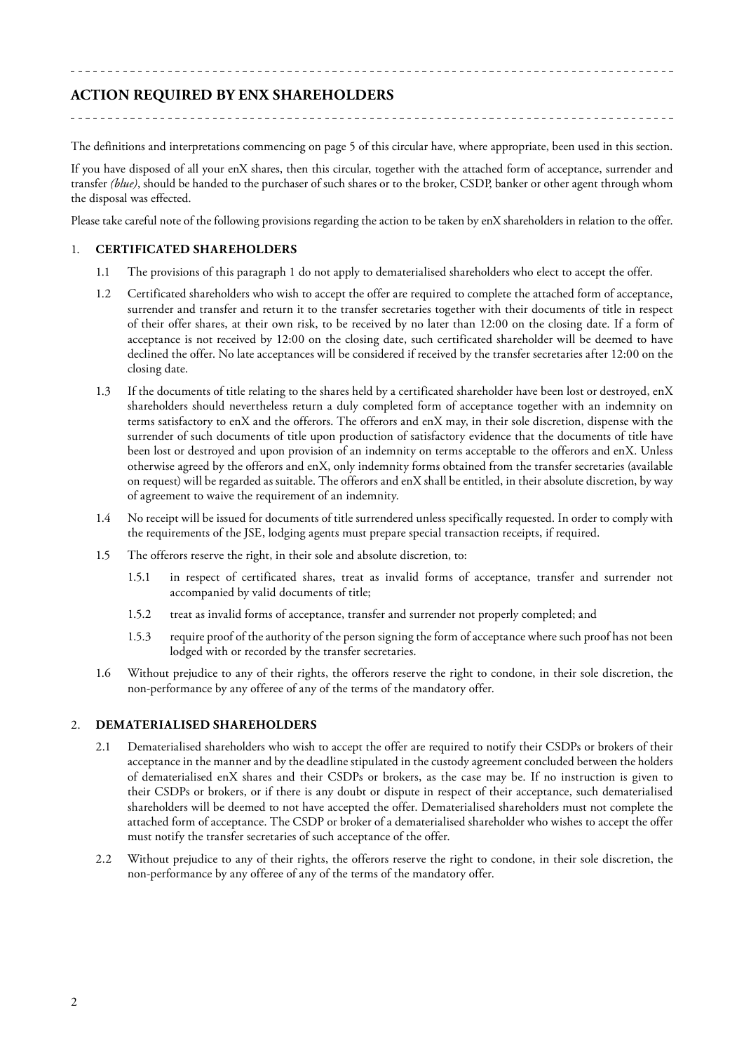## ACTION REQUIRED BY ENX SHAREHOLDERS

The definitions and interpretations commencing on page 5 of this circular have, where appropriate, been used in this section.

If you have disposed of all your enX shares, then this circular, together with the attached form of acceptance, surrender and transfer *(blue)*, should be handed to the purchaser of such shares or to the broker, CSDP, banker or other agent through whom the disposal was effected.

Please take careful note of the following provisions regarding the action to be taken by enX shareholders in relation to the offer.

1. **CERTIFICATED SHAREHOLDERS**

   1.1 The provisions of this paragraph 1 do not apply to dematerialised shareholders who elect to accept the offer.

   1.2 Certificated shareholders who wish to accept the offer are required to complete the attached form of acceptance, surrender and transfer and return it to the transfer secretaries together with their documents of title in respect of their offer shares, at their own risk, to be received by no later than 12:00 on the closing date. If a form of acceptance is not received by 12:00 on the closing date, such certificated shareholder will be deemed to have declined the offer. No late acceptances will be considered if received by the transfer secretaries after 12:00 on the closing date.

   1.3 If the documents of title relating to the shares held by a certificated shareholder have been lost or destroyed, enX shareholders should nevertheless return a duly completed form of acceptance together with an indemnity on terms satisfactory to enX and the offerors. The offerors and enX may, in their sole discretion, dispense with the surrender of such documents of title upon production of satisfactory evidence that the documents of title have been lost or destroyed and upon provision of an indemnity on terms acceptable to the offerors and enX. Unless otherwise agreed by the offerors and enX, only indemnity forms obtained from the transfer secretaries (available on request) will be regarded as suitable. The offerors and enX shall be entitled, in their absolute discretion, by way of agreement to waive the requirement of an indemnity.

   1.4 No receipt will be issued for documents of title surrendered unless specifically requested. In order to comply with the requirements of the JSE, lodging agents must prepare special transaction receipts, if required.

   1.5 The offerors reserve the right, in their sole and absolute discretion, to:

      1.5.1 in respect of certificated shares, treat as invalid forms of acceptance, transfer and surrender not accompanied by valid documents of title;

      1.5.2 treat as invalid forms of acceptance, transfer and surrender not properly completed; and

      1.5.3 require proof of the authority of the person signing the form of acceptance where such proof has not been lodged with or recorded by the transfer secretaries.

   1.6 Without prejudice to any of their rights, the offerors reserve the right to condone, in their sole discretion, the non-performance by any offeree of any of the terms of the mandatory offer.

2. **DEMATERIALISED SHAREHOLDERS**

   2.1 Dematerialised shareholders who wish to accept the offer are required to notify their CSDPs or brokers of their acceptance in the manner and by the deadline stipulated in the custody agreement concluded between the holders of dematerialised enX shares and their CSDPs or brokers, as the case may be. If no instruction is given to their CSDPs or brokers, or if there is any doubt or dispute in respect of their acceptance, such dematerialised shareholders will be deemed to not have accepted the offer. Dematerialised shareholders must not complete the attached form of acceptance. The CSDP or broker of a dematerialised shareholder who wishes to accept the offer must notify the transfer secretaries of such acceptance of the offer.

   2.2 Without prejudice to any of their rights, the offerors reserve the right to condone, in their sole discretion, the non-performance by any offeree of any of the terms of the mandatory offer.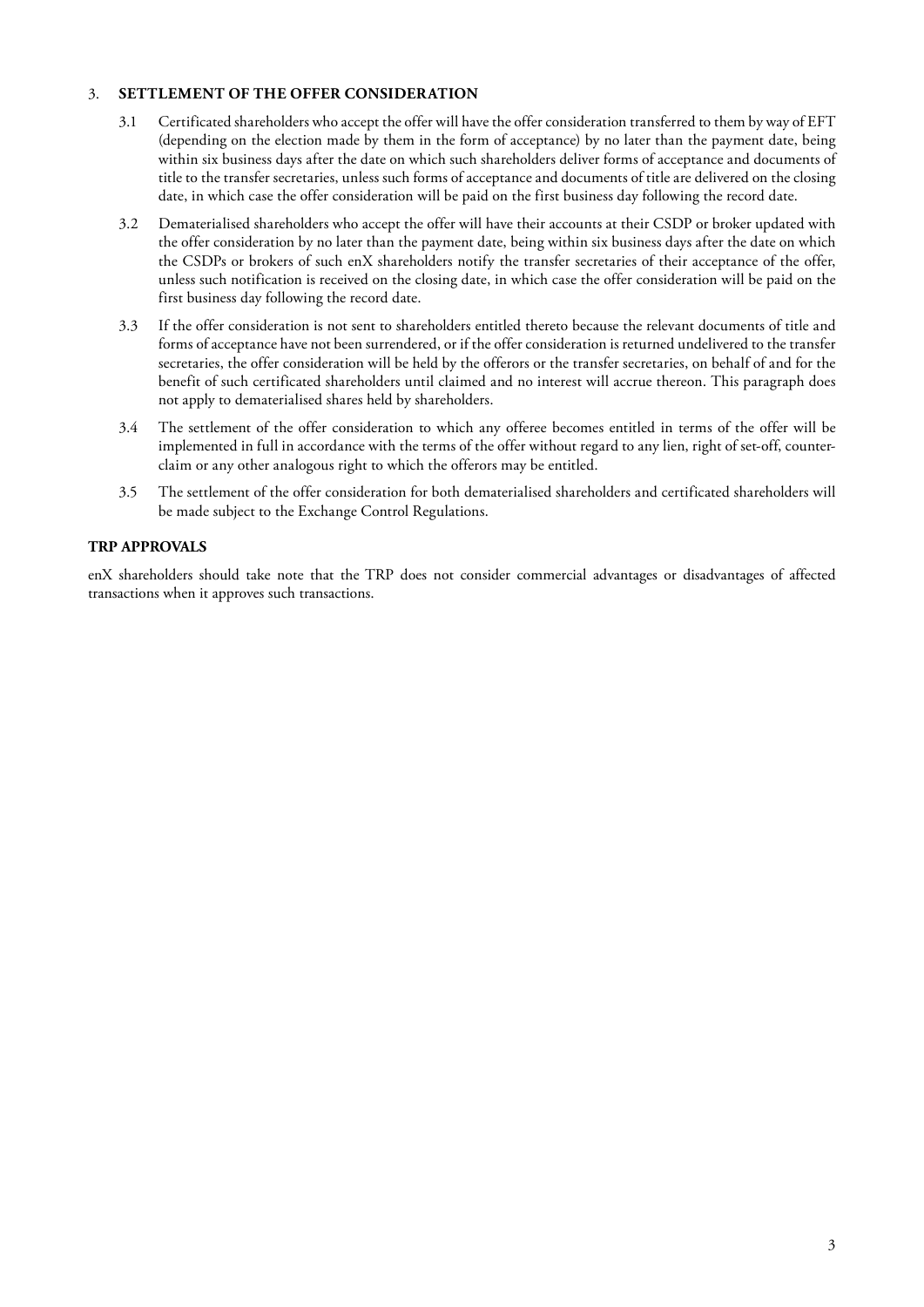## 3. SETTLEMENT OF THE OFFER CONSIDERATION

3.1 Certificated shareholders who accept the offer will have the offer consideration transferred to them by way of EFT (depending on the election made by them in the form of acceptance) by no later than the payment date, being within six business days after the date on which such shareholders deliver forms of acceptance and documents of title to the transfer secretaries, unless such forms of acceptance and documents of title are delivered on the closing date, in which case the offer consideration will be paid on the first business day following the record date.

3.2 Dematerialised shareholders who accept the offer will have their accounts at their CSDP or broker updated with the offer consideration by no later than the payment date, being within six business days after the date on which the CSDPs or brokers of such enX shareholders notify the transfer secretaries of their acceptance of the offer, unless such notification is received on the closing date, in which case the offer consideration will be paid on the first business day following the record date.

3.3 If the offer consideration is not sent to shareholders entitled thereto because the relevant documents of title and forms of acceptance have not been surrendered, or if the offer consideration is returned undelivered to the transfer secretaries, the offer consideration will be held by the offerors or the transfer secretaries, on behalf of and for the benefit of such certificated shareholders until claimed and no interest will accrue thereon. This paragraph does not apply to dematerialised shares held by shareholders.

3.4 The settlement of the offer consideration to which any offeree becomes entitled in terms of the offer will be implemented in full in accordance with the terms of the offer without regard to any lien, right of set-off, counter-claim or any other analogous right to which the offerors may be entitled.

3.5 The settlement of the offer consideration for both dematerialised shareholders and certificated shareholders will be made subject to the Exchange Control Regulations.

## TRP APPROVALS

enX shareholders should take note that the TRP does not consider commercial advantages or disadvantages of affected transactions when it approves such transactions.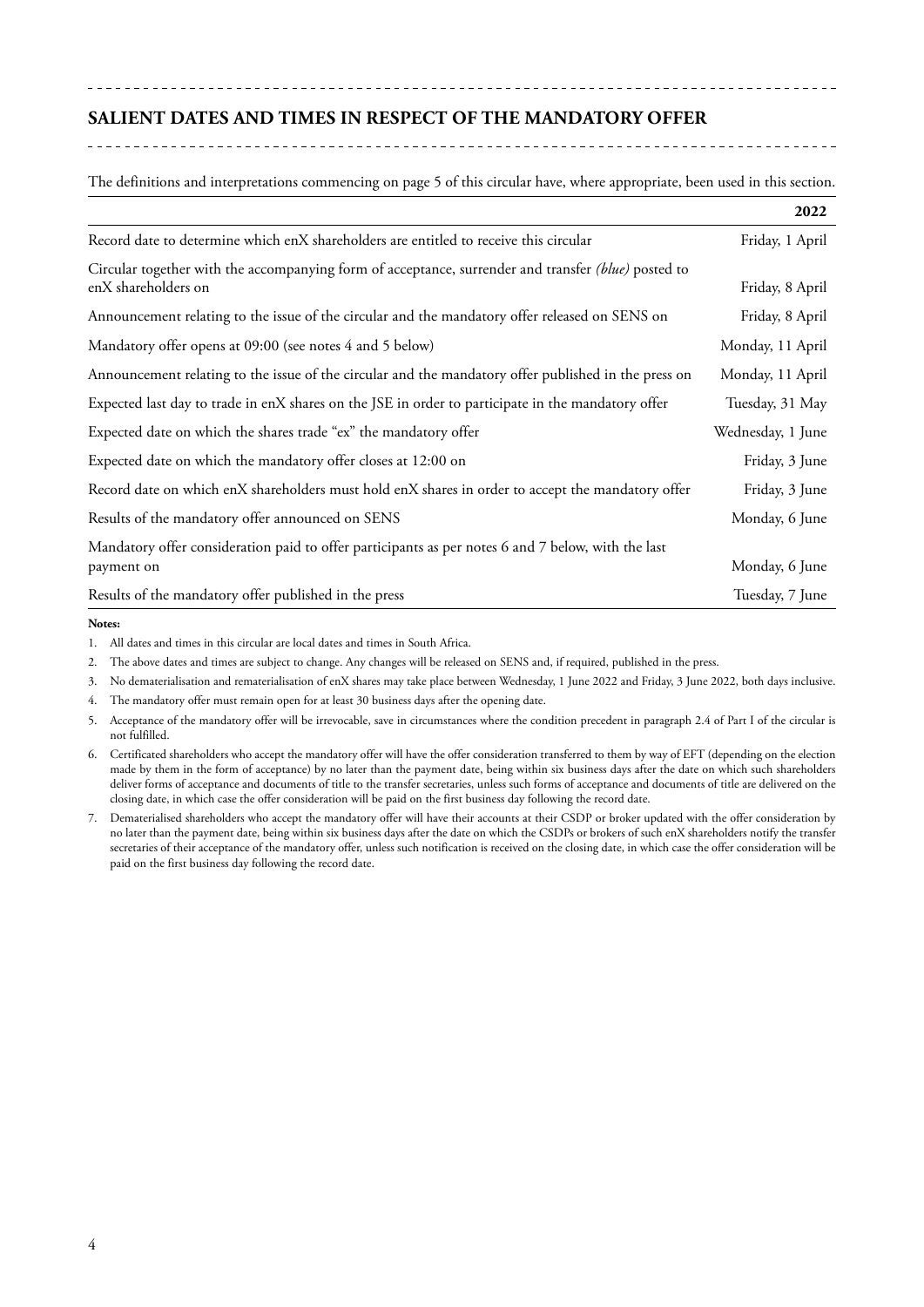## SALIENT DATES AND TIMES IN RESPECT OF THE MANDATORY OFFER

The definitions and interpretations commencing on page 5 of this circular have, where appropriate, been used in this section.

| | **2022** |
|---|---|
| Record date to determine which enX shareholders are entitled to receive this circular | Friday, 1 April |
| Circular together with the accompanying form of acceptance, surrender and transfer *(blue)* posted to enX shareholders on | Friday, 8 April |
| Announcement relating to the issue of the circular and the mandatory offer released on SENS on | Friday, 8 April |
| Mandatory offer opens at 09:00 (see notes 4 and 5 below) | Monday, 11 April |
| Announcement relating to the issue of the circular and the mandatory offer published in the press on | Monday, 11 April |
| Expected last day to trade in enX shares on the JSE in order to participate in the mandatory offer | Tuesday, 31 May |
| Expected date on which the shares trade "ex" the mandatory offer | Wednesday, 1 June |
| Expected date on which the mandatory offer closes at 12:00 on | Friday, 3 June |
| Record date on which enX shareholders must hold enX shares in order to accept the mandatory offer | Friday, 3 June |
| Results of the mandatory offer announced on SENS | Monday, 6 June |
| Mandatory offer consideration paid to offer participants as per notes 6 and 7 below, with the last payment on | Monday, 6 June |
| Results of the mandatory offer published in the press | Tuesday, 7 June |

**Notes:**

1. All dates and times in this circular are local dates and times in South Africa.
2. The above dates and times are subject to change. Any changes will be released on SENS and, if required, published in the press.
3. No dematerialisation and rematerialisation of enX shares may take place between Wednesday, 1 June 2022 and Friday, 3 June 2022, both days inclusive.
4. The mandatory offer must remain open for at least 30 business days after the opening date.
5. Acceptance of the mandatory offer will be irrevocable, save in circumstances where the condition precedent in paragraph 2.4 of Part I of the circular is not fulfilled.
6. Certificated shareholders who accept the mandatory offer will have the offer consideration transferred to them by way of EFT (depending on the election made by them in the form of acceptance) by no later than the payment date, being within six business days after the date on which such shareholders deliver forms of acceptance and documents of title to the transfer secretaries, unless such forms of acceptance and documents of title are delivered on the closing date, in which case the offer consideration will be paid on the first business day following the record date.
7. Dematerialised shareholders who accept the mandatory offer will have their accounts at their CSDP or broker updated with the offer consideration by no later than the payment date, being within six business days after the date on which the CSDPs or brokers of such enX shareholders notify the transfer secretaries of their acceptance of the mandatory offer, unless such notification is received on the closing date, in which case the offer consideration will be paid on the first business day following the record date.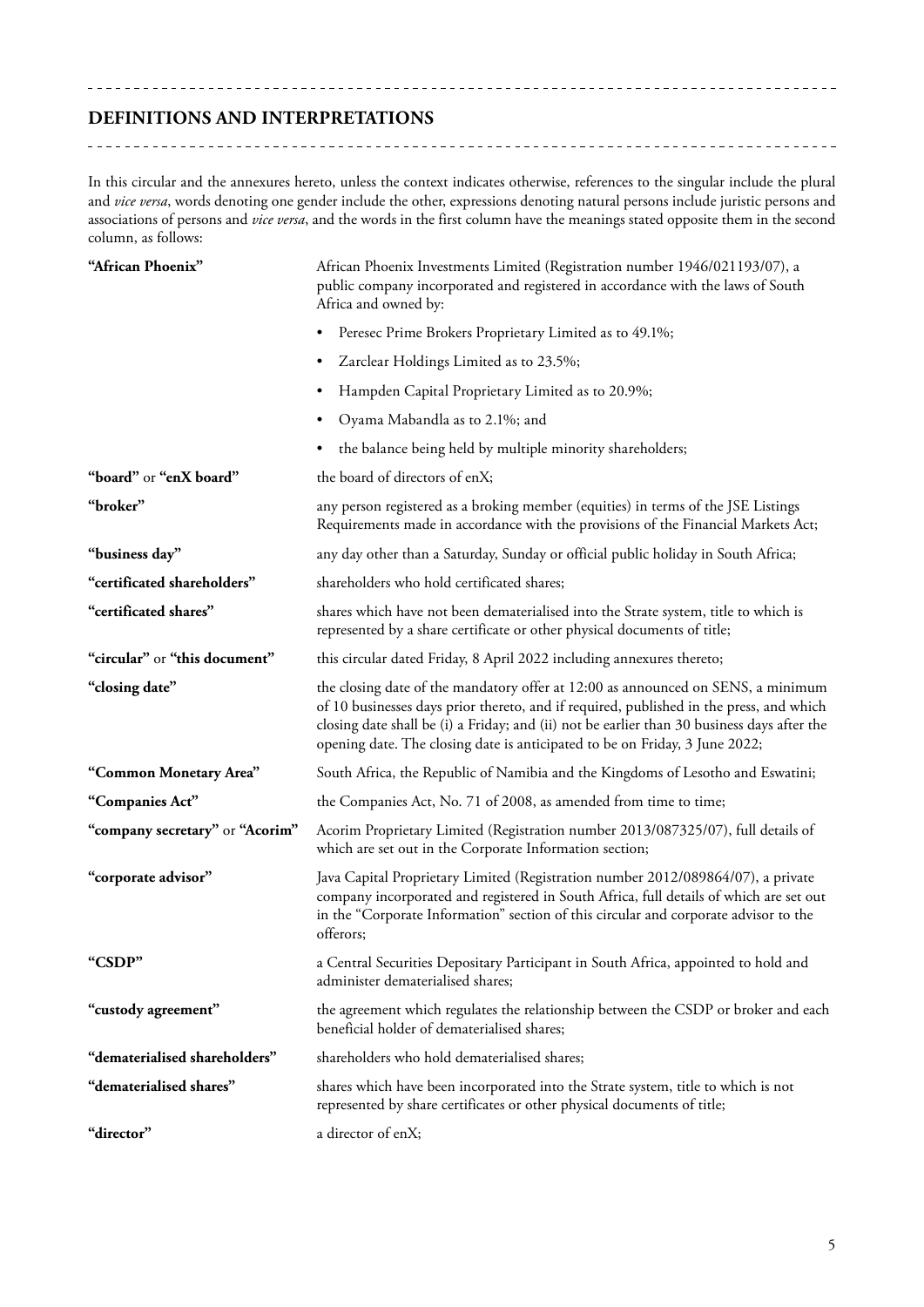## DEFINITIONS AND INTERPRETATIONS

In this circular and the annexures hereto, unless the context indicates otherwise, references to the singular include the plural and *vice versa*, words denoting one gender include the other, expressions denoting natural persons include juristic persons and associations of persons and *vice versa*, and the words in the first column have the meanings stated opposite them in the second column, as follows:

| | |
|---|---|
| **"African Phoenix"** | African Phoenix Investments Limited (Registration number 1946/021193/07), a public company incorporated and registered in accordance with the laws of South Africa and owned by:<br>• Peresec Prime Brokers Proprietary Limited as to 49.1%;<br>• Zarclear Holdings Limited as to 23.5%;<br>• Hampden Capital Proprietary Limited as to 20.9%;<br>• Oyama Mabandla as to 2.1%; and<br>• the balance being held by multiple minority shareholders; |
| **"board"** or **"enX board"** | the board of directors of enX; |
| **"broker"** | any person registered as a broking member (equities) in terms of the JSE Listings Requirements made in accordance with the provisions of the Financial Markets Act; |
| **"business day"** | any day other than a Saturday, Sunday or official public holiday in South Africa; |
| **"certificated shareholders"** | shareholders who hold certificated shares; |
| **"certificated shares"** | shares which have not been dematerialised into the Strate system, title to which is represented by a share certificate or other physical documents of title; |
| **"circular"** or **"this document"** | this circular dated Friday, 8 April 2022 including annexures thereto; |
| **"closing date"** | the closing date of the mandatory offer at 12:00 as announced on SENS, a minimum of 10 businesses days prior thereto, and if required, published in the press, and which closing date shall be (i) a Friday; and (ii) not be earlier than 30 business days after the opening date. The closing date is anticipated to be on Friday, 3 June 2022; |
| **"Common Monetary Area"** | South Africa, the Republic of Namibia and the Kingdoms of Lesotho and Eswatini; |
| **"Companies Act"** | the Companies Act, No. 71 of 2008, as amended from time to time; |
| **"company secretary"** or **"Acorim"** | Acorim Proprietary Limited (Registration number 2013/087325/07), full details of which are set out in the Corporate Information section; |
| **"corporate advisor"** | Java Capital Proprietary Limited (Registration number 2012/089864/07), a private company incorporated and registered in South Africa, full details of which are set out in the "Corporate Information" section of this circular and corporate advisor to the offerors; |
| **"CSDP"** | a Central Securities Depositary Participant in South Africa, appointed to hold and administer dematerialised shares; |
| **"custody agreement"** | the agreement which regulates the relationship between the CSDP or broker and each beneficial holder of dematerialised shares; |
| **"dematerialised shareholders"** | shareholders who hold dematerialised shares; |
| **"dematerialised shares"** | shares which have been incorporated into the Strate system, title to which is not represented by share certificates or other physical documents of title; |
| **"director"** | a director of enX; |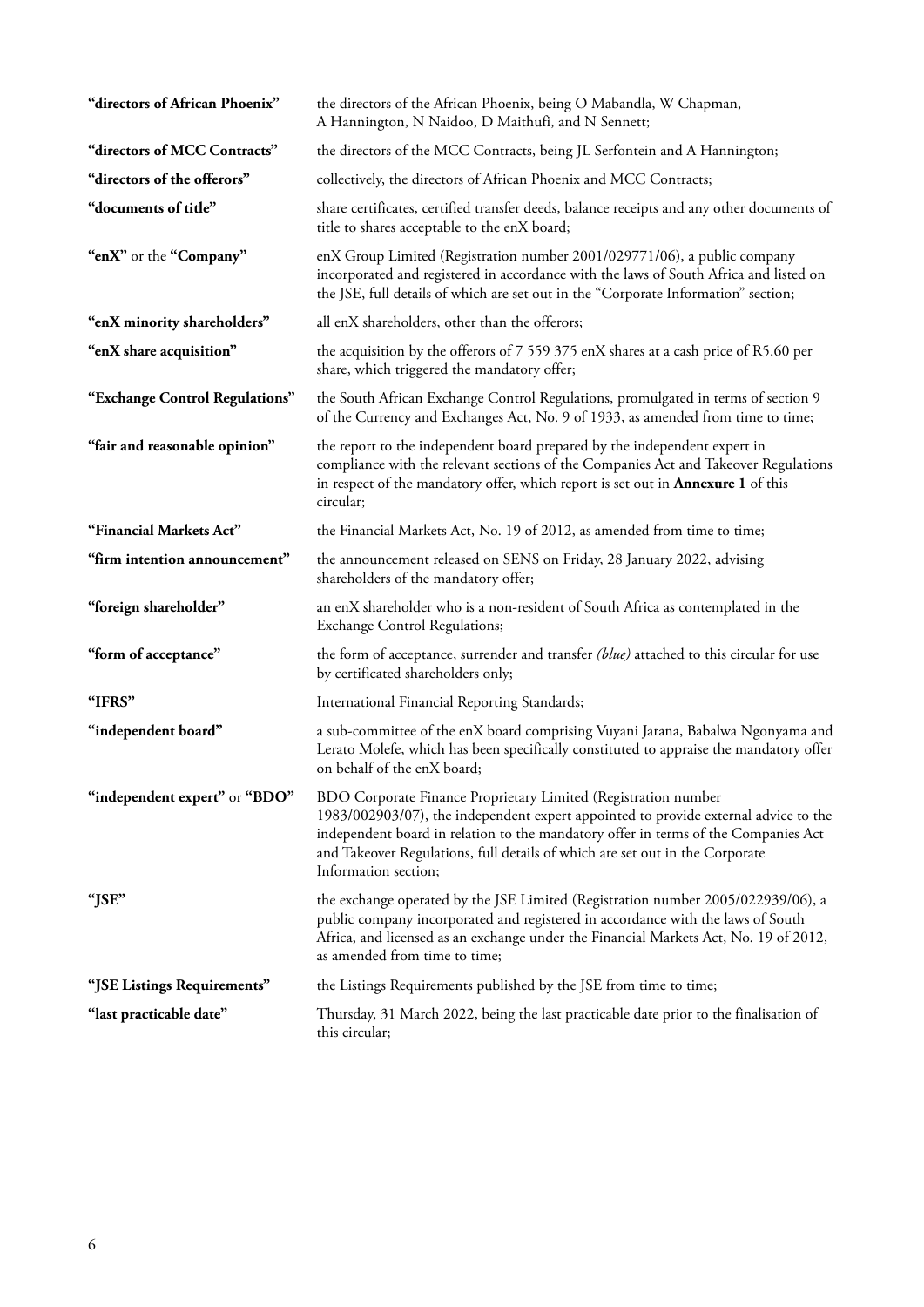| | |
|---|---|
| **"directors of African Phoenix"** | the directors of the African Phoenix, being O Mabandla, W Chapman, A Hannington, N Naidoo, D Maithufi, and N Sennett; |
| **"directors of MCC Contracts"** | the directors of the MCC Contracts, being JL Serfontein and A Hannington; |
| **"directors of the offerors"** | collectively, the directors of African Phoenix and MCC Contracts; |
| **"documents of title"** | share certificates, certified transfer deeds, balance receipts and any other documents of title to shares acceptable to the enX board; |
| **"enX"** or the **"Company"** | enX Group Limited (Registration number 2001/029771/06), a public company incorporated and registered in accordance with the laws of South Africa and listed on the JSE, full details of which are set out in the "Corporate Information" section; |
| **"enX minority shareholders"** | all enX shareholders, other than the offerors; |
| **"enX share acquisition"** | the acquisition by the offerors of 7 559 375 enX shares at a cash price of R5.60 per share, which triggered the mandatory offer; |
| **"Exchange Control Regulations"** | the South African Exchange Control Regulations, promulgated in terms of section 9 of the Currency and Exchanges Act, No. 9 of 1933, as amended from time to time; |
| **"fair and reasonable opinion"** | the report to the independent board prepared by the independent expert in compliance with the relevant sections of the Companies Act and Takeover Regulations in respect of the mandatory offer, which report is set out in **Annexure 1** of this circular; |
| **"Financial Markets Act"** | the Financial Markets Act, No. 19 of 2012, as amended from time to time; |
| **"firm intention announcement"** | the announcement released on SENS on Friday, 28 January 2022, advising shareholders of the mandatory offer; |
| **"foreign shareholder"** | an enX shareholder who is a non-resident of South Africa as contemplated in the Exchange Control Regulations; |
| **"form of acceptance"** | the form of acceptance, surrender and transfer *(blue)* attached to this circular for use by certificated shareholders only; |
| **"IFRS"** | International Financial Reporting Standards; |
| **"independent board"** | a sub-committee of the enX board comprising Vuyani Jarana, Babalwa Ngonyama and Lerato Molefe, which has been specifically constituted to appraise the mandatory offer on behalf of the enX board; |
| **"independent expert"** or **"BDO"** | BDO Corporate Finance Proprietary Limited (Registration number 1983/002903/07), the independent expert appointed to provide external advice to the independent board in relation to the mandatory offer in terms of the Companies Act and Takeover Regulations, full details of which are set out in the Corporate Information section; |
| **"JSE"** | the exchange operated by the JSE Limited (Registration number 2005/022939/06), a public company incorporated and registered in accordance with the laws of South Africa, and licensed as an exchange under the Financial Markets Act, No. 19 of 2012, as amended from time to time; |
| **"JSE Listings Requirements"** | the Listings Requirements published by the JSE from time to time; |
| **"last practicable date"** | Thursday, 31 March 2022, being the last practicable date prior to the finalisation of this circular; |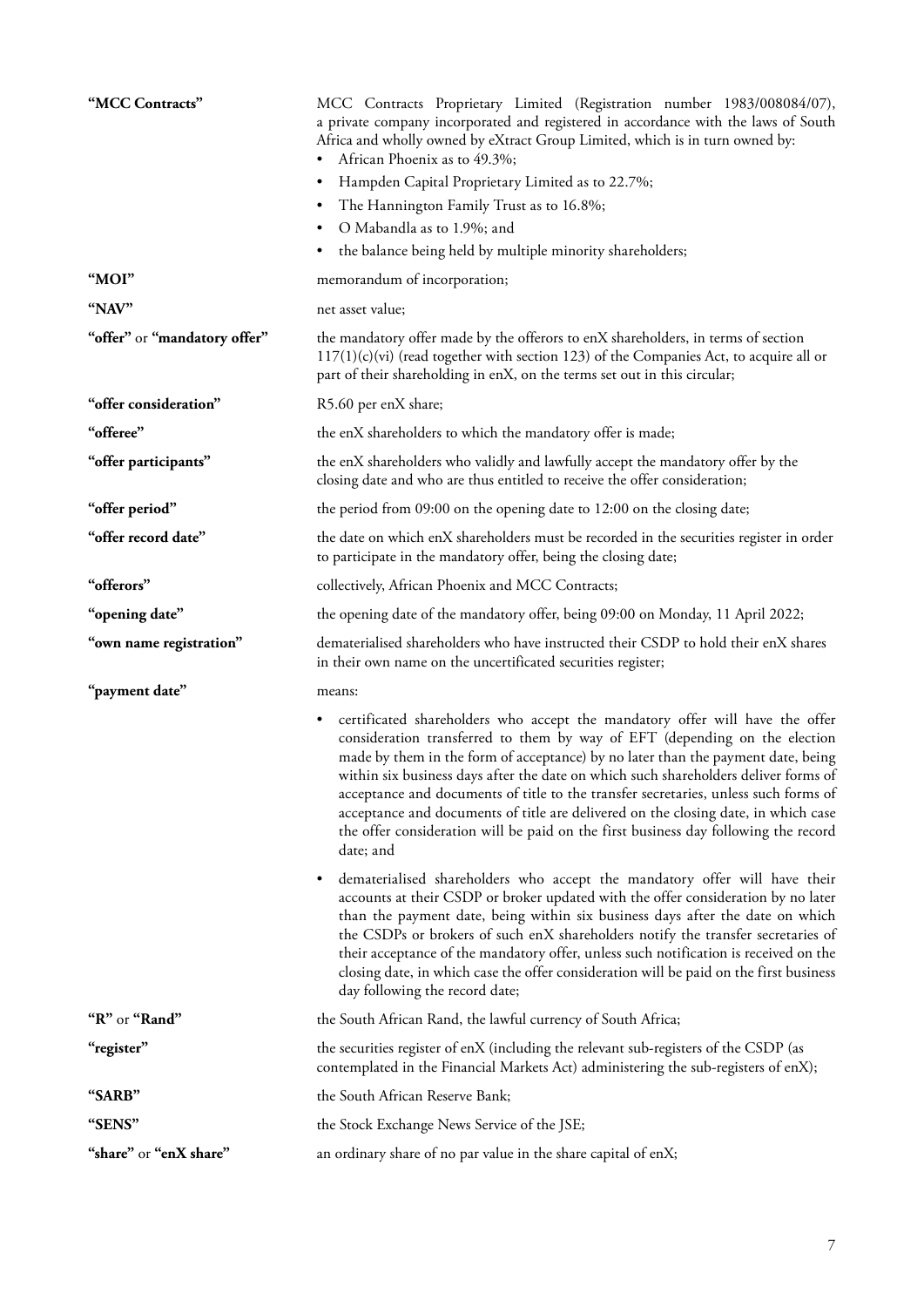| | |
|---|---|
| **"MCC Contracts"** | MCC Contracts Proprietary Limited (Registration number 1983/008084/07), a private company incorporated and registered in accordance with the laws of South Africa and wholly owned by eXtract Group Limited, which is in turn owned by:<br>• African Phoenix as to 49.3%;<br>• Hampden Capital Proprietary Limited as to 22.7%;<br>• The Hannington Family Trust as to 16.8%;<br>• O Mabandla as to 1.9%; and<br>• the balance being held by multiple minority shareholders; |
| **"MOI"** | memorandum of incorporation; |
| **"NAV"** | net asset value; |
| **"offer"** or **"mandatory offer"** | the mandatory offer made by the offerors to enX shareholders, in terms of section 117(1)(c)(vi) (read together with section 123) of the Companies Act, to acquire all or part of their shareholding in enX, on the terms set out in this circular; |
| **"offer consideration"** | R5.60 per enX share; |
| **"offeree"** | the enX shareholders to which the mandatory offer is made; |
| **"offer participants"** | the enX shareholders who validly and lawfully accept the mandatory offer by the closing date and who are thus entitled to receive the offer consideration; |
| **"offer period"** | the period from 09:00 on the opening date to 12:00 on the closing date; |
| **"offer record date"** | the date on which enX shareholders must be recorded in the securities register in order to participate in the mandatory offer, being the closing date; |
| **"offerors"** | collectively, African Phoenix and MCC Contracts; |
| **"opening date"** | the opening date of the mandatory offer, being 09:00 on Monday, 11 April 2022; |
| **"own name registration"** | dematerialised shareholders who have instructed their CSDP to hold their enX shares in their own name on the uncertificated securities register; |
| **"payment date"** | means:<br>• certificated shareholders who accept the mandatory offer will have the offer consideration transferred to them by way of EFT (depending on the election made by them in the form of acceptance) by no later than the payment date, being within six business days after the date on which such shareholders deliver forms of acceptance and documents of title to the transfer secretaries, unless such forms of acceptance and documents of title are delivered on the closing date, in which case the offer consideration will be paid on the first business day following the record date; and<br>• dematerialised shareholders who accept the mandatory offer will have their accounts at their CSDP or broker updated with the offer consideration by no later than the payment date, being within six business days after the date on which the CSDPs or brokers of such enX shareholders notify the transfer secretaries of their acceptance of the mandatory offer, unless such notification is received on the closing date, in which case the offer consideration will be paid on the first business day following the record date; |
| **"R"** or **"Rand"** | the South African Rand, the lawful currency of South Africa; |
| **"register"** | the securities register of enX (including the relevant sub-registers of the CSDP (as contemplated in the Financial Markets Act) administering the sub-registers of enX); |
| **"SARB"** | the South African Reserve Bank; |
| **"SENS"** | the Stock Exchange News Service of the JSE; |
| **"share"** or **"enX share"** | an ordinary share of no par value in the share capital of enX; |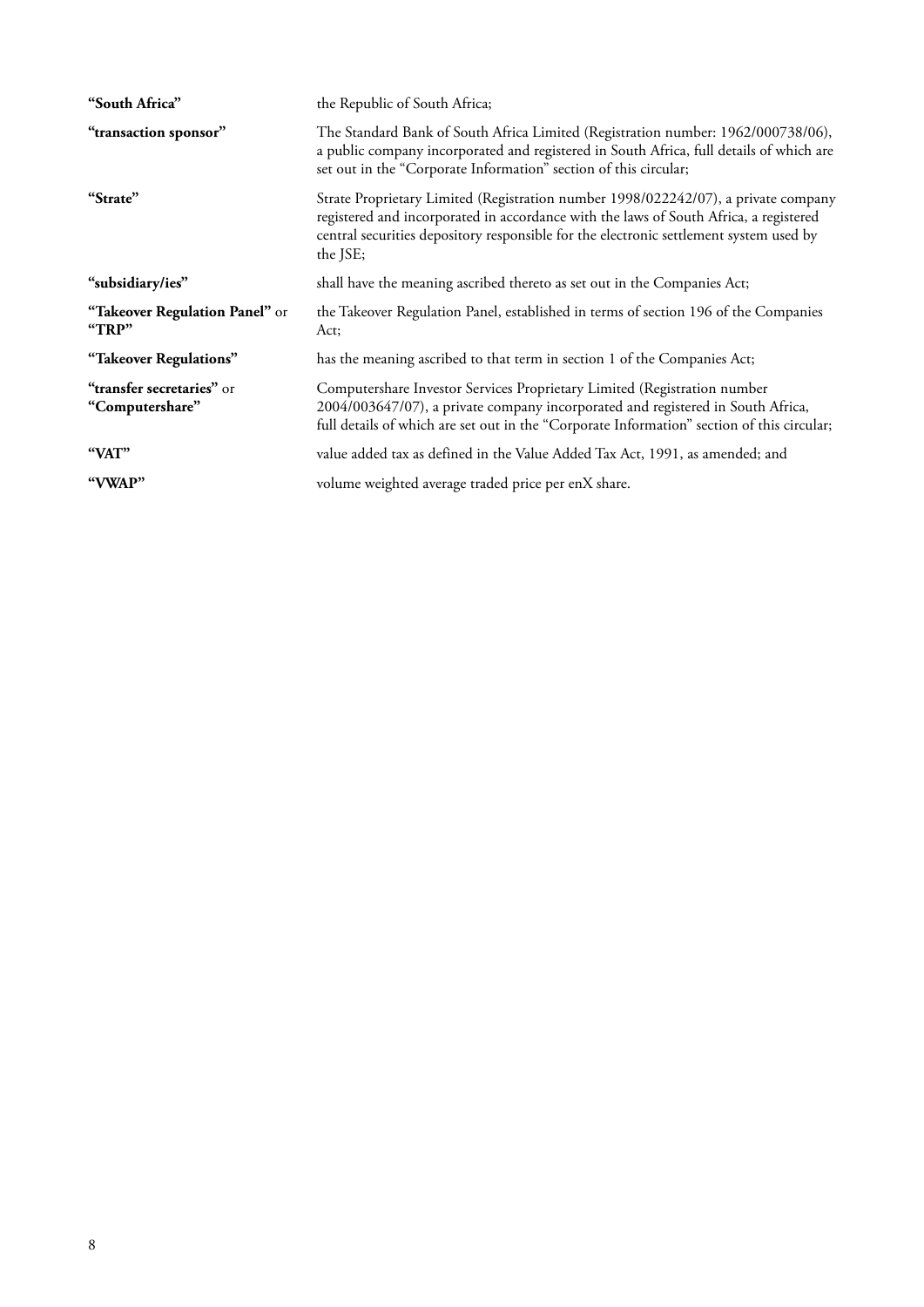| | |
|---|---|
| **"South Africa"** | the Republic of South Africa; |
| **"transaction sponsor"** | The Standard Bank of South Africa Limited (Registration number: 1962/000738/06), a public company incorporated and registered in South Africa, full details of which are set out in the "Corporate Information" section of this circular; |
| **"Strate"** | Strate Proprietary Limited (Registration number 1998/022242/07), a private company registered and incorporated in accordance with the laws of South Africa, a registered central securities depository responsible for the electronic settlement system used by the JSE; |
| **"subsidiary/ies"** | shall have the meaning ascribed thereto as set out in the Companies Act; |
| **"Takeover Regulation Panel"** or **"TRP"** | the Takeover Regulation Panel, established in terms of section 196 of the Companies Act; |
| **"Takeover Regulations"** | has the meaning ascribed to that term in section 1 of the Companies Act; |
| **"transfer secretaries"** or **"Computershare"** | Computershare Investor Services Proprietary Limited (Registration number 2004/003647/07), a private company incorporated and registered in South Africa, full details of which are set out in the "Corporate Information" section of this circular; |
| **"VAT"** | value added tax as defined in the Value Added Tax Act, 1991, as amended; and |
| **"VWAP"** | volume weighted average traded price per enX share. |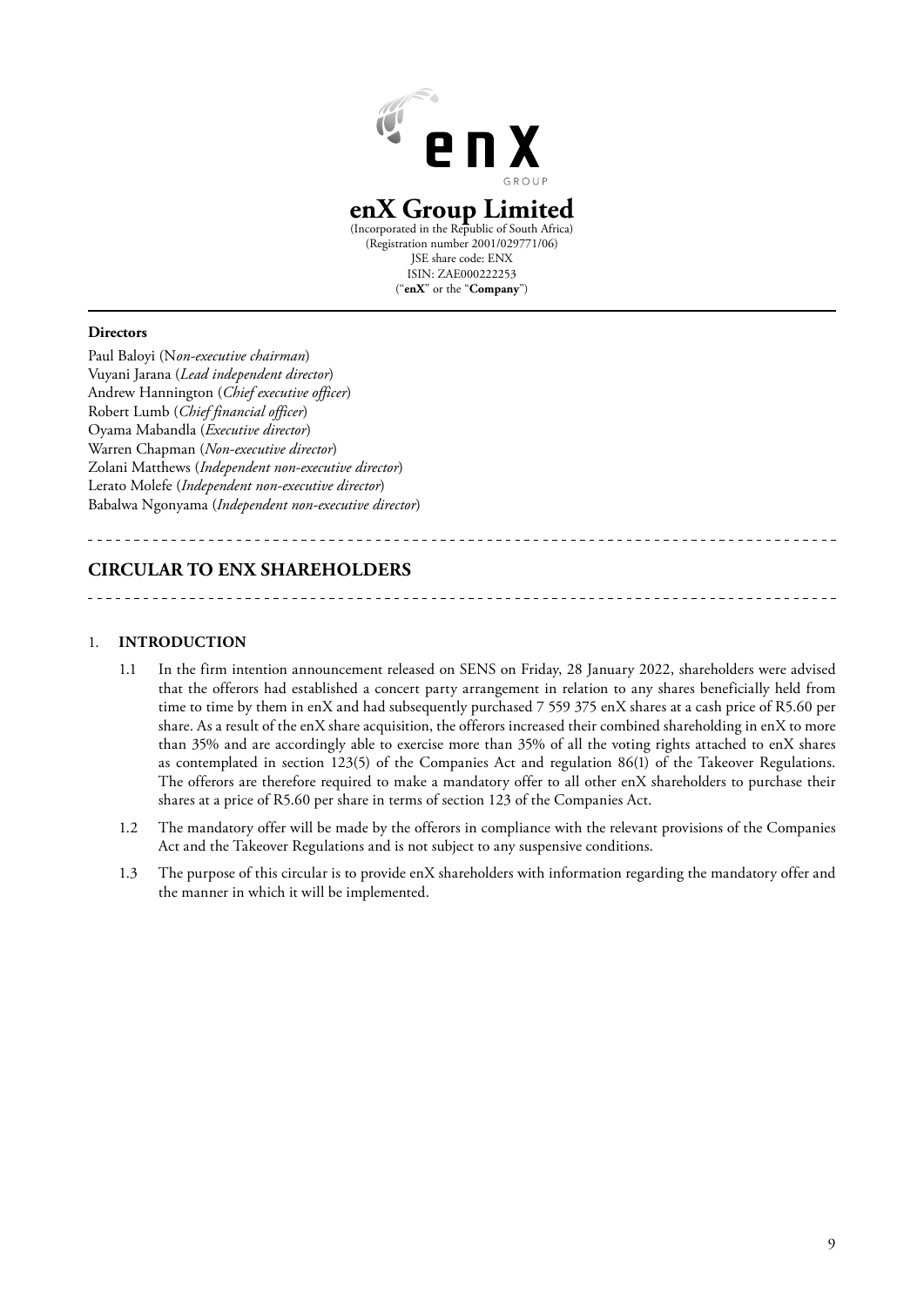# enX Group Limited

(Incorporated in the Republic of South Africa)
(Registration number 2001/029771/06)
JSE share code: ENX
ISIN: ZAE000222253
("**enX**" or the "**Company**")

**Directors**

Paul Baloyi (N*on-executive chairman*)
Vuyani Jarana (*Lead independent director*)
Andrew Hannington (*Chief executive officer*)
Robert Lumb (*Chief financial officer*)
Oyama Mabandla (*Executive director*)
Warren Chapman (*Non-executive director*)
Zolani Matthews (*Independent non-executive director*)
Lerato Molefe (*Independent non-executive director*)
Babalwa Ngonyama (*Independent non-executive director*)

## CIRCULAR TO ENX SHAREHOLDERS

### 1. INTRODUCTION

1.1 In the firm intention announcement released on SENS on Friday, 28 January 2022, shareholders were advised that the offerors had established a concert party arrangement in relation to any shares beneficially held from time to time by them in enX and had subsequently purchased 7 559 375 enX shares at a cash price of R5.60 per share. As a result of the enX share acquisition, the offerors increased their combined shareholding in enX to more than 35% and are accordingly able to exercise more than 35% of all the voting rights attached to enX shares as contemplated in section 123(5) of the Companies Act and regulation 86(1) of the Takeover Regulations. The offerors are therefore required to make a mandatory offer to all other enX shareholders to purchase their shares at a price of R5.60 per share in terms of section 123 of the Companies Act.

1.2 The mandatory offer will be made by the offerors in compliance with the relevant provisions of the Companies Act and the Takeover Regulations and is not subject to any suspensive conditions.

1.3 The purpose of this circular is to provide enX shareholders with information regarding the mandatory offer and the manner in which it will be implemented.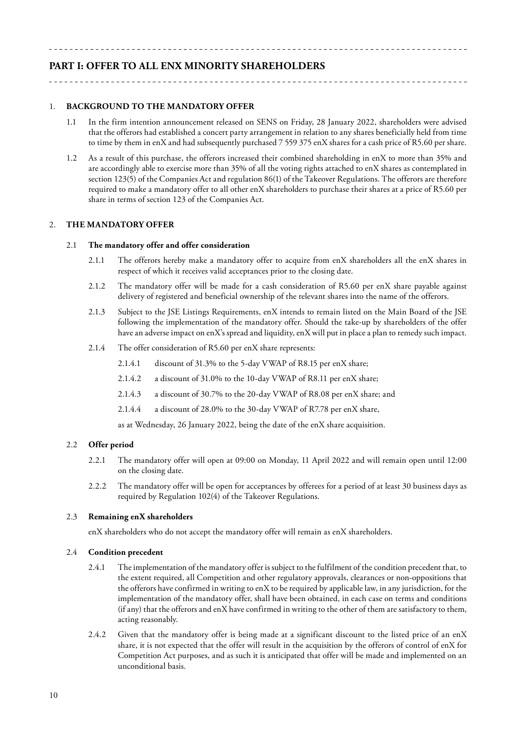## PART I: OFFER TO ALL ENX MINORITY SHAREHOLDERS

1. **BACKGROUND TO THE MANDATORY OFFER**

   1.1 In the firm intention announcement released on SENS on Friday, 28 January 2022, shareholders were advised that the offerors had established a concert party arrangement in relation to any shares beneficially held from time to time by them in enX and had subsequently purchased 7 559 375 enX shares for a cash price of R5.60 per share.

   1.2 As a result of this purchase, the offerors increased their combined shareholding in enX to more than 35% and are accordingly able to exercise more than 35% of all the voting rights attached to enX shares as contemplated in section 123(5) of the Companies Act and regulation 86(1) of the Takeover Regulations. The offerors are therefore required to make a mandatory offer to all other enX shareholders to purchase their shares at a price of R5.60 per share in terms of section 123 of the Companies Act.

2. **THE MANDATORY OFFER**

   2.1 **The mandatory offer and offer consideration**

   2.1.1 The offerors hereby make a mandatory offer to acquire from enX shareholders all the enX shares in respect of which it receives valid acceptances prior to the closing date.

   2.1.2 The mandatory offer will be made for a cash consideration of R5.60 per enX share payable against delivery of registered and beneficial ownership of the relevant shares into the name of the offerors.

   2.1.3 Subject to the JSE Listings Requirements, enX intends to remain listed on the Main Board of the JSE following the implementation of the mandatory offer. Should the take-up by shareholders of the offer have an adverse impact on enX's spread and liquidity, enX will put in place a plan to remedy such impact.

   2.1.4 The offer consideration of R5.60 per enX share represents:

   2.1.4.1 discount of 31.3% to the 5-day VWAP of R8.15 per enX share;

   2.1.4.2 a discount of 31.0% to the 10-day VWAP of R8.11 per enX share;

   2.1.4.3 a discount of 30.7% to the 20-day VWAP of R8.08 per enX share; and

   2.1.4.4 a discount of 28.0% to the 30-day VWAP of R7.78 per enX share,

   as at Wednesday, 26 January 2022, being the date of the enX share acquisition.

   2.2 **Offer period**

   2.2.1 The mandatory offer will open at 09:00 on Monday, 11 April 2022 and will remain open until 12:00 on the closing date.

   2.2.2 The mandatory offer will be open for acceptances by offerees for a period of at least 30 business days as required by Regulation 102(4) of the Takeover Regulations.

   2.3 **Remaining enX shareholders**

   enX shareholders who do not accept the mandatory offer will remain as enX shareholders.

   2.4 **Condition precedent**

   2.4.1 The implementation of the mandatory offer is subject to the fulfilment of the condition precedent that, to the extent required, all Competition and other regulatory approvals, clearances or non-oppositions that the offerors have confirmed in writing to enX to be required by applicable law, in any jurisdiction, for the implementation of the mandatory offer, shall have been obtained, in each case on terms and conditions (if any) that the offerors and enX have confirmed in writing to the other of them are satisfactory to them, acting reasonably.

   2.4.2 Given that the mandatory offer is being made at a significant discount to the listed price of an enX share, it is not expected that the offer will result in the acquisition by the offerors of control of enX for Competition Act purposes, and as such it is anticipated that offer will be made and implemented on an unconditional basis.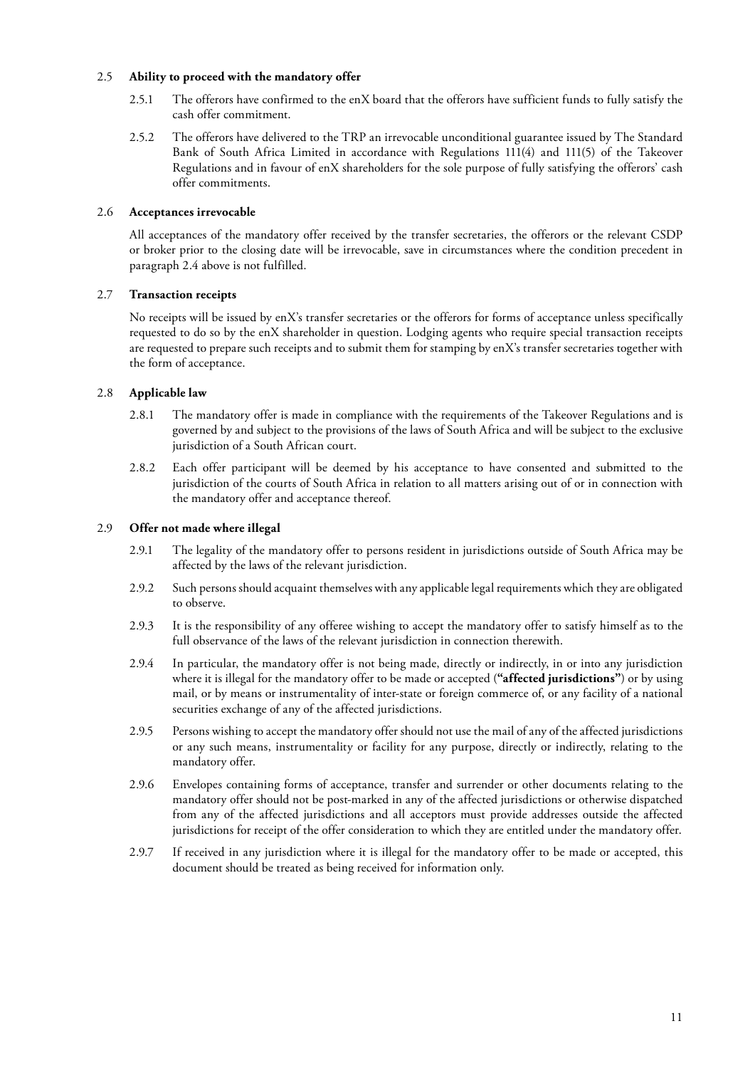## 2.5 **Ability to proceed with the mandatory offer**

2.5.1 The offerors have confirmed to the enX board that the offerors have sufficient funds to fully satisfy the cash offer commitment.

2.5.2 The offerors have delivered to the TRP an irrevocable unconditional guarantee issued by The Standard Bank of South Africa Limited in accordance with Regulations 111(4) and 111(5) of the Takeover Regulations and in favour of enX shareholders for the sole purpose of fully satisfying the offerors' cash offer commitments.

## 2.6 **Acceptances irrevocable**

All acceptances of the mandatory offer received by the transfer secretaries, the offerors or the relevant CSDP or broker prior to the closing date will be irrevocable, save in circumstances where the condition precedent in paragraph 2.4 above is not fulfilled.

## 2.7 **Transaction receipts**

No receipts will be issued by enX's transfer secretaries or the offerors for forms of acceptance unless specifically requested to do so by the enX shareholder in question. Lodging agents who require special transaction receipts are requested to prepare such receipts and to submit them for stamping by enX's transfer secretaries together with the form of acceptance.

## 2.8 **Applicable law**

2.8.1 The mandatory offer is made in compliance with the requirements of the Takeover Regulations and is governed by and subject to the provisions of the laws of South Africa and will be subject to the exclusive jurisdiction of a South African court.

2.8.2 Each offer participant will be deemed by his acceptance to have consented and submitted to the jurisdiction of the courts of South Africa in relation to all matters arising out of or in connection with the mandatory offer and acceptance thereof.

## 2.9 **Offer not made where illegal**

2.9.1 The legality of the mandatory offer to persons resident in jurisdictions outside of South Africa may be affected by the laws of the relevant jurisdiction.

2.9.2 Such persons should acquaint themselves with any applicable legal requirements which they are obligated to observe.

2.9.3 It is the responsibility of any offeree wishing to accept the mandatory offer to satisfy himself as to the full observance of the laws of the relevant jurisdiction in connection therewith.

2.9.4 In particular, the mandatory offer is not being made, directly or indirectly, in or into any jurisdiction where it is illegal for the mandatory offer to be made or accepted (**"affected jurisdictions"**) or by using mail, or by means or instrumentality of inter-state or foreign commerce of, or any facility of a national securities exchange of any of the affected jurisdictions.

2.9.5 Persons wishing to accept the mandatory offer should not use the mail of any of the affected jurisdictions or any such means, instrumentality or facility for any purpose, directly or indirectly, relating to the mandatory offer.

2.9.6 Envelopes containing forms of acceptance, transfer and surrender or other documents relating to the mandatory offer should not be post-marked in any of the affected jurisdictions or otherwise dispatched from any of the affected jurisdictions and all acceptors must provide addresses outside the affected jurisdictions for receipt of the offer consideration to which they are entitled under the mandatory offer.

2.9.7 If received in any jurisdiction where it is illegal for the mandatory offer to be made or accepted, this document should be treated as being received for information only.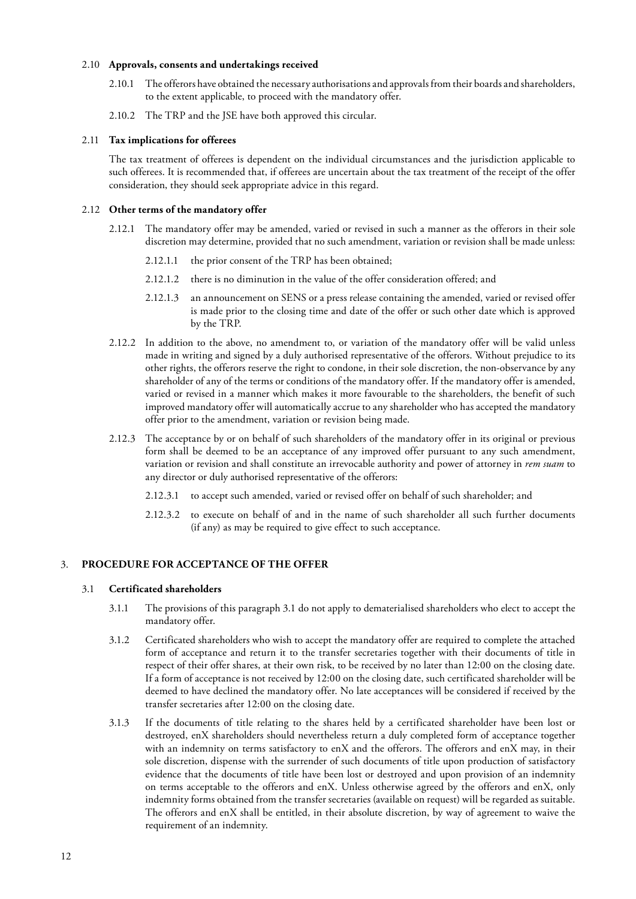2.10 **Approvals, consents and undertakings received**

2.10.1 The offerors have obtained the necessary authorisations and approvals from their boards and shareholders, to the extent applicable, to proceed with the mandatory offer.

2.10.2 The TRP and the JSE have both approved this circular.

2.11 **Tax implications for offerees**

The tax treatment of offerees is dependent on the individual circumstances and the jurisdiction applicable to such offerees. It is recommended that, if offerees are uncertain about the tax treatment of the receipt of the offer consideration, they should seek appropriate advice in this regard.

2.12 **Other terms of the mandatory offer**

2.12.1 The mandatory offer may be amended, varied or revised in such a manner as the offerors in their sole discretion may determine, provided that no such amendment, variation or revision shall be made unless:

2.12.1.1 the prior consent of the TRP has been obtained;

2.12.1.2 there is no diminution in the value of the offer consideration offered; and

2.12.1.3 an announcement on SENS or a press release containing the amended, varied or revised offer is made prior to the closing time and date of the offer or such other date which is approved by the TRP.

2.12.2 In addition to the above, no amendment to, or variation of the mandatory offer will be valid unless made in writing and signed by a duly authorised representative of the offerors. Without prejudice to its other rights, the offerors reserve the right to condone, in their sole discretion, the non-observance by any shareholder of any of the terms or conditions of the mandatory offer. If the mandatory offer is amended, varied or revised in a manner which makes it more favourable to the shareholders, the benefit of such improved mandatory offer will automatically accrue to any shareholder who has accepted the mandatory offer prior to the amendment, variation or revision being made.

2.12.3 The acceptance by or on behalf of such shareholders of the mandatory offer in its original or previous form shall be deemed to be an acceptance of any improved offer pursuant to any such amendment, variation or revision and shall constitute an irrevocable authority and power of attorney in *rem suam* to any director or duly authorised representative of the offerors:

2.12.3.1 to accept such amended, varied or revised offer on behalf of such shareholder; and

2.12.3.2 to execute on behalf of and in the name of such shareholder all such further documents (if any) as may be required to give effect to such acceptance.

## 3. PROCEDURE FOR ACCEPTANCE OF THE OFFER

3.1 **Certificated shareholders**

3.1.1 The provisions of this paragraph 3.1 do not apply to dematerialised shareholders who elect to accept the mandatory offer.

3.1.2 Certificated shareholders who wish to accept the mandatory offer are required to complete the attached form of acceptance and return it to the transfer secretaries together with their documents of title in respect of their offer shares, at their own risk, to be received by no later than 12:00 on the closing date. If a form of acceptance is not received by 12:00 on the closing date, such certificated shareholder will be deemed to have declined the mandatory offer. No late acceptances will be considered if received by the transfer secretaries after 12:00 on the closing date.

3.1.3 If the documents of title relating to the shares held by a certificated shareholder have been lost or destroyed, enX shareholders should nevertheless return a duly completed form of acceptance together with an indemnity on terms satisfactory to enX and the offerors. The offerors and enX may, in their sole discretion, dispense with the surrender of such documents of title upon production of satisfactory evidence that the documents of title have been lost or destroyed and upon provision of an indemnity on terms acceptable to the offerors and enX. Unless otherwise agreed by the offerors and enX, only indemnity forms obtained from the transfer secretaries (available on request) will be regarded as suitable. The offerors and enX shall be entitled, in their absolute discretion, by way of agreement to waive the requirement of an indemnity.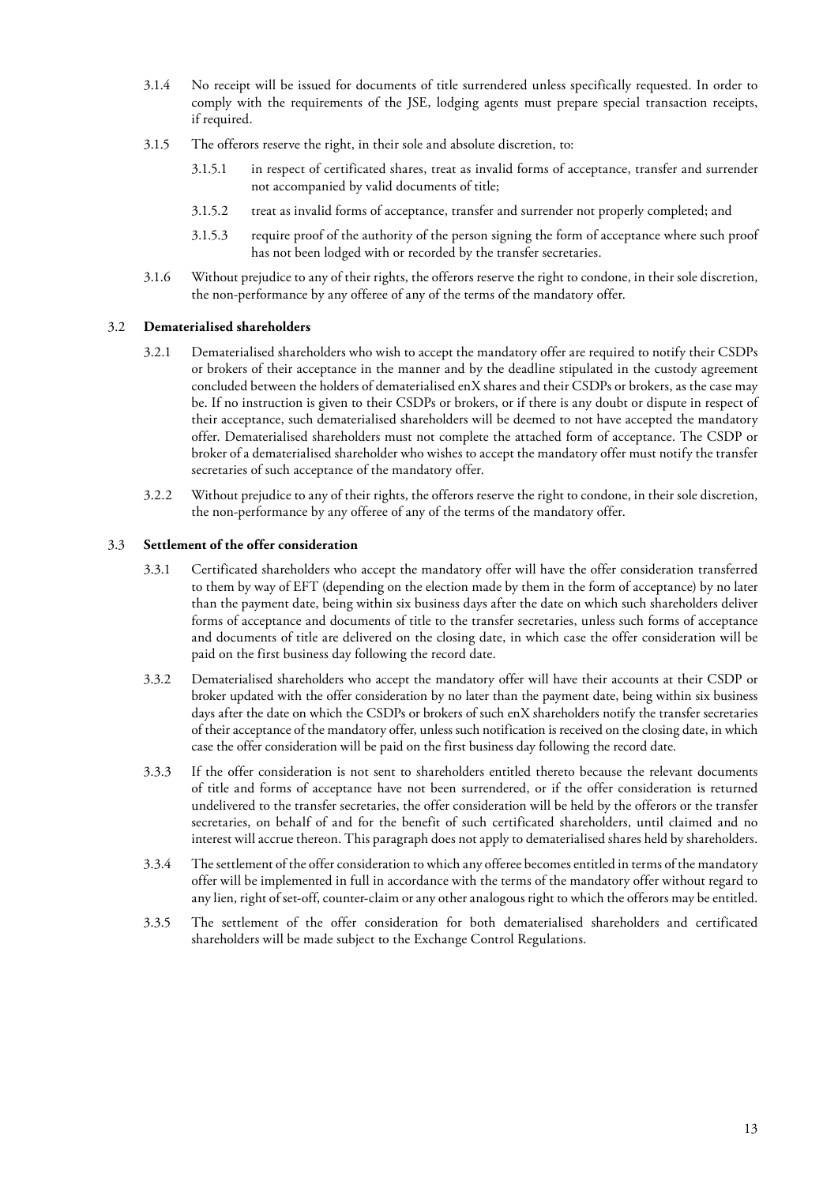3.1.4 No receipt will be issued for documents of title surrendered unless specifically requested. In order to comply with the requirements of the JSE, lodging agents must prepare special transaction receipts, if required.

3.1.5 The offerors reserve the right, in their sole and absolute discretion, to:

3.1.5.1 in respect of certificated shares, treat as invalid forms of acceptance, transfer and surrender not accompanied by valid documents of title;

3.1.5.2 treat as invalid forms of acceptance, transfer and surrender not properly completed; and

3.1.5.3 require proof of the authority of the person signing the form of acceptance where such proof has not been lodged with or recorded by the transfer secretaries.

3.1.6 Without prejudice to any of their rights, the offerors reserve the right to condone, in their sole discretion, the non-performance by any offeree of any of the terms of the mandatory offer.

### 3.2 Dematerialised shareholders

3.2.1 Dematerialised shareholders who wish to accept the mandatory offer are required to notify their CSDPs or brokers of their acceptance in the manner and by the deadline stipulated in the custody agreement concluded between the holders of dematerialised enX shares and their CSDPs or brokers, as the case may be. If no instruction is given to their CSDPs or brokers, or if there is any doubt or dispute in respect of their acceptance, such dematerialised shareholders will be deemed to not have accepted the mandatory offer. Dematerialised shareholders must not complete the attached form of acceptance. The CSDP or broker of a dematerialised shareholder who wishes to accept the mandatory offer must notify the transfer secretaries of such acceptance of the mandatory offer.

3.2.2 Without prejudice to any of their rights, the offerors reserve the right to condone, in their sole discretion, the non-performance by any offeree of any of the terms of the mandatory offer.

### 3.3 Settlement of the offer consideration

3.3.1 Certificated shareholders who accept the mandatory offer will have the offer consideration transferred to them by way of EFT (depending on the election made by them in the form of acceptance) by no later than the payment date, being within six business days after the date on which such shareholders deliver forms of acceptance and documents of title to the transfer secretaries, unless such forms of acceptance and documents of title are delivered on the closing date, in which case the offer consideration will be paid on the first business day following the record date.

3.3.2 Dematerialised shareholders who accept the mandatory offer will have their accounts at their CSDP or broker updated with the offer consideration by no later than the payment date, being within six business days after the date on which the CSDPs or brokers of such enX shareholders notify the transfer secretaries of their acceptance of the mandatory offer, unless such notification is received on the closing date, in which case the offer consideration will be paid on the first business day following the record date.

3.3.3 If the offer consideration is not sent to shareholders entitled thereto because the relevant documents of title and forms of acceptance have not been surrendered, or if the offer consideration is returned undelivered to the transfer secretaries, the offer consideration will be held by the offerors or the transfer secretaries, on behalf of and for the benefit of such certificated shareholders, until claimed and no interest will accrue thereon. This paragraph does not apply to dematerialised shares held by shareholders.

3.3.4 The settlement of the offer consideration to which any offeree becomes entitled in terms of the mandatory offer will be implemented in full in accordance with the terms of the mandatory offer without regard to any lien, right of set-off, counter-claim or any other analogous right to which the offerors may be entitled.

3.3.5 The settlement of the offer consideration for both dematerialised shareholders and certificated shareholders will be made subject to the Exchange Control Regulations.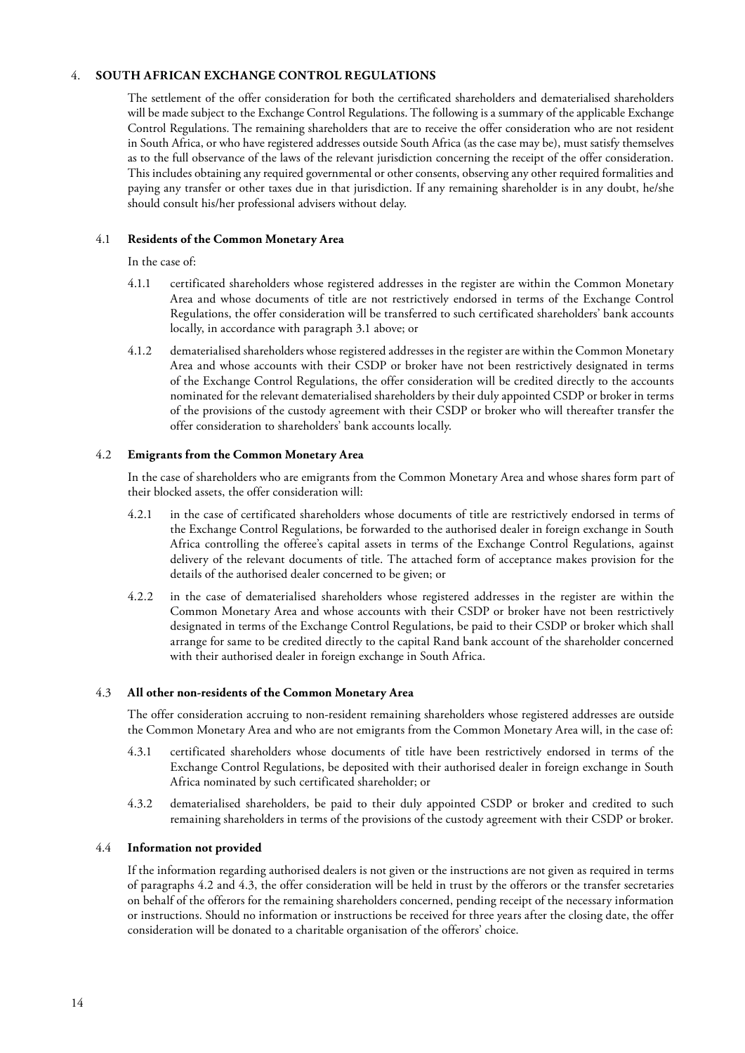## 4. SOUTH AFRICAN EXCHANGE CONTROL REGULATIONS

The settlement of the offer consideration for both the certificated shareholders and dematerialised shareholders will be made subject to the Exchange Control Regulations. The following is a summary of the applicable Exchange Control Regulations. The remaining shareholders that are to receive the offer consideration who are not resident in South Africa, or who have registered addresses outside South Africa (as the case may be), must satisfy themselves as to the full observance of the laws of the relevant jurisdiction concerning the receipt of the offer consideration. This includes obtaining any required governmental or other consents, observing any other required formalities and paying any transfer or other taxes due in that jurisdiction. If any remaining shareholder is in any doubt, he/she should consult his/her professional advisers without delay.

### 4.1 Residents of the Common Monetary Area

In the case of:

4.1.1 certificated shareholders whose registered addresses in the register are within the Common Monetary Area and whose documents of title are not restrictively endorsed in terms of the Exchange Control Regulations, the offer consideration will be transferred to such certificated shareholders' bank accounts locally, in accordance with paragraph 3.1 above; or

4.1.2 dematerialised shareholders whose registered addresses in the register are within the Common Monetary Area and whose accounts with their CSDP or broker have not been restrictively designated in terms of the Exchange Control Regulations, the offer consideration will be credited directly to the accounts nominated for the relevant dematerialised shareholders by their duly appointed CSDP or broker in terms of the provisions of the custody agreement with their CSDP or broker who will thereafter transfer the offer consideration to shareholders' bank accounts locally.

### 4.2 Emigrants from the Common Monetary Area

In the case of shareholders who are emigrants from the Common Monetary Area and whose shares form part of their blocked assets, the offer consideration will:

4.2.1 in the case of certificated shareholders whose documents of title are restrictively endorsed in terms of the Exchange Control Regulations, be forwarded to the authorised dealer in foreign exchange in South Africa controlling the offeree's capital assets in terms of the Exchange Control Regulations, against delivery of the relevant documents of title. The attached form of acceptance makes provision for the details of the authorised dealer concerned to be given; or

4.2.2 in the case of dematerialised shareholders whose registered addresses in the register are within the Common Monetary Area and whose accounts with their CSDP or broker have not been restrictively designated in terms of the Exchange Control Regulations, be paid to their CSDP or broker which shall arrange for same to be credited directly to the capital Rand bank account of the shareholder concerned with their authorised dealer in foreign exchange in South Africa.

### 4.3 All other non-residents of the Common Monetary Area

The offer consideration accruing to non-resident remaining shareholders whose registered addresses are outside the Common Monetary Area and who are not emigrants from the Common Monetary Area will, in the case of:

4.3.1 certificated shareholders whose documents of title have been restrictively endorsed in terms of the Exchange Control Regulations, be deposited with their authorised dealer in foreign exchange in South Africa nominated by such certificated shareholder; or

4.3.2 dematerialised shareholders, be paid to their duly appointed CSDP or broker and credited to such remaining shareholders in terms of the provisions of the custody agreement with their CSDP or broker.

### 4.4 Information not provided

If the information regarding authorised dealers is not given or the instructions are not given as required in terms of paragraphs 4.2 and 4.3, the offer consideration will be held in trust by the offerors or the transfer secretaries on behalf of the offerors for the remaining shareholders concerned, pending receipt of the necessary information or instructions. Should no information or instructions be received for three years after the closing date, the offer consideration will be donated to a charitable organisation of the offerors' choice.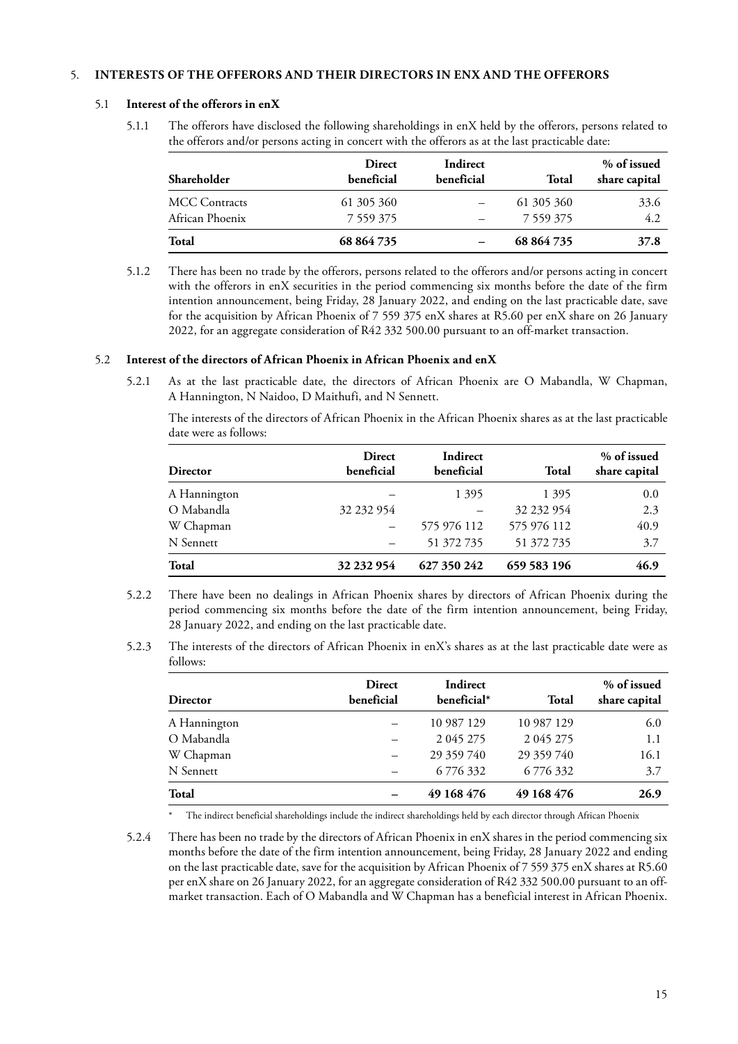## 5. INTERESTS OF THE OFFERORS AND THEIR DIRECTORS IN ENX AND THE OFFERORS

### 5.1 Interest of the offerors in enX

5.1.1 The offerors have disclosed the following shareholdings in enX held by the offerors, persons related to the offerors and/or persons acting in concert with the offerors as at the last practicable date:

| Shareholder | Direct beneficial | Indirect beneficial | Total | % of issued share capital |
|---|---|---|---|---|
| MCC Contracts | 61 305 360 | – | 61 305 360 | 33.6 |
| African Phoenix | 7 559 375 | – | 7 559 375 | 4.2 |
| **Total** | **68 864 735** | **–** | **68 864 735** | **37.8** |

5.1.2 There has been no trade by the offerors, persons related to the offerors and/or persons acting in concert with the offerors in enX securities in the period commencing six months before the date of the firm intention announcement, being Friday, 28 January 2022, and ending on the last practicable date, save for the acquisition by African Phoenix of 7 559 375 enX shares at R5.60 per enX share on 26 January 2022, for an aggregate consideration of R42 332 500.00 pursuant to an off-market transaction.

### 5.2 Interest of the directors of African Phoenix in African Phoenix and enX

5.2.1 As at the last practicable date, the directors of African Phoenix are O Mabandla, W Chapman, A Hannington, N Naidoo, D Maithufi, and N Sennett.

The interests of the directors of African Phoenix in the African Phoenix shares as at the last practicable date were as follows:

| Director | Direct beneficial | Indirect beneficial | Total | % of issued share capital |
|---|---|---|---|---|
| A Hannington | – | 1 395 | 1 395 | 0.0 |
| O Mabandla | 32 232 954 | – | 32 232 954 | 2.3 |
| W Chapman | – | 575 976 112 | 575 976 112 | 40.9 |
| N Sennett | – | 51 372 735 | 51 372 735 | 3.7 |
| **Total** | **32 232 954** | **627 350 242** | **659 583 196** | **46.9** |

5.2.2 There have been no dealings in African Phoenix shares by directors of African Phoenix during the period commencing six months before the date of the firm intention announcement, being Friday, 28 January 2022, and ending on the last practicable date.

5.2.3 The interests of the directors of African Phoenix in enX's shares as at the last practicable date were as follows:

| Director | Direct beneficial | Indirect beneficial* | Total | % of issued share capital |
|---|---|---|---|---|
| A Hannington | – | 10 987 129 | 10 987 129 | 6.0 |
| O Mabandla | – | 2 045 275 | 2 045 275 | 1.1 |
| W Chapman | – | 29 359 740 | 29 359 740 | 16.1 |
| N Sennett | – | 6 776 332 | 6 776 332 | 3.7 |
| **Total** | **–** | **49 168 476** | **49 168 476** | **26.9** |

\* The indirect beneficial shareholdings include the indirect shareholdings held by each director through African Phoenix

5.2.4 There has been no trade by the directors of African Phoenix in enX shares in the period commencing six months before the date of the firm intention announcement, being Friday, 28 January 2022 and ending on the last practicable date, save for the acquisition by African Phoenix of 7 559 375 enX shares at R5.60 per enX share on 26 January 2022, for an aggregate consideration of R42 332 500.00 pursuant to an off-market transaction. Each of O Mabandla and W Chapman has a beneficial interest in African Phoenix.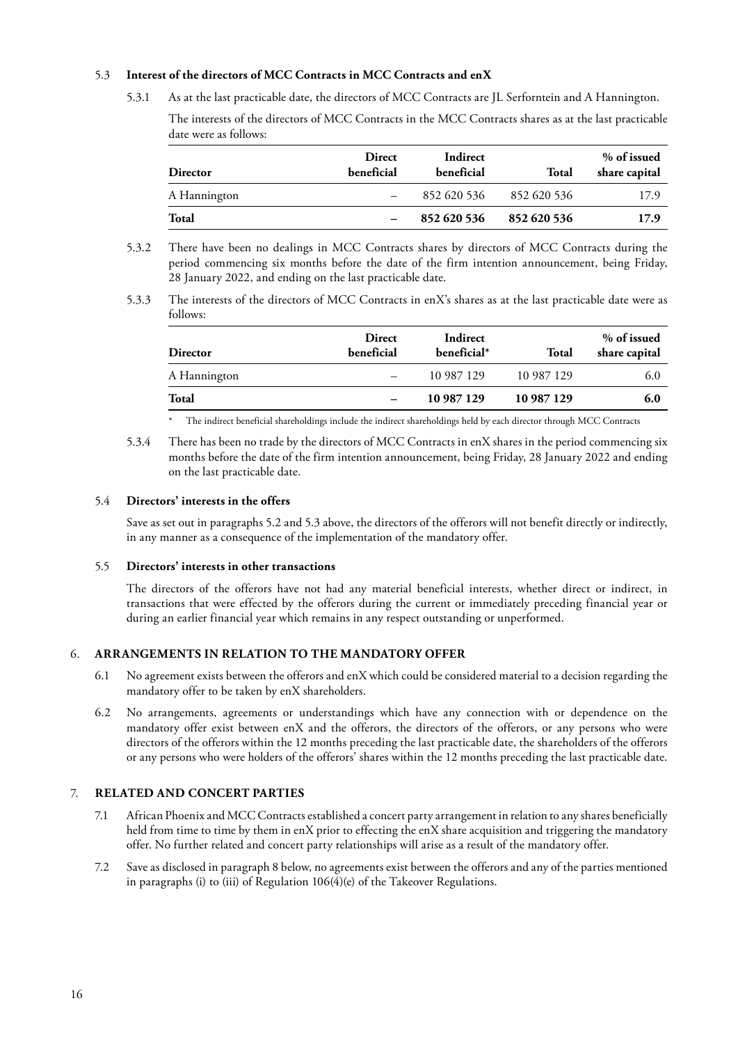5.3 **Interest of the directors of MCC Contracts in MCC Contracts and enX**

5.3.1 As at the last practicable date, the directors of MCC Contracts are JL Serfontein and A Hannington.

The interests of the directors of MCC Contracts in the MCC Contracts shares as at the last practicable date were as follows:

| Director | Direct beneficial | Indirect beneficial | Total | % of issued share capital |
|---|---|---|---|---|
| A Hannington | – | 852 620 536 | 852 620 536 | 17.9 |
| **Total** | **–** | **852 620 536** | **852 620 536** | **17.9** |

5.3.2 There have been no dealings in MCC Contracts shares by directors of MCC Contracts during the period commencing six months before the date of the firm intention announcement, being Friday, 28 January 2022, and ending on the last practicable date.

5.3.3 The interests of the directors of MCC Contracts in enX's shares as at the last practicable date were as follows:

| Director | Direct beneficial | Indirect beneficial* | Total | % of issued share capital |
|---|---|---|---|---|
| A Hannington | – | 10 987 129 | 10 987 129 | 6.0 |
| **Total** | **–** | **10 987 129** | **10 987 129** | **6.0** |

\* The indirect beneficial shareholdings include the indirect shareholdings held by each director through MCC Contracts

5.3.4 There has been no trade by the directors of MCC Contracts in enX shares in the period commencing six months before the date of the firm intention announcement, being Friday, 28 January 2022 and ending on the last practicable date.

5.4 **Directors' interests in the offers**

Save as set out in paragraphs 5.2 and 5.3 above, the directors of the offerors will not benefit directly or indirectly, in any manner as a consequence of the implementation of the mandatory offer.

5.5 **Directors' interests in other transactions**

The directors of the offerors have not had any material beneficial interests, whether direct or indirect, in transactions that were effected by the offerors during the current or immediately preceding financial year or during an earlier financial year which remains in any respect outstanding or unperformed.

## 6. ARRANGEMENTS IN RELATION TO THE MANDATORY OFFER

6.1 No agreement exists between the offerors and enX which could be considered material to a decision regarding the mandatory offer to be taken by enX shareholders.

6.2 No arrangements, agreements or understandings which have any connection with or dependence on the mandatory offer exist between enX and the offerors, the directors of the offerors, or any persons who were directors of the offerors within the 12 months preceding the last practicable date, the shareholders of the offerors or any persons who were holders of the offerors' shares within the 12 months preceding the last practicable date.

## 7. RELATED AND CONCERT PARTIES

7.1 African Phoenix and MCC Contracts established a concert party arrangement in relation to any shares beneficially held from time to time by them in enX prior to effecting the enX share acquisition and triggering the mandatory offer. No further related and concert party relationships will arise as a result of the mandatory offer.

7.2 Save as disclosed in paragraph 8 below, no agreements exist between the offerors and any of the parties mentioned in paragraphs (i) to (iii) of Regulation 106(4)(e) of the Takeover Regulations.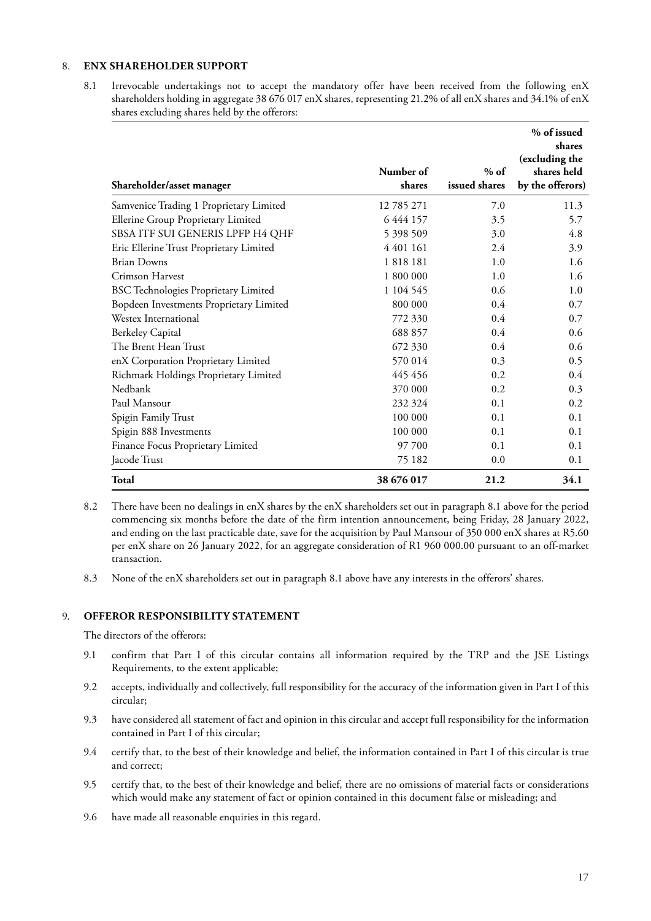## 8. ENX SHAREHOLDER SUPPORT

8.1 Irrevocable undertakings not to accept the mandatory offer have been received from the following enX shareholders holding in aggregate 38 676 017 enX shares, representing 21.2% of all enX shares and 34.1% of enX shares excluding shares held by the offerors:

| Shareholder/asset manager | Number of shares | % of issued shares | % of issued shares (excluding the shares held by the offerors) |
|---|---|---|---|
| Samvenice Trading 1 Proprietary Limited | 12 785 271 | 7.0 | 11.3 |
| Ellerine Group Proprietary Limited | 6 444 157 | 3.5 | 5.7 |
| SBSA ITF SUI GENERIS LPFP H4 QHF | 5 398 509 | 3.0 | 4.8 |
| Eric Ellerine Trust Proprietary Limited | 4 401 161 | 2.4 | 3.9 |
| Brian Downs | 1 818 181 | 1.0 | 1.6 |
| Crimson Harvest | 1 800 000 | 1.0 | 1.6 |
| BSC Technologies Proprietary Limited | 1 104 545 | 0.6 | 1.0 |
| Bopdeen Investments Proprietary Limited | 800 000 | 0.4 | 0.7 |
| Westex International | 772 330 | 0.4 | 0.7 |
| Berkeley Capital | 688 857 | 0.4 | 0.6 |
| The Brent Hean Trust | 672 330 | 0.4 | 0.6 |
| enX Corporation Proprietary Limited | 570 014 | 0.3 | 0.5 |
| Richmark Holdings Proprietary Limited | 445 456 | 0.2 | 0.4 |
| Nedbank | 370 000 | 0.2 | 0.3 |
| Paul Mansour | 232 324 | 0.1 | 0.2 |
| Spigin Family Trust | 100 000 | 0.1 | 0.1 |
| Spigin 888 Investments | 100 000 | 0.1 | 0.1 |
| Finance Focus Proprietary Limited | 97 700 | 0.1 | 0.1 |
| Jacode Trust | 75 182 | 0.0 | 0.1 |
| **Total** | **38 676 017** | **21.2** | **34.1** |

8.2 There have been no dealings in enX shares by the enX shareholders set out in paragraph 8.1 above for the period commencing six months before the date of the firm intention announcement, being Friday, 28 January 2022, and ending on the last practicable date, save for the acquisition by Paul Mansour of 350 000 enX shares at R5.60 per enX share on 26 January 2022, for an aggregate consideration of R1 960 000.00 pursuant to an off-market transaction.

8.3 None of the enX shareholders set out in paragraph 8.1 above have any interests in the offerors' shares.

## 9. OFFEROR RESPONSIBILITY STATEMENT

The directors of the offerors:

9.1 confirm that Part I of this circular contains all information required by the TRP and the JSE Listings Requirements, to the extent applicable;

9.2 accepts, individually and collectively, full responsibility for the accuracy of the information given in Part I of this circular;

9.3 have considered all statement of fact and opinion in this circular and accept full responsibility for the information contained in Part I of this circular;

9.4 certify that, to the best of their knowledge and belief, the information contained in Part I of this circular is true and correct;

9.5 certify that, to the best of their knowledge and belief, there are no omissions of material facts or considerations which would make any statement of fact or opinion contained in this document false or misleading; and

9.6 have made all reasonable enquiries in this regard.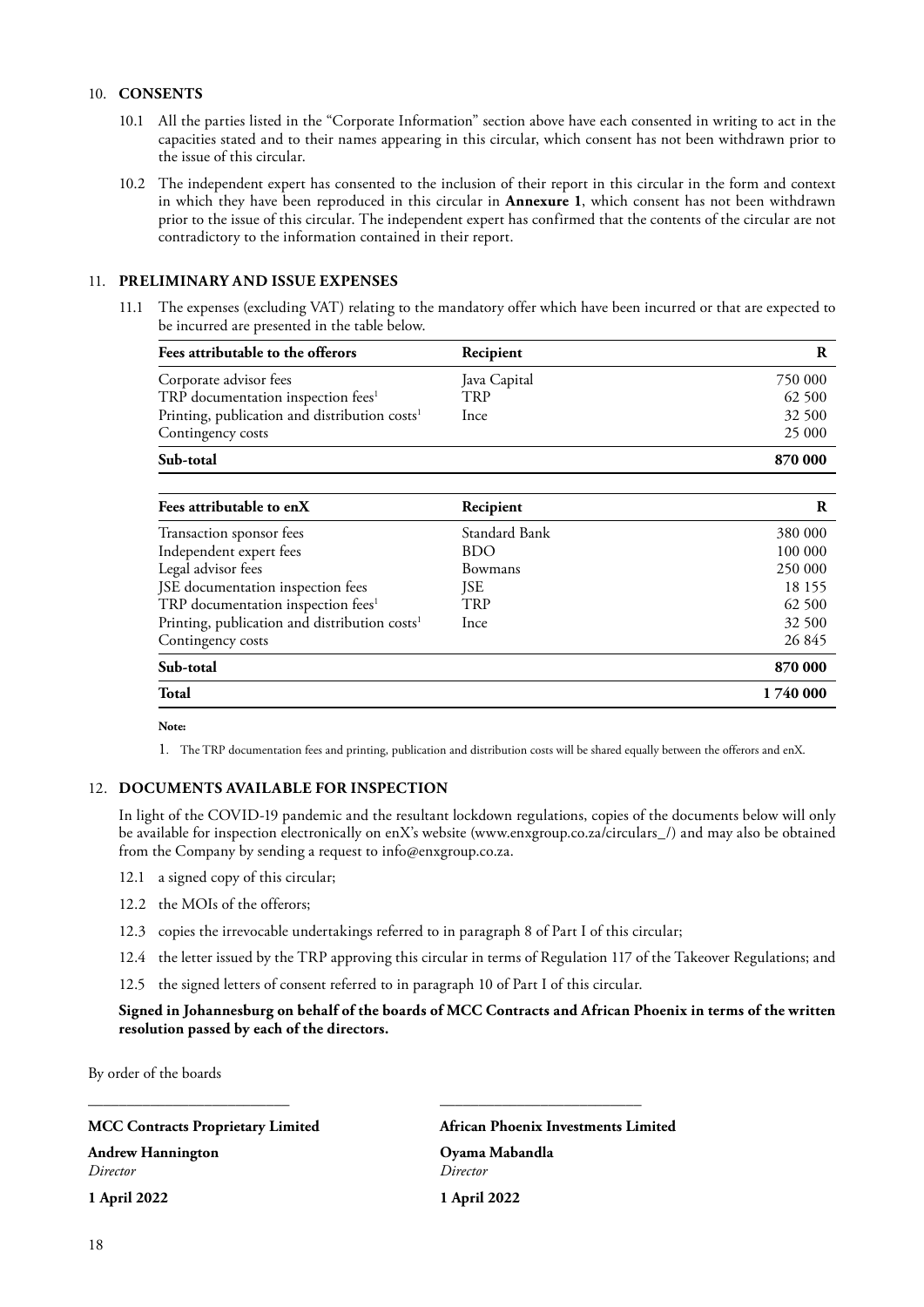## 10. CONSENTS

10.1 All the parties listed in the "Corporate Information" section above have each consented in writing to act in the capacities stated and to their names appearing in this circular, which consent has not been withdrawn prior to the issue of this circular.

10.2 The independent expert has consented to the inclusion of their report in this circular in the form and context in which they have been reproduced in this circular in **Annexure 1**, which consent has not been withdrawn prior to the issue of this circular. The independent expert has confirmed that the contents of the circular are not contradictory to the information contained in their report.

## 11. PRELIMINARY AND ISSUE EXPENSES

11.1 The expenses (excluding VAT) relating to the mandatory offer which have been incurred or that are expected to be incurred are presented in the table below.

| Fees attributable to the offerors | Recipient | R |
|---|---|---|
| Corporate advisor fees | Java Capital | 750 000 |
| TRP documentation inspection fees[1] | TRP | 62 500 |
| Printing, publication and distribution costs[1] | Ince | 32 500 |
| Contingency costs | | 25 000 |
| **Sub-total** | | **870 000** |

| Fees attributable to enX | Recipient | R |
|---|---|---|
| Transaction sponsor fees | Standard Bank | 380 000 |
| Independent expert fees | BDO | 100 000 |
| Legal advisor fees | Bowmans | 250 000 |
| JSE documentation inspection fees | JSE | 18 155 |
| TRP documentation inspection fees[1] | TRP | 62 500 |
| Printing, publication and distribution costs[1] | Ince | 32 500 |
| Contingency costs | | 26 845 |
| **Sub-total** | | **870 000** |
| **Total** | | **1 740 000** |

**Note:**

1. The TRP documentation fees and printing, publication and distribution costs will be shared equally between the offerors and enX.

## 12. DOCUMENTS AVAILABLE FOR INSPECTION

In light of the COVID-19 pandemic and the resultant lockdown regulations, copies of the documents below will only be available for inspection electronically on enX's website (www.enxgroup.co.za/circulars_/) and may also be obtained from the Company by sending a request to info@enxgroup.co.za.

12.1 a signed copy of this circular;

12.2 the MOIs of the offerors;

12.3 copies the irrevocable undertakings referred to in paragraph 8 of Part I of this circular;

12.4 the letter issued by the TRP approving this circular in terms of Regulation 117 of the Takeover Regulations; and

12.5 the signed letters of consent referred to in paragraph 10 of Part I of this circular.

**Signed in Johannesburg on behalf of the boards of MCC Contracts and African Phoenix in terms of the written resolution passed by each of the directors.**

By order of the boards

**MCC Contracts Proprietary Limited**
**Andrew Hannington**
*Director*
**1 April 2022**

**African Phoenix Investments Limited**
**Oyama Mabandla**
*Director*
**1 April 2022**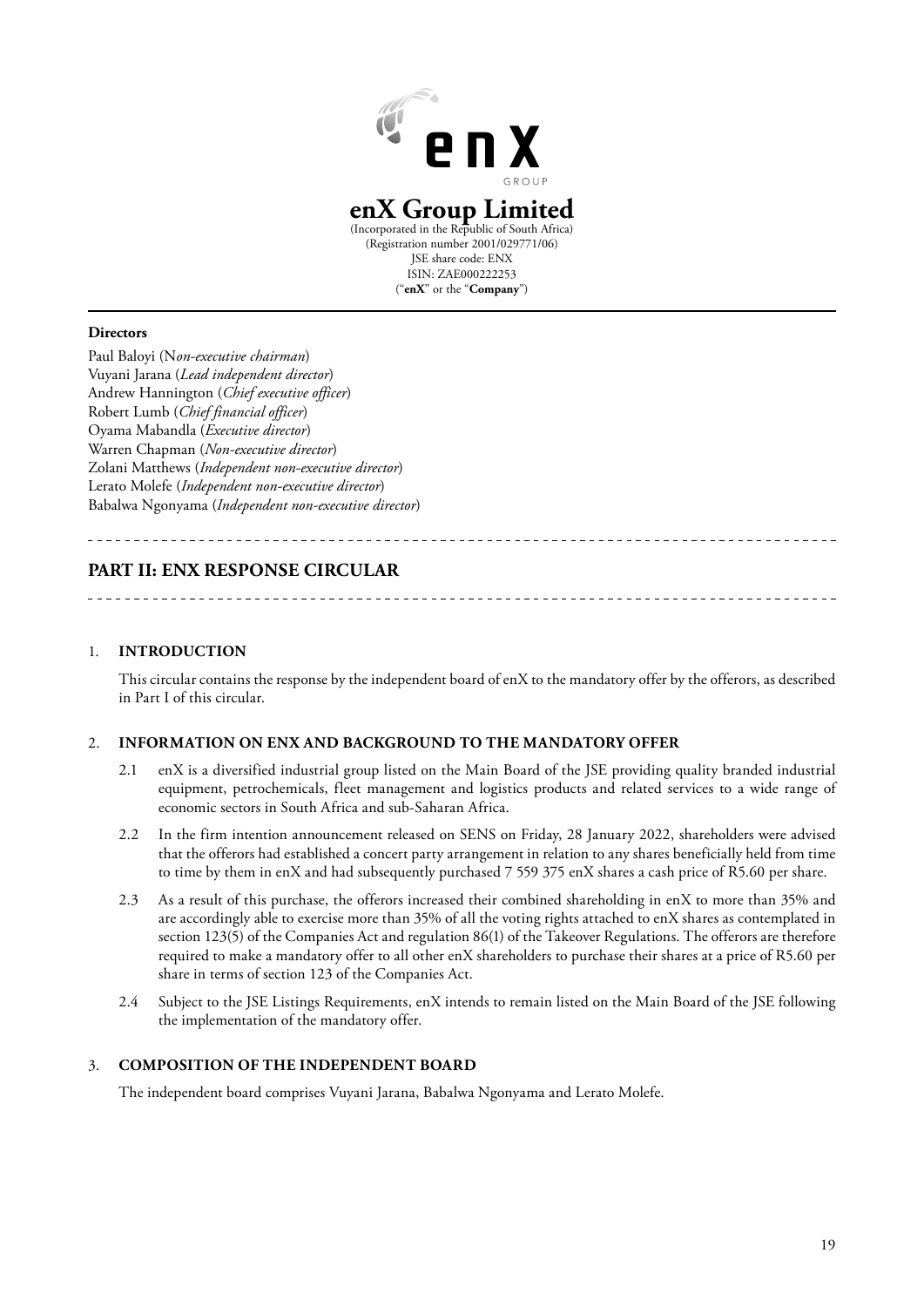# enX Group Limited

(Incorporated in the Republic of South Africa)
(Registration number 2001/029771/06)
JSE share code: ENX
ISIN: ZAE000222253
("**enX**" or the "**Company**")

**Directors**

Paul Baloyi (N*on-executive chairman*)
Vuyani Jarana (*Lead independent director*)
Andrew Hannington (*Chief executive officer*)
Robert Lumb (*Chief financial officer*)
Oyama Mabandla (*Executive director*)
Warren Chapman (*Non-executive director*)
Zolani Matthews (*Independent non-executive director*)
Lerato Molefe (*Independent non-executive director*)
Babalwa Ngonyama (*Independent non-executive director*)

## PART II: ENX RESPONSE CIRCULAR

### 1. INTRODUCTION

This circular contains the response by the independent board of enX to the mandatory offer by the offerors, as described in Part I of this circular.

### 2. INFORMATION ON ENX AND BACKGROUND TO THE MANDATORY OFFER

2.1 enX is a diversified industrial group listed on the Main Board of the JSE providing quality branded industrial equipment, petrochemicals, fleet management and logistics products and related services to a wide range of economic sectors in South Africa and sub-Saharan Africa.

2.2 In the firm intention announcement released on SENS on Friday, 28 January 2022, shareholders were advised that the offerors had established a concert party arrangement in relation to any shares beneficially held from time to time by them in enX and had subsequently purchased 7 559 375 enX shares a cash price of R5.60 per share.

2.3 As a result of this purchase, the offerors increased their combined shareholding in enX to more than 35% and are accordingly able to exercise more than 35% of all the voting rights attached to enX shares as contemplated in section 123(5) of the Companies Act and regulation 86(1) of the Takeover Regulations. The offerors are therefore required to make a mandatory offer to all other enX shareholders to purchase their shares at a price of R5.60 per share in terms of section 123 of the Companies Act.

2.4 Subject to the JSE Listings Requirements, enX intends to remain listed on the Main Board of the JSE following the implementation of the mandatory offer.

### 3. COMPOSITION OF THE INDEPENDENT BOARD

The independent board comprises Vuyani Jarana, Babalwa Ngonyama and Lerato Molefe.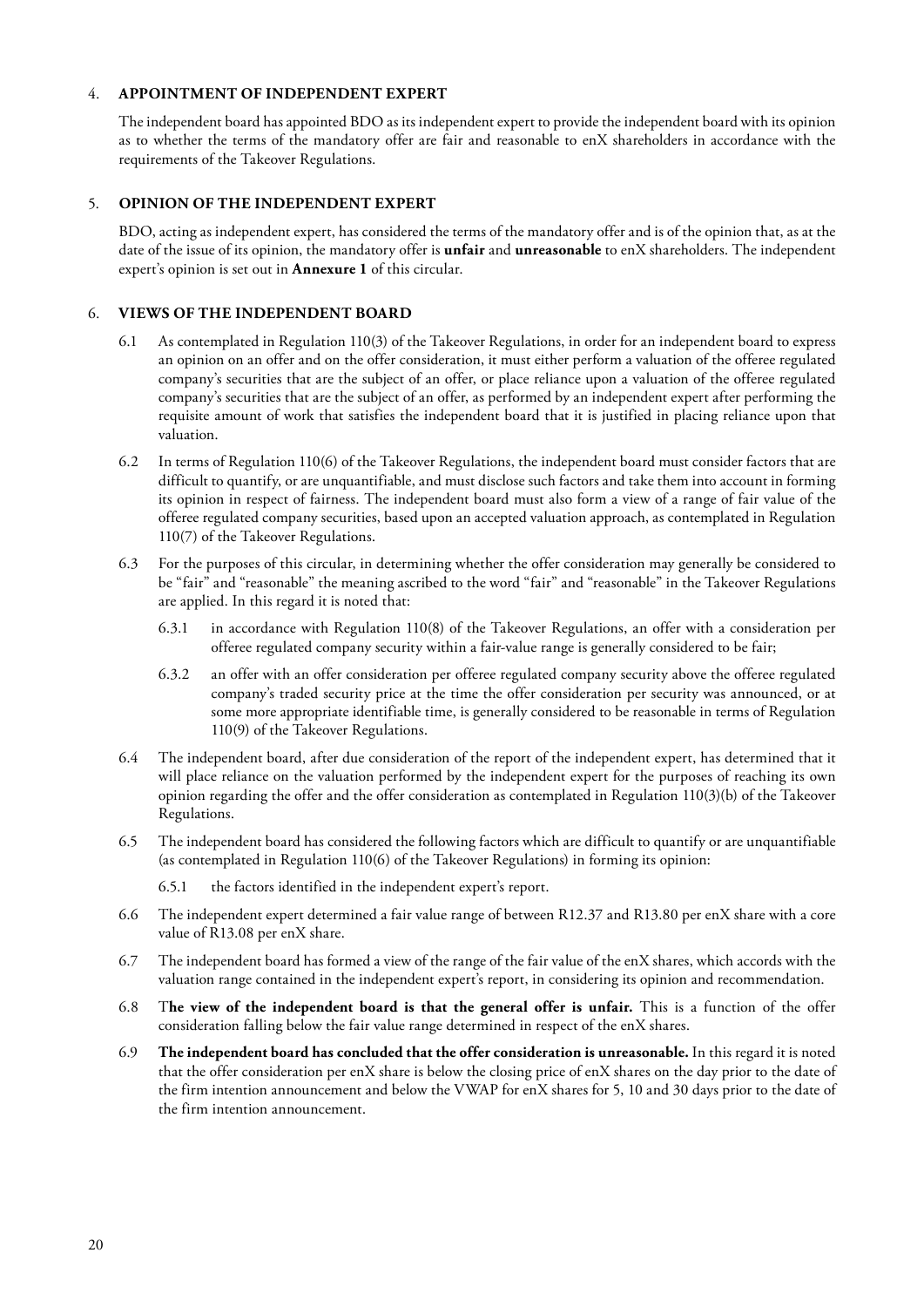## 4. APPOINTMENT OF INDEPENDENT EXPERT

The independent board has appointed BDO as its independent expert to provide the independent board with its opinion as to whether the terms of the mandatory offer are fair and reasonable to enX shareholders in accordance with the requirements of the Takeover Regulations.

## 5. OPINION OF THE INDEPENDENT EXPERT

BDO, acting as independent expert, has considered the terms of the mandatory offer and is of the opinion that, as at the date of the issue of its opinion, the mandatory offer is **unfair** and **unreasonable** to enX shareholders. The independent expert's opinion is set out in **Annexure 1** of this circular.

## 6. VIEWS OF THE INDEPENDENT BOARD

6.1 As contemplated in Regulation 110(3) of the Takeover Regulations, in order for an independent board to express an opinion on an offer and on the offer consideration, it must either perform a valuation of the offeree regulated company's securities that are the subject of an offer, or place reliance upon a valuation of the offeree regulated company's securities that are the subject of an offer, as performed by an independent expert after performing the requisite amount of work that satisfies the independent board that it is justified in placing reliance upon that valuation.

6.2 In terms of Regulation 110(6) of the Takeover Regulations, the independent board must consider factors that are difficult to quantify, or are unquantifiable, and must disclose such factors and take them into account in forming its opinion in respect of fairness. The independent board must also form a view of a range of fair value of the offeree regulated company securities, based upon an accepted valuation approach, as contemplated in Regulation 110(7) of the Takeover Regulations.

6.3 For the purposes of this circular, in determining whether the offer consideration may generally be considered to be "fair" and "reasonable" the meaning ascribed to the word "fair" and "reasonable" in the Takeover Regulations are applied. In this regard it is noted that:

6.3.1 in accordance with Regulation 110(8) of the Takeover Regulations, an offer with a consideration per offeree regulated company security within a fair-value range is generally considered to be fair;

6.3.2 an offer with an offer consideration per offeree regulated company security above the offeree regulated company's traded security price at the time the offer consideration per security was announced, or at some more appropriate identifiable time, is generally considered to be reasonable in terms of Regulation 110(9) of the Takeover Regulations.

6.4 The independent board, after due consideration of the report of the independent expert, has determined that it will place reliance on the valuation performed by the independent expert for the purposes of reaching its own opinion regarding the offer and the offer consideration as contemplated in Regulation 110(3)(b) of the Takeover Regulations.

6.5 The independent board has considered the following factors which are difficult to quantify or are unquantifiable (as contemplated in Regulation 110(6) of the Takeover Regulations) in forming its opinion:

6.5.1 the factors identified in the independent expert's report.

6.6 The independent expert determined a fair value range of between R12.37 and R13.80 per enX share with a core value of R13.08 per enX share.

6.7 The independent board has formed a view of the range of the fair value of the enX shares, which accords with the valuation range contained in the independent expert's report, in considering its opinion and recommendation.

6.8 T**he view of the independent board is that the general offer is unfair.** This is a function of the offer consideration falling below the fair value range determined in respect of the enX shares.

6.9 **The independent board has concluded that the offer consideration is unreasonable.** In this regard it is noted that the offer consideration per enX share is below the closing price of enX shares on the day prior to the date of the firm intention announcement and below the VWAP for enX shares for 5, 10 and 30 days prior to the date of the firm intention announcement.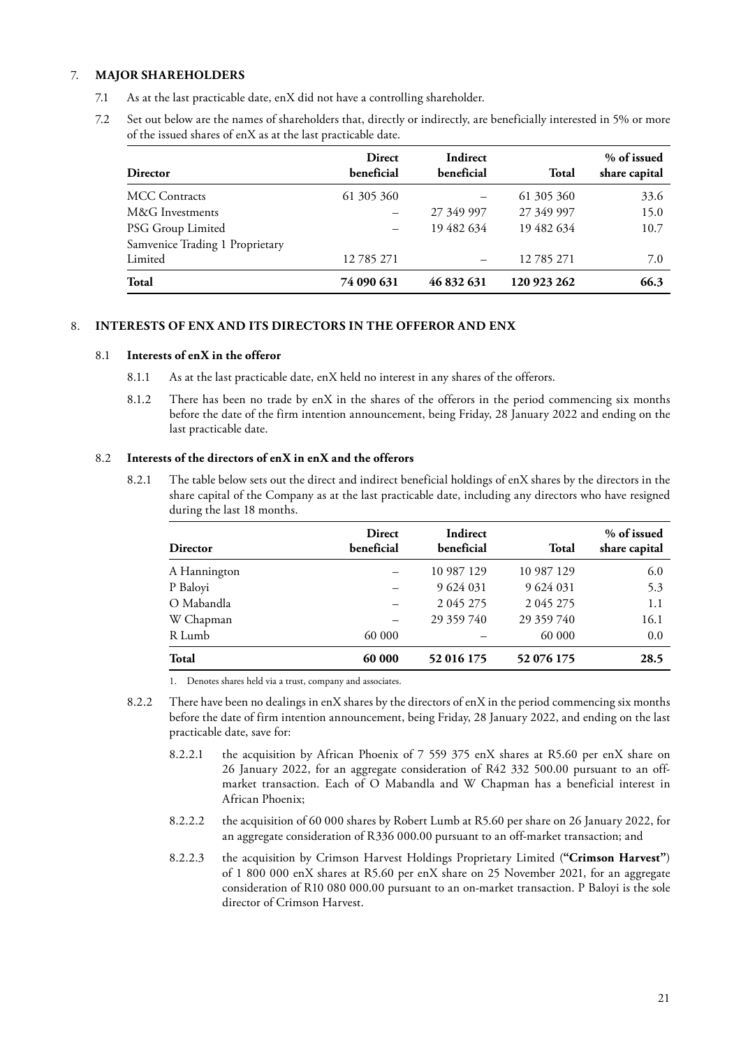## 7. MAJOR SHAREHOLDERS

7.1 As at the last practicable date, enX did not have a controlling shareholder.

7.2 Set out below are the names of shareholders that, directly or indirectly, are beneficially interested in 5% or more of the issued shares of enX as at the last practicable date.

| Director | Direct beneficial | Indirect beneficial | Total | % of issued share capital |
|---|---|---|---|---|
| MCC Contracts | 61 305 360 | – | 61 305 360 | 33.6 |
| M&G Investments | – | 27 349 997 | 27 349 997 | 15.0 |
| PSG Group Limited | – | 19 482 634 | 19 482 634 | 10.7 |
| Samvenice Trading 1 Proprietary Limited | 12 785 271 | – | 12 785 271 | 7.0 |
| **Total** | **74 090 631** | **46 832 631** | **120 923 262** | **66.3** |

## 8. INTERESTS OF ENX AND ITS DIRECTORS IN THE OFFEROR AND ENX

### 8.1 Interests of enX in the offeror

8.1.1 As at the last practicable date, enX held no interest in any shares of the offerors.

8.1.2 There has been no trade by enX in the shares of the offerors in the period commencing six months before the date of the firm intention announcement, being Friday, 28 January 2022 and ending on the last practicable date.

### 8.2 Interests of the directors of enX in enX and the offerors

8.2.1 The table below sets out the direct and indirect beneficial holdings of enX shares by the directors in the share capital of the Company as at the last practicable date, including any directors who have resigned during the last 18 months.

| Director | Direct beneficial | Indirect beneficial | Total | % of issued share capital |
|---|---|---|---|---|
| A Hannington | – | 10 987 129 | 10 987 129 | 6.0 |
| P Baloyi | – | 9 624 031 | 9 624 031 | 5.3 |
| O Mabandla | – | 2 045 275 | 2 045 275 | 1.1 |
| W Chapman | – | 29 359 740 | 29 359 740 | 16.1 |
| R Lumb | 60 000 | – | 60 000 | 0.0 |
| **Total** | **60 000** | **52 016 175** | **52 076 175** | **28.5** |

1. Denotes shares held via a trust, company and associates.

8.2.2 There have been no dealings in enX shares by the directors of enX in the period commencing six months before the date of firm intention announcement, being Friday, 28 January 2022, and ending on the last practicable date, save for:

8.2.2.1 the acquisition by African Phoenix of 7 559 375 enX shares at R5.60 per enX share on 26 January 2022, for an aggregate consideration of R42 332 500.00 pursuant to an off-market transaction. Each of O Mabandla and W Chapman has a beneficial interest in African Phoenix;

8.2.2.2 the acquisition of 60 000 shares by Robert Lumb at R5.60 per share on 26 January 2022, for an aggregate consideration of R336 000.00 pursuant to an off-market transaction; and

8.2.2.3 the acquisition by Crimson Harvest Holdings Proprietary Limited (**"Crimson Harvest"**) of 1 800 000 enX shares at R5.60 per enX share on 25 November 2021, for an aggregate consideration of R10 080 000.00 pursuant to an on-market transaction. P Baloyi is the sole director of Crimson Harvest.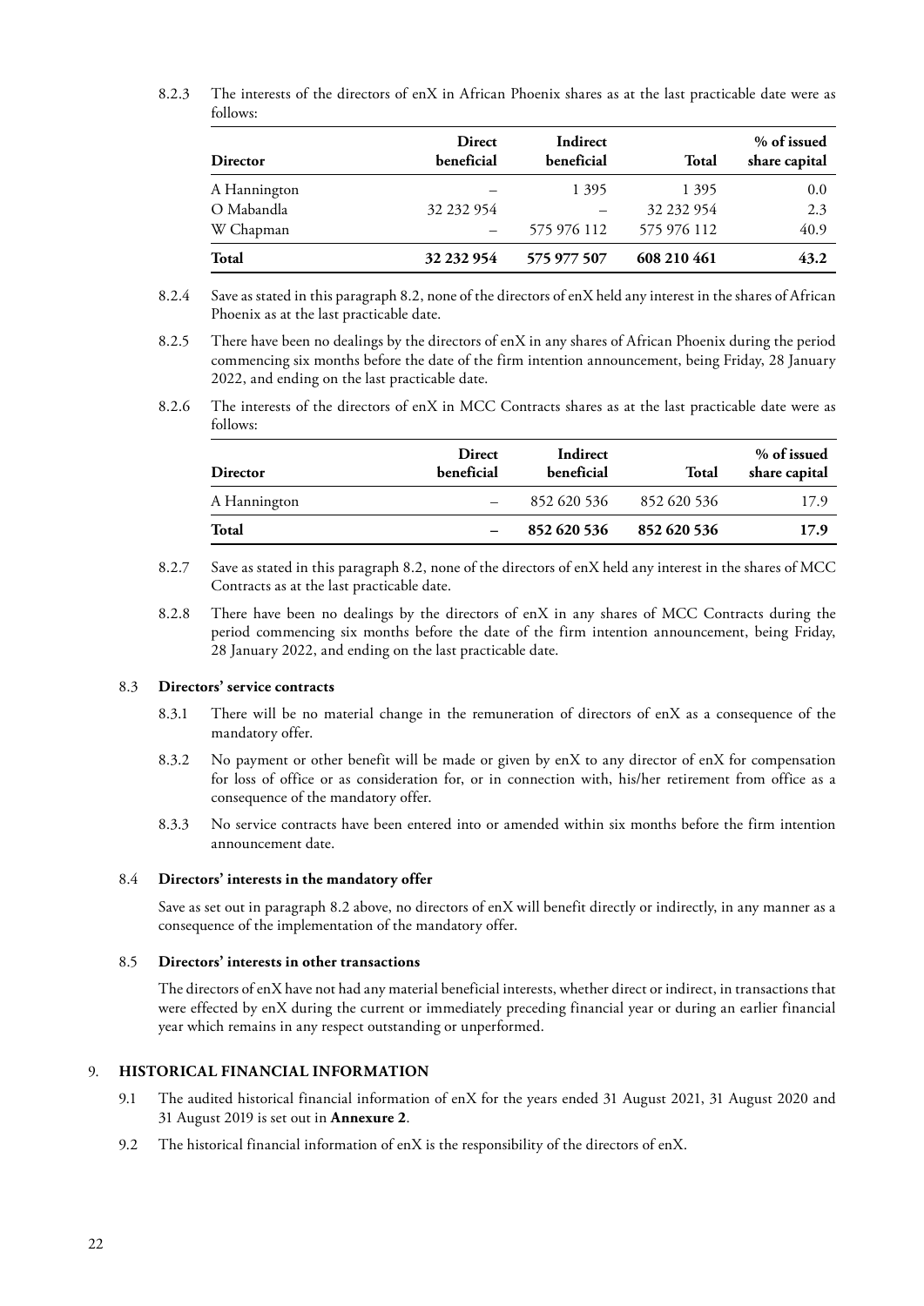8.2.3 The interests of the directors of enX in African Phoenix shares as at the last practicable date were as follows:

| Director | Direct beneficial | Indirect beneficial | Total | % of issued share capital |
|---|---|---|---|---|
| A Hannington | – | 1 395 | 1 395 | 0.0 |
| O Mabandla | 32 232 954 | – | 32 232 954 | 2.3 |
| W Chapman | – | 575 976 112 | 575 976 112 | 40.9 |
| **Total** | **32 232 954** | **575 977 507** | **608 210 461** | **43.2** |

8.2.4 Save as stated in this paragraph 8.2, none of the directors of enX held any interest in the shares of African Phoenix as at the last practicable date.

8.2.5 There have been no dealings by the directors of enX in any shares of African Phoenix during the period commencing six months before the date of the firm intention announcement, being Friday, 28 January 2022, and ending on the last practicable date.

8.2.6 The interests of the directors of enX in MCC Contracts shares as at the last practicable date were as follows:

| Director | Direct beneficial | Indirect beneficial | Total | % of issued share capital |
|---|---|---|---|---|
| A Hannington | – | 852 620 536 | 852 620 536 | 17.9 |
| **Total** | **–** | **852 620 536** | **852 620 536** | **17.9** |

8.2.7 Save as stated in this paragraph 8.2, none of the directors of enX held any interest in the shares of MCC Contracts as at the last practicable date.

8.2.8 There have been no dealings by the directors of enX in any shares of MCC Contracts during the period commencing six months before the date of the firm intention announcement, being Friday, 28 January 2022, and ending on the last practicable date.

### 8.3 Directors' service contracts

8.3.1 There will be no material change in the remuneration of directors of enX as a consequence of the mandatory offer.

8.3.2 No payment or other benefit will be made or given by enX to any director of enX for compensation for loss of office or as consideration for, or in connection with, his/her retirement from office as a consequence of the mandatory offer.

8.3.3 No service contracts have been entered into or amended within six months before the firm intention announcement date.

### 8.4 Directors' interests in the mandatory offer

Save as set out in paragraph 8.2 above, no directors of enX will benefit directly or indirectly, in any manner as a consequence of the implementation of the mandatory offer.

### 8.5 Directors' interests in other transactions

The directors of enX have not had any material beneficial interests, whether direct or indirect, in transactions that were effected by enX during the current or immediately preceding financial year or during an earlier financial year which remains in any respect outstanding or unperformed.

## 9. HISTORICAL FINANCIAL INFORMATION

9.1 The audited historical financial information of enX for the years ended 31 August 2021, 31 August 2020 and 31 August 2019 is set out in **Annexure 2**.

9.2 The historical financial information of enX is the responsibility of the directors of enX.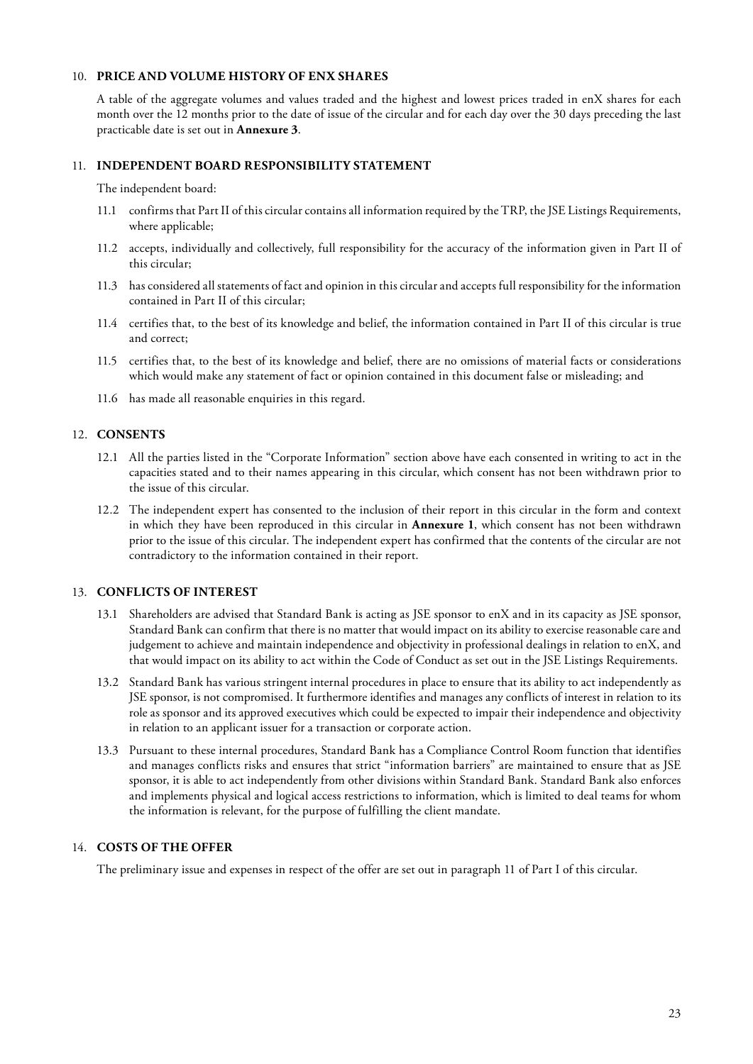## 10. PRICE AND VOLUME HISTORY OF ENX SHARES

A table of the aggregate volumes and values traded and the highest and lowest prices traded in enX shares for each month over the 12 months prior to the date of issue of the circular and for each day over the 30 days preceding the last practicable date is set out in **Annexure 3**.

## 11. INDEPENDENT BOARD RESPONSIBILITY STATEMENT

The independent board:

11.1 confirms that Part II of this circular contains all information required by the TRP, the JSE Listings Requirements, where applicable;

11.2 accepts, individually and collectively, full responsibility for the accuracy of the information given in Part II of this circular;

11.3 has considered all statements of fact and opinion in this circular and accepts full responsibility for the information contained in Part II of this circular;

11.4 certifies that, to the best of its knowledge and belief, the information contained in Part II of this circular is true and correct;

11.5 certifies that, to the best of its knowledge and belief, there are no omissions of material facts or considerations which would make any statement of fact or opinion contained in this document false or misleading; and

11.6 has made all reasonable enquiries in this regard.

## 12. CONSENTS

12.1 All the parties listed in the "Corporate Information" section above have each consented in writing to act in the capacities stated and to their names appearing in this circular, which consent has not been withdrawn prior to the issue of this circular.

12.2 The independent expert has consented to the inclusion of their report in this circular in the form and context in which they have been reproduced in this circular in **Annexure 1**, which consent has not been withdrawn prior to the issue of this circular. The independent expert has confirmed that the contents of the circular are not contradictory to the information contained in their report.

## 13. CONFLICTS OF INTEREST

13.1 Shareholders are advised that Standard Bank is acting as JSE sponsor to enX and in its capacity as JSE sponsor, Standard Bank can confirm that there is no matter that would impact on its ability to exercise reasonable care and judgement to achieve and maintain independence and objectivity in professional dealings in relation to enX, and that would impact on its ability to act within the Code of Conduct as set out in the JSE Listings Requirements.

13.2 Standard Bank has various stringent internal procedures in place to ensure that its ability to act independently as JSE sponsor, is not compromised. It furthermore identifies and manages any conflicts of interest in relation to its role as sponsor and its approved executives which could be expected to impair their independence and objectivity in relation to an applicant issuer for a transaction or corporate action.

13.3 Pursuant to these internal procedures, Standard Bank has a Compliance Control Room function that identifies and manages conflicts risks and ensures that strict "information barriers" are maintained to ensure that as JSE sponsor, it is able to act independently from other divisions within Standard Bank. Standard Bank also enforces and implements physical and logical access restrictions to information, which is limited to deal teams for whom the information is relevant, for the purpose of fulfilling the client mandate.

## 14. COSTS OF THE OFFER

The preliminary issue and expenses in respect of the offer are set out in paragraph 11 of Part I of this circular.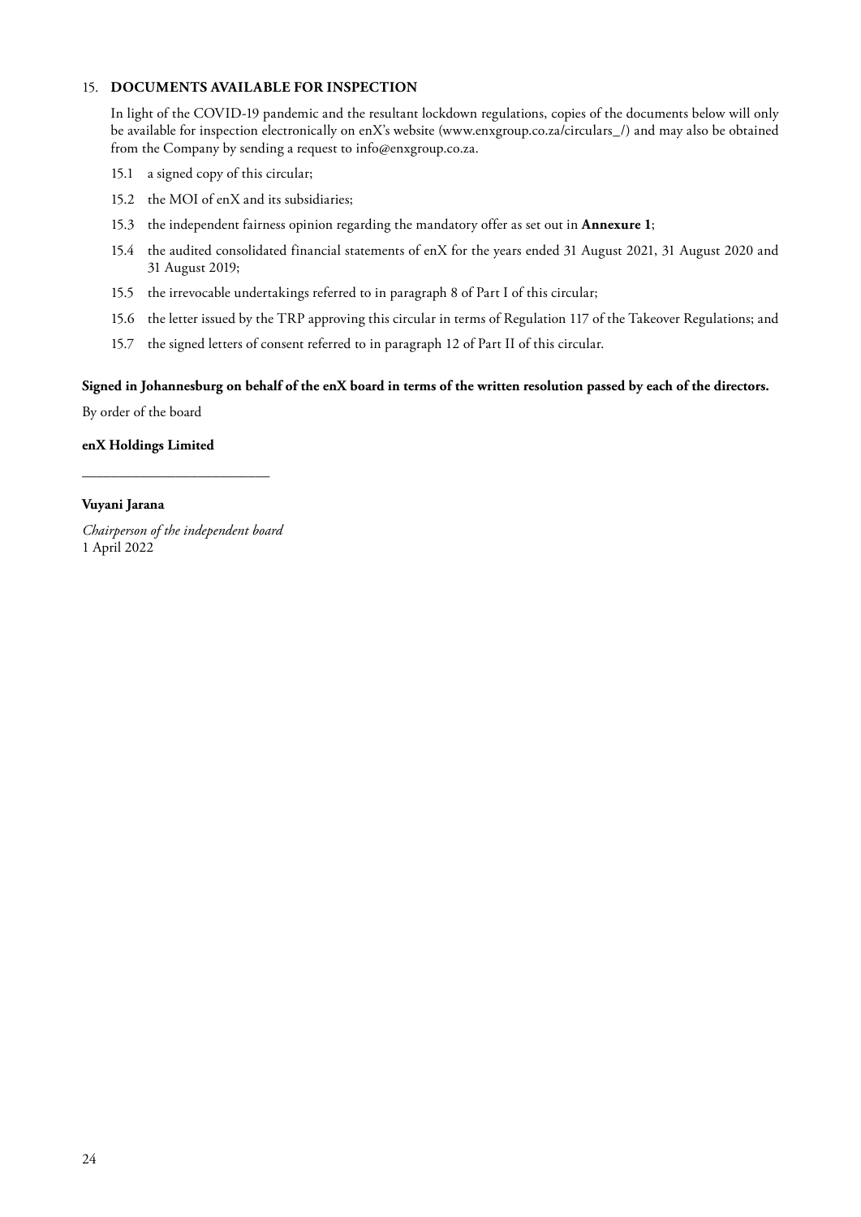## 15. DOCUMENTS AVAILABLE FOR INSPECTION

In light of the COVID-19 pandemic and the resultant lockdown regulations, copies of the documents below will only be available for inspection electronically on enX's website (www.enxgroup.co.za/circulars_/) and may also be obtained from the Company by sending a request to info@enxgroup.co.za.

15.1 a signed copy of this circular;

15.2 the MOI of enX and its subsidiaries;

15.3 the independent fairness opinion regarding the mandatory offer as set out in **Annexure 1**;

15.4 the audited consolidated financial statements of enX for the years ended 31 August 2021, 31 August 2020 and 31 August 2019;

15.5 the irrevocable undertakings referred to in paragraph 8 of Part I of this circular;

15.6 the letter issued by the TRP approving this circular in terms of Regulation 117 of the Takeover Regulations; and

15.7 the signed letters of consent referred to in paragraph 12 of Part II of this circular.

**Signed in Johannesburg on behalf of the enX board in terms of the written resolution passed by each of the directors.**

By order of the board

**enX Holdings Limited**

\_\_\_\_\_\_\_\_\_\_\_\_\_\_\_\_\_\_\_\_\_\_\_\_\_\_

**Vuyani Jarana**

*Chairperson of the independent board*
1 April 2022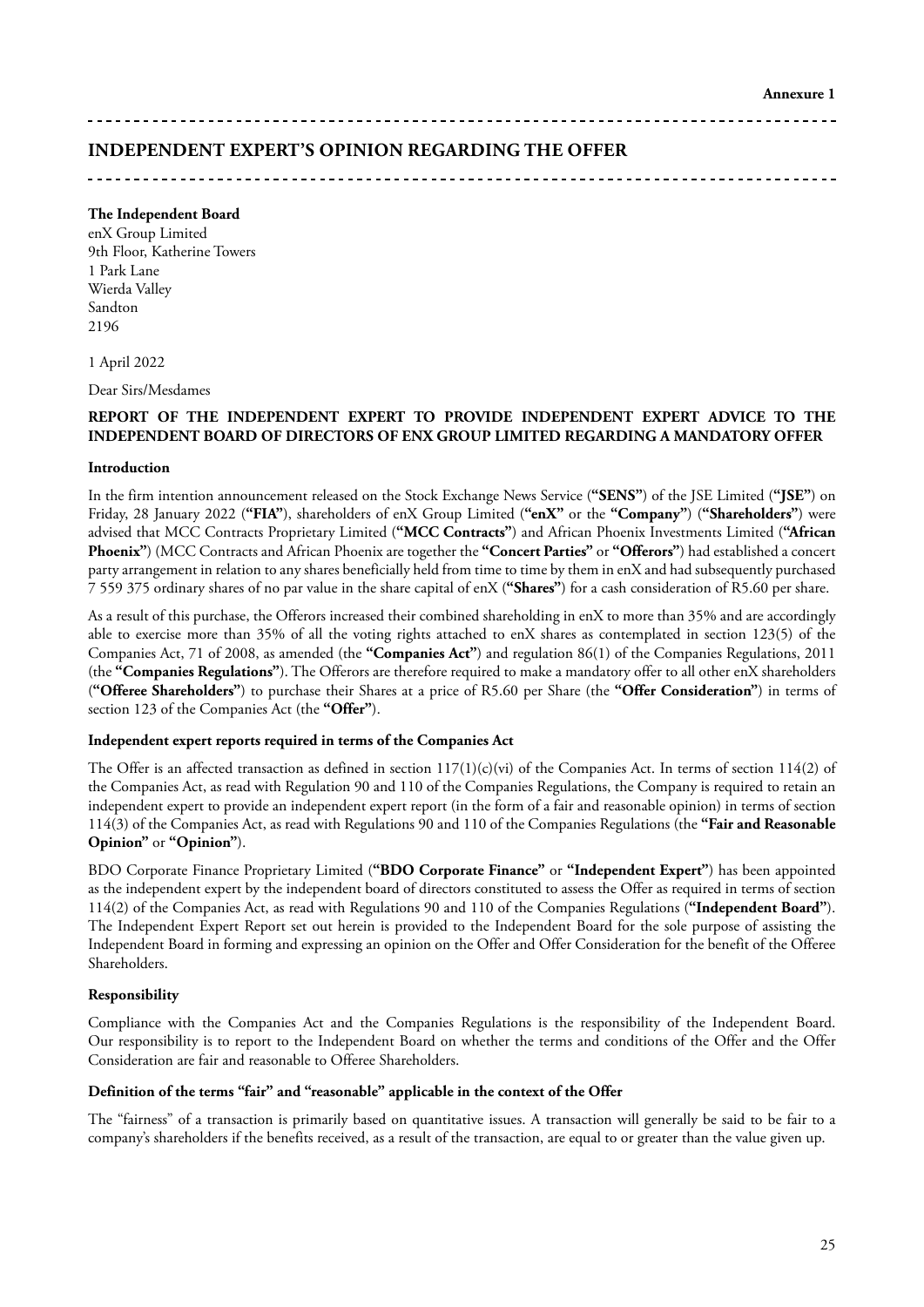Annexure 1

# INDEPENDENT EXPERT'S OPINION REGARDING THE OFFER

**The Independent Board**
enX Group Limited
9th Floor, Katherine Towers
1 Park Lane
Wierda Valley
Sandton
2196

1 April 2022

Dear Sirs/Mesdames

**REPORT OF THE INDEPENDENT EXPERT TO PROVIDE INDEPENDENT EXPERT ADVICE TO THE INDEPENDENT BOARD OF DIRECTORS OF ENX GROUP LIMITED REGARDING A MANDATORY OFFER**

**Introduction**

In the firm intention announcement released on the Stock Exchange News Service (**"SENS"**) of the JSE Limited (**"JSE"**) on Friday, 28 January 2022 (**"FIA"**), shareholders of enX Group Limited (**"enX"** or the **"Company"**) (**"Shareholders"**) were advised that MCC Contracts Proprietary Limited (**"MCC Contracts"**) and African Phoenix Investments Limited (**"African Phoenix"**) (MCC Contracts and African Phoenix are together the **"Concert Parties"** or **"Offerors"**) had established a concert party arrangement in relation to any shares beneficially held from time to time by them in enX and had subsequently purchased 7 559 375 ordinary shares of no par value in the share capital of enX (**"Shares"**) for a cash consideration of R5.60 per share.

As a result of this purchase, the Offerors increased their combined shareholding in enX to more than 35% and are accordingly able to exercise more than 35% of all the voting rights attached to enX shares as contemplated in section 123(5) of the Companies Act, 71 of 2008, as amended (the **"Companies Act"**) and regulation 86(1) of the Companies Regulations, 2011 (the **"Companies Regulations"**). The Offerors are therefore required to make a mandatory offer to all other enX shareholders (**"Offeree Shareholders"**) to purchase their Shares at a price of R5.60 per Share (the **"Offer Consideration"**) in terms of section 123 of the Companies Act (the **"Offer"**).

**Independent expert reports required in terms of the Companies Act**

The Offer is an affected transaction as defined in section 117(1)(c)(vi) of the Companies Act. In terms of section 114(2) of the Companies Act, as read with Regulation 90 and 110 of the Companies Regulations, the Company is required to retain an independent expert to provide an independent expert report (in the form of a fair and reasonable opinion) in terms of section 114(3) of the Companies Act, as read with Regulations 90 and 110 of the Companies Regulations (the **"Fair and Reasonable Opinion"** or **"Opinion"**).

BDO Corporate Finance Proprietary Limited (**"BDO Corporate Finance"** or **"Independent Expert"**) has been appointed as the independent expert by the independent board of directors constituted to assess the Offer as required in terms of section 114(2) of the Companies Act, as read with Regulations 90 and 110 of the Companies Regulations (**"Independent Board"**). The Independent Expert Report set out herein is provided to the Independent Board for the sole purpose of assisting the Independent Board in forming and expressing an opinion on the Offer and Offer Consideration for the benefit of the Offeree Shareholders.

**Responsibility**

Compliance with the Companies Act and the Companies Regulations is the responsibility of the Independent Board. Our responsibility is to report to the Independent Board on whether the terms and conditions of the Offer and the Offer Consideration are fair and reasonable to Offeree Shareholders.

**Definition of the terms "fair" and "reasonable" applicable in the context of the Offer**

The "fairness" of a transaction is primarily based on quantitative issues. A transaction will generally be said to be fair to a company's shareholders if the benefits received, as a result of the transaction, are equal to or greater than the value given up.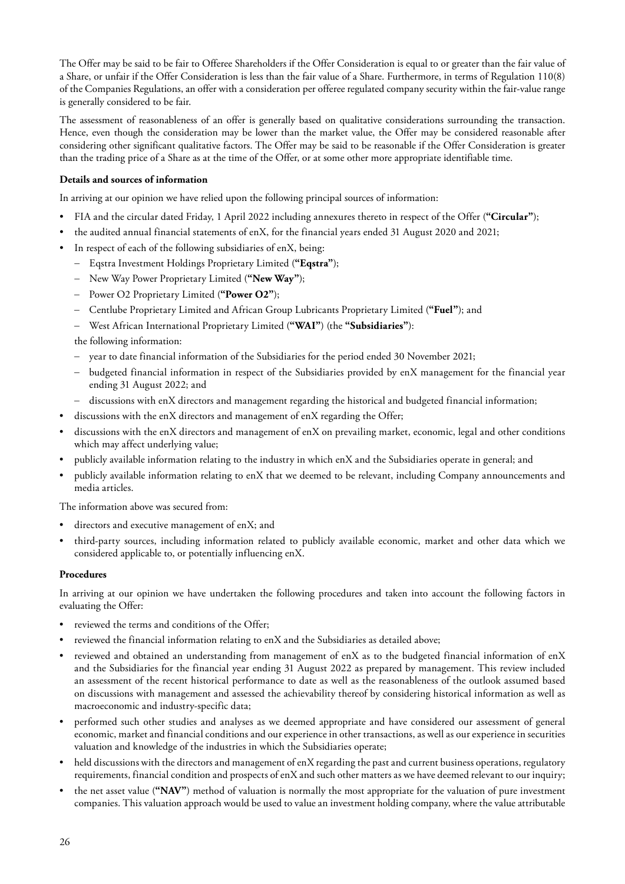The Offer may be said to be fair to Offeree Shareholders if the Offer Consideration is equal to or greater than the fair value of a Share, or unfair if the Offer Consideration is less than the fair value of a Share. Furthermore, in terms of Regulation 110(8) of the Companies Regulations, an offer with a consideration per offeree regulated company security within the fair-value range is generally considered to be fair.

The assessment of reasonableness of an offer is generally based on qualitative considerations surrounding the transaction. Hence, even though the consideration may be lower than the market value, the Offer may be considered reasonable after considering other significant qualitative factors. The Offer may be said to be reasonable if the Offer Consideration is greater than the trading price of a Share as at the time of the Offer, or at some other more appropriate identifiable time.

**Details and sources of information**

In arriving at our opinion we have relied upon the following principal sources of information:

- FIA and the circular dated Friday, 1 April 2022 including annexures thereto in respect of the Offer (**"Circular"**);
- the audited annual financial statements of enX, for the financial years ended 31 August 2020 and 2021;
- In respect of each of the following subsidiaries of enX, being:
  - Eqstra Investment Holdings Proprietary Limited (**"Eqstra"**);
  - New Way Power Proprietary Limited (**"New Way"**);
  - Power O2 Proprietary Limited (**"Power O2"**);
  - Centlube Proprietary Limited and African Group Lubricants Proprietary Limited (**"Fuel"**); and
  - West African International Proprietary Limited (**"WAI"**) (the **"Subsidiaries"**):

  the following information:
  - year to date financial information of the Subsidiaries for the period ended 30 November 2021;
  - budgeted financial information in respect of the Subsidiaries provided by enX management for the financial year ending 31 August 2022; and
  - discussions with enX directors and management regarding the historical and budgeted financial information;
- discussions with the enX directors and management of enX regarding the Offer;
- discussions with the enX directors and management of enX on prevailing market, economic, legal and other conditions which may affect underlying value;
- publicly available information relating to the industry in which enX and the Subsidiaries operate in general; and
- publicly available information relating to enX that we deemed to be relevant, including Company announcements and media articles.

The information above was secured from:

- directors and executive management of enX; and
- third-party sources, including information related to publicly available economic, market and other data which we considered applicable to, or potentially influencing enX.

**Procedures**

In arriving at our opinion we have undertaken the following procedures and taken into account the following factors in evaluating the Offer:

- reviewed the terms and conditions of the Offer;
- reviewed the financial information relating to enX and the Subsidiaries as detailed above;
- reviewed and obtained an understanding from management of enX as to the budgeted financial information of enX and the Subsidiaries for the financial year ending 31 August 2022 as prepared by management. This review included an assessment of the recent historical performance to date as well as the reasonableness of the outlook assumed based on discussions with management and assessed the achievability thereof by considering historical information as well as macroeconomic and industry-specific data;
- performed such other studies and analyses as we deemed appropriate and have considered our assessment of general economic, market and financial conditions and our experience in other transactions, as well as our experience in securities valuation and knowledge of the industries in which the Subsidiaries operate;
- held discussions with the directors and management of enX regarding the past and current business operations, regulatory requirements, financial condition and prospects of enX and such other matters as we have deemed relevant to our inquiry;
- the net asset value (**"NAV"**) method of valuation is normally the most appropriate for the valuation of pure investment companies. This valuation approach would be used to value an investment holding company, where the value attributable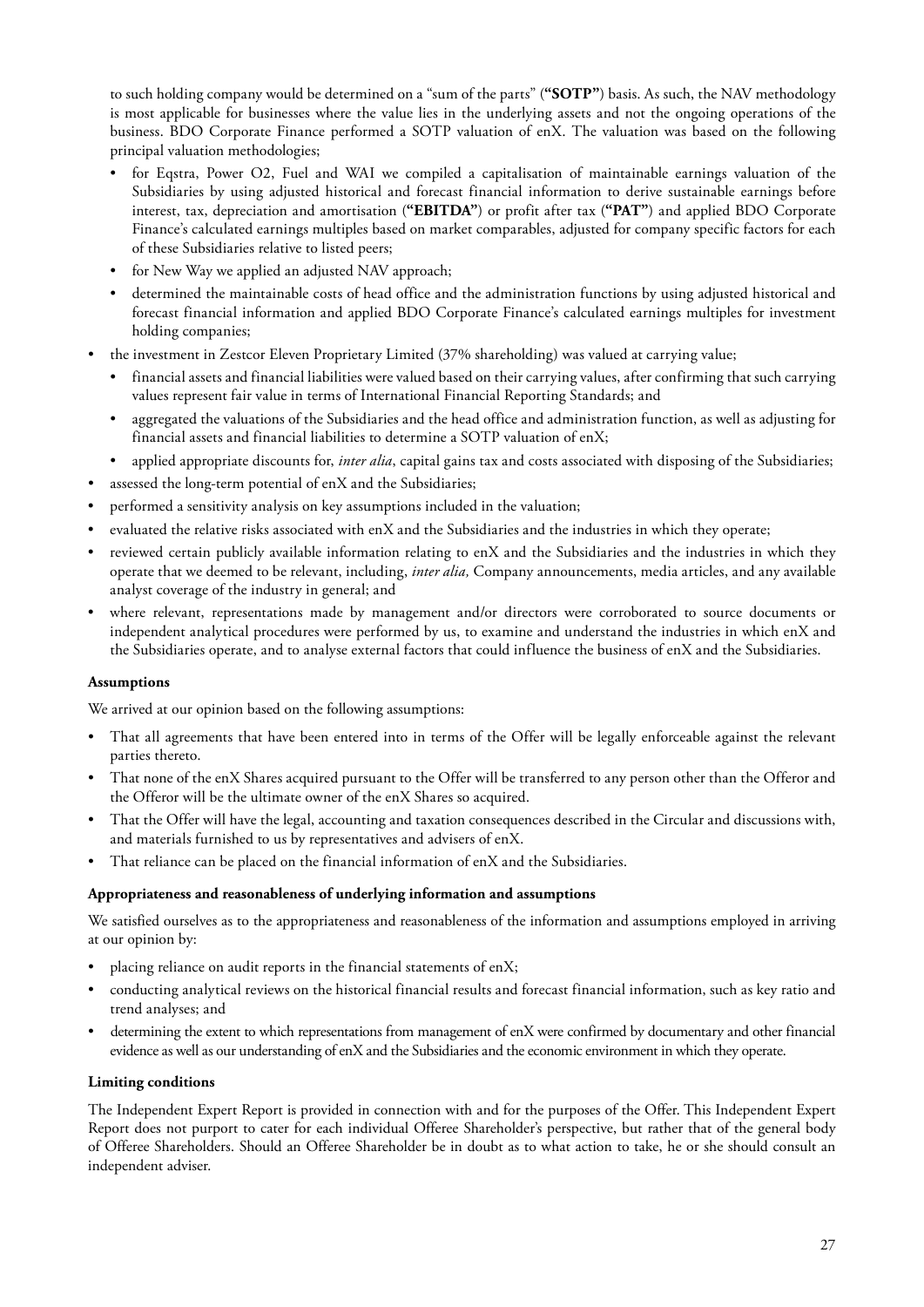to such holding company would be determined on a "sum of the parts" (**"SOTP"**) basis. As such, the NAV methodology is most applicable for businesses where the value lies in the underlying assets and not the ongoing operations of the business. BDO Corporate Finance performed a SOTP valuation of enX. The valuation was based on the following principal valuation methodologies;

- for Eqstra, Power O2, Fuel and WAI we compiled a capitalisation of maintainable earnings valuation of the Subsidiaries by using adjusted historical and forecast financial information to derive sustainable earnings before interest, tax, depreciation and amortisation (**"EBITDA"**) or profit after tax (**"PAT"**) and applied BDO Corporate Finance's calculated earnings multiples based on market comparables, adjusted for company specific factors for each of these Subsidiaries relative to listed peers;
- for New Way we applied an adjusted NAV approach;
- determined the maintainable costs of head office and the administration functions by using adjusted historical and forecast financial information and applied BDO Corporate Finance's calculated earnings multiples for investment holding companies;

- the investment in Zestcor Eleven Proprietary Limited (37% shareholding) was valued at carrying value;
  - financial assets and financial liabilities were valued based on their carrying values, after confirming that such carrying values represent fair value in terms of International Financial Reporting Standards; and
  - aggregated the valuations of the Subsidiaries and the head office and administration function, as well as adjusting for financial assets and financial liabilities to determine a SOTP valuation of enX;
  - applied appropriate discounts for, *inter alia*, capital gains tax and costs associated with disposing of the Subsidiaries;
- assessed the long-term potential of enX and the Subsidiaries;
- performed a sensitivity analysis on key assumptions included in the valuation;
- evaluated the relative risks associated with enX and the Subsidiaries and the industries in which they operate;
- reviewed certain publicly available information relating to enX and the Subsidiaries and the industries in which they operate that we deemed to be relevant, including, *inter alia,* Company announcements, media articles, and any available analyst coverage of the industry in general; and
- where relevant, representations made by management and/or directors were corroborated to source documents or independent analytical procedures were performed by us, to examine and understand the industries in which enX and the Subsidiaries operate, and to analyse external factors that could influence the business of enX and the Subsidiaries.

**Assumptions**

We arrived at our opinion based on the following assumptions:

- That all agreements that have been entered into in terms of the Offer will be legally enforceable against the relevant parties thereto.
- That none of the enX Shares acquired pursuant to the Offer will be transferred to any person other than the Offeror and the Offeror will be the ultimate owner of the enX Shares so acquired.
- That the Offer will have the legal, accounting and taxation consequences described in the Circular and discussions with, and materials furnished to us by representatives and advisers of enX.
- That reliance can be placed on the financial information of enX and the Subsidiaries.

**Appropriateness and reasonableness of underlying information and assumptions**

We satisfied ourselves as to the appropriateness and reasonableness of the information and assumptions employed in arriving at our opinion by:

- placing reliance on audit reports in the financial statements of enX;
- conducting analytical reviews on the historical financial results and forecast financial information, such as key ratio and trend analyses; and
- determining the extent to which representations from management of enX were confirmed by documentary and other financial evidence as well as our understanding of enX and the Subsidiaries and the economic environment in which they operate.

**Limiting conditions**

The Independent Expert Report is provided in connection with and for the purposes of the Offer. This Independent Expert Report does not purport to cater for each individual Offeree Shareholder's perspective, but rather that of the general body of Offeree Shareholders. Should an Offeree Shareholder be in doubt as to what action to take, he or she should consult an independent adviser.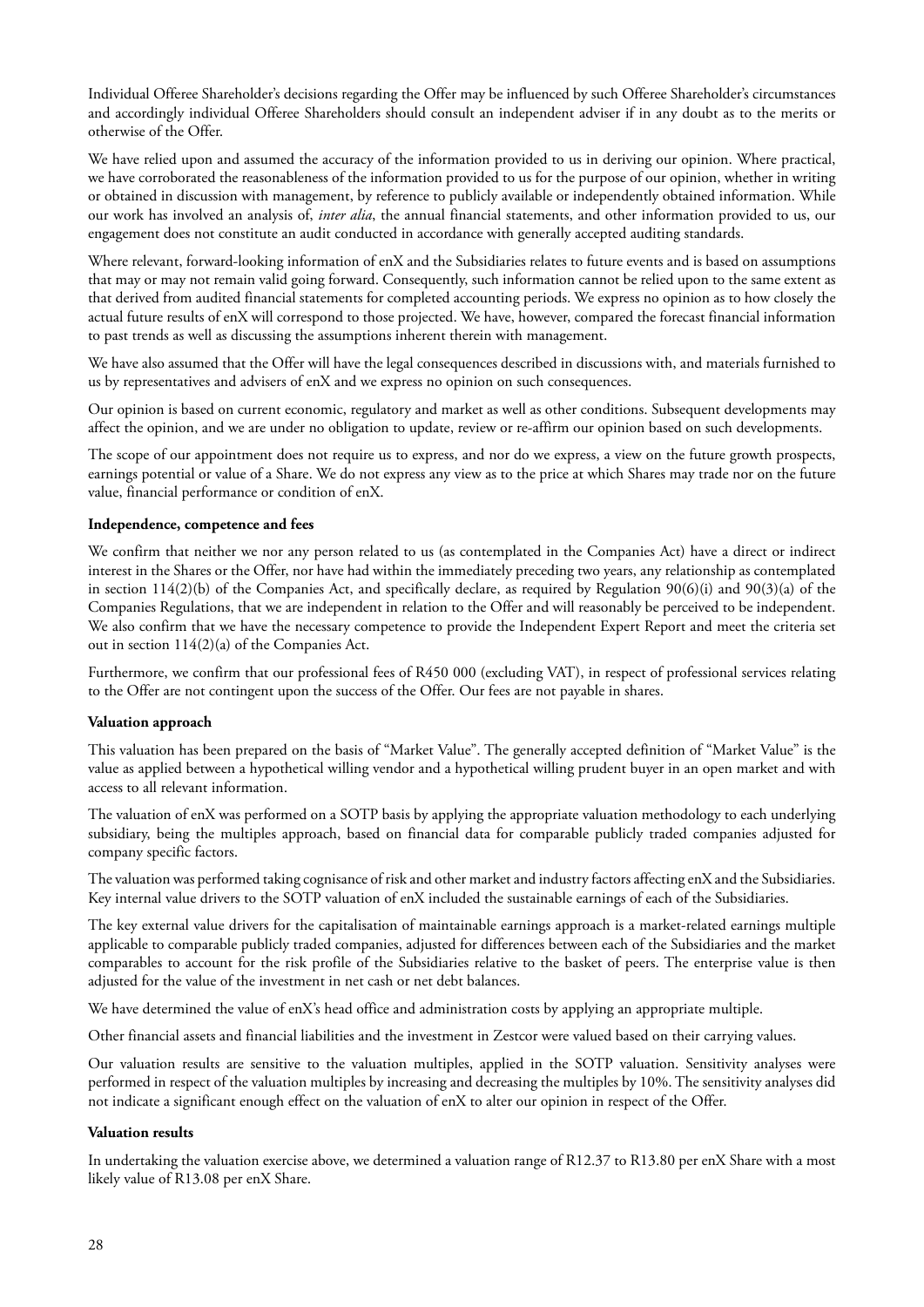Individual Offeree Shareholder's decisions regarding the Offer may be influenced by such Offeree Shareholder's circumstances and accordingly individual Offeree Shareholders should consult an independent adviser if in any doubt as to the merits or otherwise of the Offer.

We have relied upon and assumed the accuracy of the information provided to us in deriving our opinion. Where practical, we have corroborated the reasonableness of the information provided to us for the purpose of our opinion, whether in writing or obtained in discussion with management, by reference to publicly available or independently obtained information. While our work has involved an analysis of, *inter alia*, the annual financial statements, and other information provided to us, our engagement does not constitute an audit conducted in accordance with generally accepted auditing standards.

Where relevant, forward-looking information of enX and the Subsidiaries relates to future events and is based on assumptions that may or may not remain valid going forward. Consequently, such information cannot be relied upon to the same extent as that derived from audited financial statements for completed accounting periods. We express no opinion as to how closely the actual future results of enX will correspond to those projected. We have, however, compared the forecast financial information to past trends as well as discussing the assumptions inherent therein with management.

We have also assumed that the Offer will have the legal consequences described in discussions with, and materials furnished to us by representatives and advisers of enX and we express no opinion on such consequences.

Our opinion is based on current economic, regulatory and market as well as other conditions. Subsequent developments may affect the opinion, and we are under no obligation to update, review or re-affirm our opinion based on such developments.

The scope of our appointment does not require us to express, and nor do we express, a view on the future growth prospects, earnings potential or value of a Share. We do not express any view as to the price at which Shares may trade nor on the future value, financial performance or condition of enX.

**Independence, competence and fees**

We confirm that neither we nor any person related to us (as contemplated in the Companies Act) have a direct or indirect interest in the Shares or the Offer, nor have had within the immediately preceding two years, any relationship as contemplated in section 114(2)(b) of the Companies Act, and specifically declare, as required by Regulation 90(6)(i) and 90(3)(a) of the Companies Regulations, that we are independent in relation to the Offer and will reasonably be perceived to be independent. We also confirm that we have the necessary competence to provide the Independent Expert Report and meet the criteria set out in section 114(2)(a) of the Companies Act.

Furthermore, we confirm that our professional fees of R450 000 (excluding VAT), in respect of professional services relating to the Offer are not contingent upon the success of the Offer. Our fees are not payable in shares.

**Valuation approach**

This valuation has been prepared on the basis of "Market Value". The generally accepted definition of "Market Value" is the value as applied between a hypothetical willing vendor and a hypothetical willing prudent buyer in an open market and with access to all relevant information.

The valuation of enX was performed on a SOTP basis by applying the appropriate valuation methodology to each underlying subsidiary, being the multiples approach, based on financial data for comparable publicly traded companies adjusted for company specific factors.

The valuation was performed taking cognisance of risk and other market and industry factors affecting enX and the Subsidiaries. Key internal value drivers to the SOTP valuation of enX included the sustainable earnings of each of the Subsidiaries.

The key external value drivers for the capitalisation of maintainable earnings approach is a market-related earnings multiple applicable to comparable publicly traded companies, adjusted for differences between each of the Subsidiaries and the market comparables to account for the risk profile of the Subsidiaries relative to the basket of peers. The enterprise value is then adjusted for the value of the investment in net cash or net debt balances.

We have determined the value of enX's head office and administration costs by applying an appropriate multiple.

Other financial assets and financial liabilities and the investment in Zestcor were valued based on their carrying values.

Our valuation results are sensitive to the valuation multiples, applied in the SOTP valuation. Sensitivity analyses were performed in respect of the valuation multiples by increasing and decreasing the multiples by 10%. The sensitivity analyses did not indicate a significant enough effect on the valuation of enX to alter our opinion in respect of the Offer.

**Valuation results**

In undertaking the valuation exercise above, we determined a valuation range of R12.37 to R13.80 per enX Share with a most likely value of R13.08 per enX Share.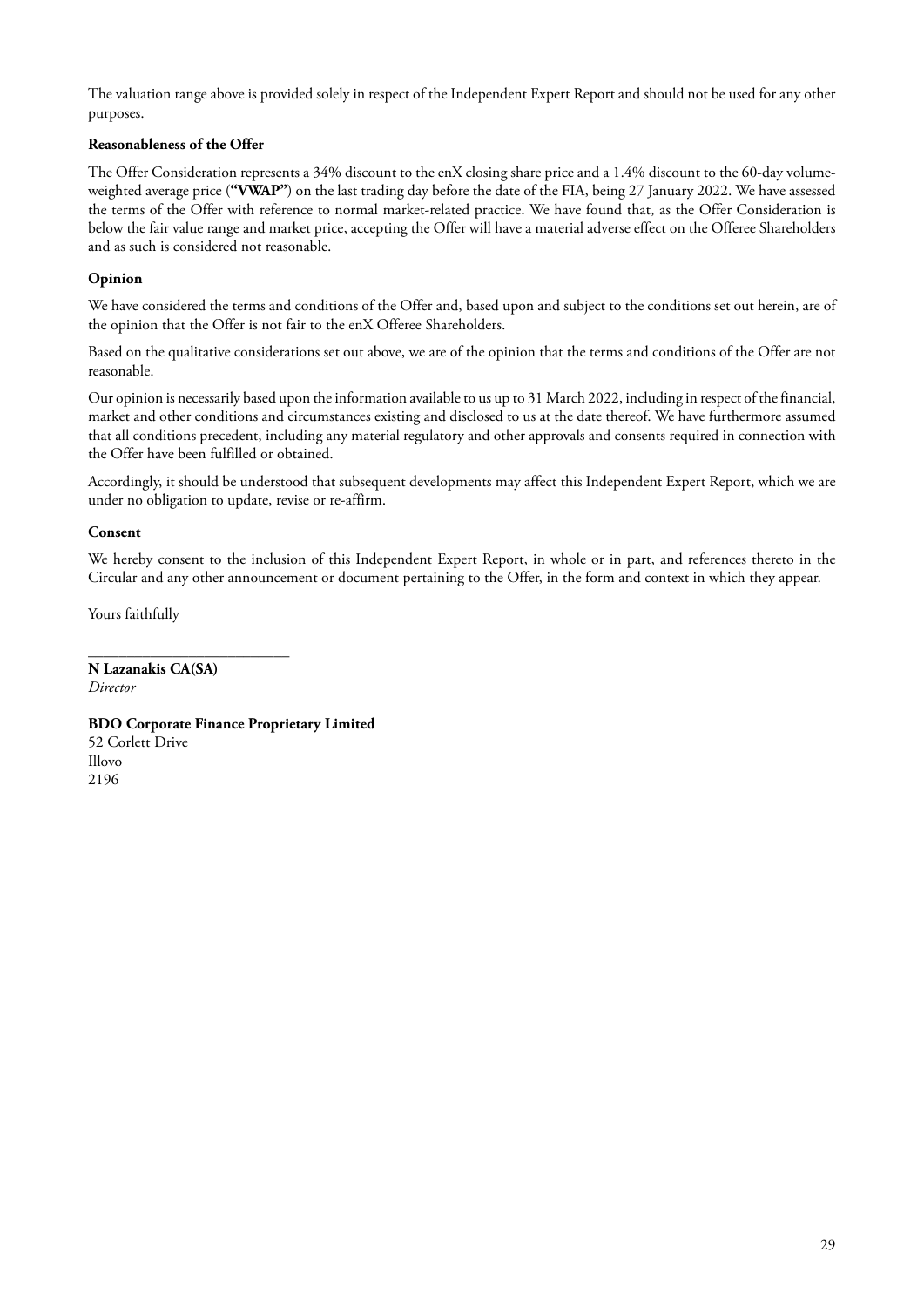The valuation range above is provided solely in respect of the Independent Expert Report and should not be used for any other purposes.

**Reasonableness of the Offer**

The Offer Consideration represents a 34% discount to the enX closing share price and a 1.4% discount to the 60-day volume-weighted average price (**"VWAP"**) on the last trading day before the date of the FIA, being 27 January 2022. We have assessed the terms of the Offer with reference to normal market-related practice. We have found that, as the Offer Consideration is below the fair value range and market price, accepting the Offer will have a material adverse effect on the Offeree Shareholders and as such is considered not reasonable.

**Opinion**

We have considered the terms and conditions of the Offer and, based upon and subject to the conditions set out herein, are of the opinion that the Offer is not fair to the enX Offeree Shareholders.

Based on the qualitative considerations set out above, we are of the opinion that the terms and conditions of the Offer are not reasonable.

Our opinion is necessarily based upon the information available to us up to 31 March 2022, including in respect of the financial, market and other conditions and circumstances existing and disclosed to us at the date thereof. We have furthermore assumed that all conditions precedent, including any material regulatory and other approvals and consents required in connection with the Offer have been fulfilled or obtained.

Accordingly, it should be understood that subsequent developments may affect this Independent Expert Report, which we are under no obligation to update, revise or re-affirm.

**Consent**

We hereby consent to the inclusion of this Independent Expert Report, in whole or in part, and references thereto in the Circular and any other announcement or document pertaining to the Offer, in the form and context in which they appear.

Yours faithfully

\_\_\_\_\_\_\_\_\_\_\_\_\_\_\_\_\_\_\_\_\_\_\_\_\_\_

**N Lazanakis CA(SA)**
*Director*

**BDO Corporate Finance Proprietary Limited**
52 Corlett Drive
Illovo
2196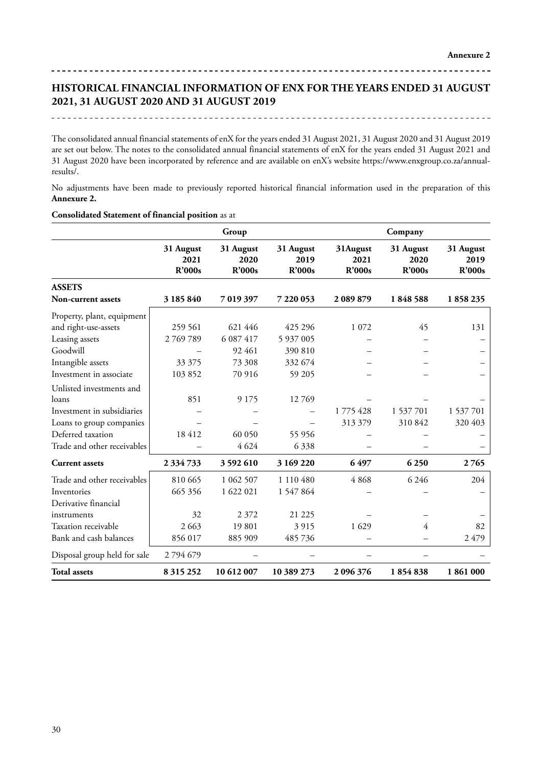## HISTORICAL FINANCIAL INFORMATION OF ENX FOR THE YEARS ENDED 31 AUGUST 2021, 31 AUGUST 2020 AND 31 AUGUST 2019

The consolidated annual financial statements of enX for the years ended 31 August 2021, 31 August 2020 and 31 August 2019 are set out below. The notes to the consolidated annual financial statements of enX for the years ended 31 August 2021 and 31 August 2020 have been incorporated by reference and are available on enX's website https://www.enxgroup.co.za/annual-results/.

No adjustments have been made to previously reported historical financial information used in the preparation of this **Annexure 2.**

**Consolidated Statement of financial position** as at

| | Group | | | Company | | |
|---|---|---|---|---|---|---|
| | **31 August 2021 R'000s** | **31 August 2020 R'000s** | **31 August 2019 R'000s** | **31August 2021 R'000s** | **31 August 2020 R'000s** | **31 August 2019 R'000s** |
| **ASSETS** | | | | | | |
| **Non-current assets** | **3 185 840** | **7 019 397** | **7 220 053** | **2 089 879** | **1 848 588** | **1 858 235** |
| Property, plant, equipment and right-use-assets | 259 561 | 621 446 | 425 296 | 1 072 | 45 | 131 |
| Leasing assets | 2 769 789 | 6 087 417 | 5 937 005 | – | – | – |
| Goodwill | – | 92 461 | 390 810 | – | – | – |
| Intangible assets | 33 375 | 73 308 | 332 674 | – | – | – |
| Investment in associate | 103 852 | 70 916 | 59 205 | – | – | – |
| Unlisted investments and loans | 851 | 9 175 | 12 769 | – | – | – |
| Investment in subsidiaries | – | – | – | 1 775 428 | 1 537 701 | 1 537 701 |
| Loans to group companies | – | – | – | 313 379 | 310 842 | 320 403 |
| Deferred taxation | 18 412 | 60 050 | 55 956 | – | – | – |
| Trade and other receivables | – | 4 624 | 6 338 | – | – | – |
| **Current assets** | **2 334 733** | **3 592 610** | **3 169 220** | **6 497** | **6 250** | **2 765** |
| Trade and other receivables | 810 665 | 1 062 507 | 1 110 480 | 4 868 | 6 246 | 204 |
| Inventories | 665 356 | 1 622 021 | 1 547 864 | – | – | – |
| Derivative financial instruments | 32 | 2 372 | 21 225 | – | – | – |
| Taxation receivable | 2 663 | 19 801 | 3 915 | 1 629 | 4 | 82 |
| Bank and cash balances | 856 017 | 885 909 | 485 736 | – | – | 2 479 |
| Disposal group held for sale | 2 794 679 | – | – | – | – | – |
| **Total assets** | **8 315 252** | **10 612 007** | **10 389 273** | **2 096 376** | **1 854 838** | **1 861 000** |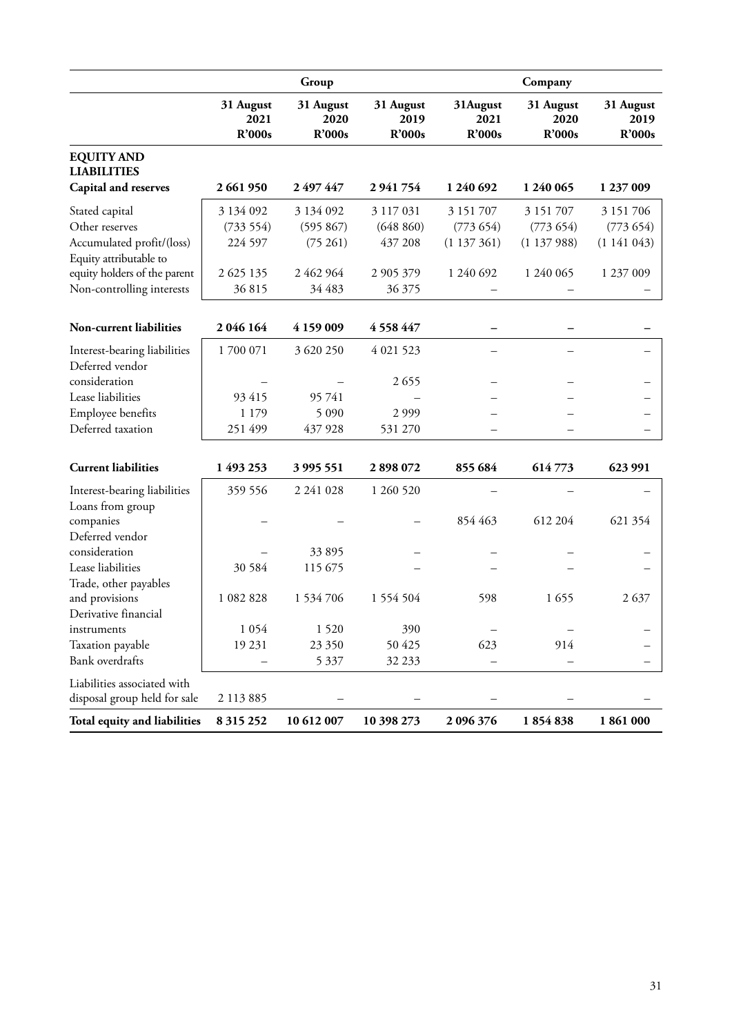| | Group | | | Company | | |
|---|---|---|---|---|---|---|
| | 31 August 2021 R'000s | 31 August 2020 R'000s | 31 August 2019 R'000s | 31August 2021 R'000s | 31 August 2020 R'000s | 31 August 2019 R'000s |
| **EQUITY AND LIABILITIES** | | | | | | |
| **Capital and reserves** | **2 661 950** | **2 497 447** | **2 941 754** | **1 240 692** | **1 240 065** | **1 237 009** |
| Stated capital | 3 134 092 | 3 134 092 | 3 117 031 | 3 151 707 | 3 151 707 | 3 151 706 |
| Other reserves | (733 554) | (595 867) | (648 860) | (773 654) | (773 654) | (773 654) |
| Accumulated profit/(loss) | 224 597 | (75 261) | 437 208 | (1 137 361) | (1 137 988) | (1 141 043) |
| Equity attributable to equity holders of the parent | 2 625 135 | 2 462 964 | 2 905 379 | 1 240 692 | 1 240 065 | 1 237 009 |
| Non-controlling interests | 36 815 | 34 483 | 36 375 | – | – | – |
| **Non-current liabilities** | **2 046 164** | **4 159 009** | **4 558 447** | **–** | **–** | **–** |
| Interest-bearing liabilities | 1 700 071 | 3 620 250 | 4 021 523 | – | – | – |
| Deferred vendor consideration | – | – | 2 655 | – | – | – |
| Lease liabilities | 93 415 | 95 741 | – | – | – | – |
| Employee benefits | 1 179 | 5 090 | 2 999 | – | – | – |
| Deferred taxation | 251 499 | 437 928 | 531 270 | – | – | – |
| **Current liabilities** | **1 493 253** | **3 995 551** | **2 898 072** | **855 684** | **614 773** | **623 991** |
| Interest-bearing liabilities | 359 556 | 2 241 028 | 1 260 520 | – | – | – |
| Loans from group companies | – | – | – | 854 463 | 612 204 | 621 354 |
| Deferred vendor consideration | – | 33 895 | – | – | – | – |
| Lease liabilities | 30 584 | 115 675 | – | – | – | – |
| Trade, other payables and provisions | 1 082 828 | 1 534 706 | 1 554 504 | 598 | 1 655 | 2 637 |
| Derivative financial instruments | 1 054 | 1 520 | 390 | – | – | – |
| Taxation payable | 19 231 | 23 350 | 50 425 | 623 | 914 | – |
| Bank overdrafts | – | 5 337 | 32 233 | – | – | – |
| Liabilities associated with disposal group held for sale | 2 113 885 | – | – | – | – | – |
| **Total equity and liabilities** | **8 315 252** | **10 612 007** | **10 398 273** | **2 096 376** | **1 854 838** | **1 861 000** |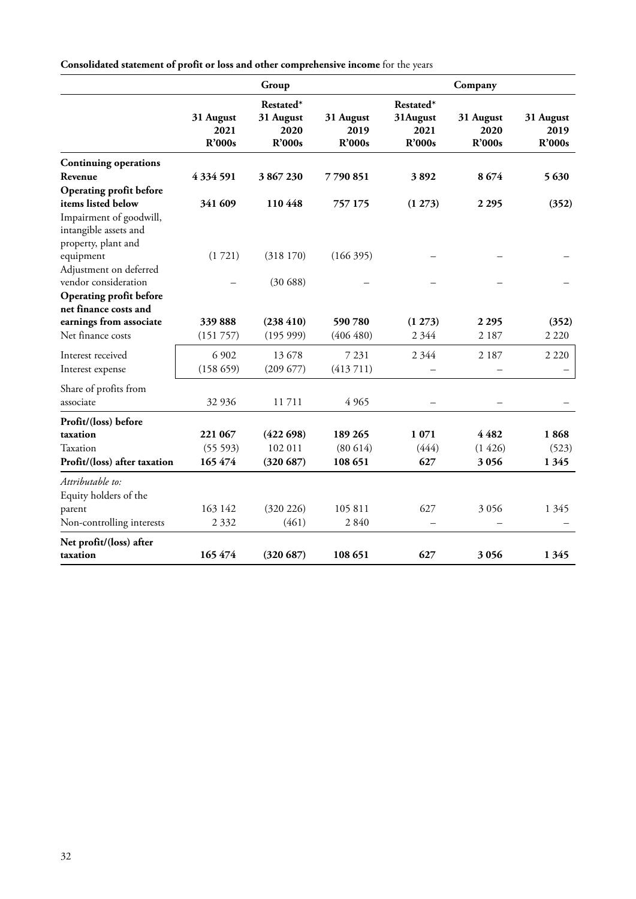**Consolidated statement of profit or loss and other comprehensive income** for the years

| | Group | | | Company | | |
|---|---|---|---|---|---|---|
| | 31 August 2021 R'000s | Restated* 31 August 2020 R'000s | 31 August 2019 R'000s | Restated* 31August 2021 R'000s | 31 August 2020 R'000s | 31 August 2019 R'000s |
| **Continuing operations** | | | | | | |
| **Revenue** | **4 334 591** | **3 867 230** | **7 790 851** | **3 892** | **8 674** | **5 630** |
| **Operating profit before items listed below** | **341 609** | **110 448** | **757 175** | **(1 273)** | **2 295** | **(352)** |
| Impairment of goodwill, intangible assets and property, plant and equipment | (1 721) | (318 170) | (166 395) | – | – | – |
| Adjustment on deferred vendor consideration | – | (30 688) | – | – | – | – |
| **Operating profit before net finance costs and earnings from associate** | **339 888** | **(238 410)** | **590 780** | **(1 273)** | **2 295** | **(352)** |
| Net finance costs | (151 757) | (195 999) | (406 480) | 2 344 | 2 187 | 2 220 |
| Interest received | 6 902 | 13 678 | 7 231 | 2 344 | 2 187 | 2 220 |
| Interest expense | (158 659) | (209 677) | (413 711) | – | – | – |
| Share of profits from associate | 32 936 | 11 711 | 4 965 | – | – | – |
| **Profit/(loss) before taxation** | **221 067** | **(422 698)** | **189 265** | **1 071** | **4 482** | **1 868** |
| Taxation | (55 593) | 102 011 | (80 614) | (444) | (1 426) | (523) |
| **Profit/(loss) after taxation** | **165 474** | **(320 687)** | **108 651** | **627** | **3 056** | **1 345** |
| *Attributable to:* | | | | | | |
| Equity holders of the parent | 163 142 | (320 226) | 105 811 | 627 | 3 056 | 1 345 |
| Non-controlling interests | 2 332 | (461) | 2 840 | – | – | – |
| **Net profit/(loss) after taxation** | **165 474** | **(320 687)** | **108 651** | **627** | **3 056** | **1 345** |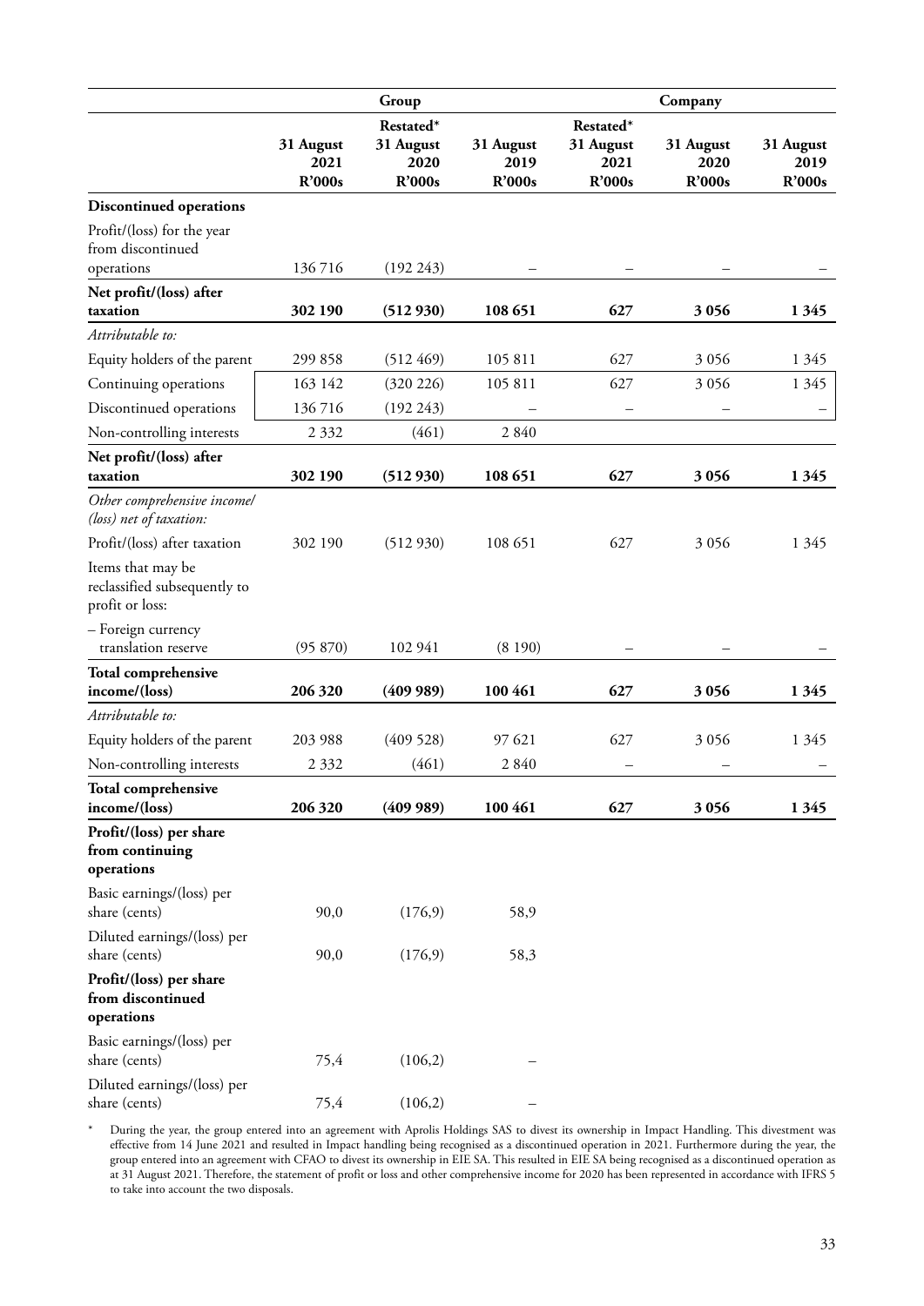| | Group | | | Company | | |
|---|---|---|---|---|---|---|
| | 31 August 2021 R'000s | Restated* 31 August 2020 R'000s | 31 August 2019 R'000s | Restated* 31 August 2021 R'000s | 31 August 2020 R'000s | 31 August 2019 R'000s |
| **Discontinued operations** | | | | | | |
| Profit/(loss) for the year from discontinued operations | 136 716 | (192 243) | – | – | – | – |
| **Net profit/(loss) after taxation** | **302 190** | **(512 930)** | **108 651** | **627** | **3 056** | **1 345** |
| *Attributable to:* | | | | | | |
| Equity holders of the parent | 299 858 | (512 469) | 105 811 | 627 | 3 056 | 1 345 |
| Continuing operations | 163 142 | (320 226) | 105 811 | 627 | 3 056 | 1 345 |
| Discontinued operations | 136 716 | (192 243) | – | – | – | – |
| Non-controlling interests | 2 332 | (461) | 2 840 | | | |
| **Net profit/(loss) after taxation** | **302 190** | **(512 930)** | **108 651** | **627** | **3 056** | **1 345** |
| *Other comprehensive income/(loss) net of taxation:* | | | | | | |
| Profit/(loss) after taxation | 302 190 | (512 930) | 108 651 | 627 | 3 056 | 1 345 |
| Items that may be reclassified subsequently to profit or loss: | | | | | | |
| – Foreign currency translation reserve | (95 870) | 102 941 | (8 190) | – | – | – |
| **Total comprehensive income/(loss)** | **206 320** | **(409 989)** | **100 461** | **627** | **3 056** | **1 345** |
| *Attributable to:* | | | | | | |
| Equity holders of the parent | 203 988 | (409 528) | 97 621 | 627 | 3 056 | 1 345 |
| Non-controlling interests | 2 332 | (461) | 2 840 | – | – | – |
| **Total comprehensive income/(loss)** | **206 320** | **(409 989)** | **100 461** | **627** | **3 056** | **1 345** |
| **Profit/(loss) per share from continuing operations** | | | | | | |
| Basic earnings/(loss) per share (cents) | 90,0 | (176,9) | 58,9 | | | |
| Diluted earnings/(loss) per share (cents) | 90,0 | (176,9) | 58,3 | | | |
| **Profit/(loss) per share from discontinued operations** | | | | | | |
| Basic earnings/(loss) per share (cents) | 75,4 | (106,2) | – | | | |
| Diluted earnings/(loss) per share (cents) | 75,4 | (106,2) | – | | | |

\* During the year, the group entered into an agreement with Aprolis Holdings SAS to divest its ownership in Impact Handling. This divestment was effective from 14 June 2021 and resulted in Impact handling being recognised as a discontinued operation in 2021. Furthermore during the year, the group entered into an agreement with CFAO to divest its ownership in EIE SA. This resulted in EIE SA being recognised as a discontinued operation as at 31 August 2021. Therefore, the statement of profit or loss and other comprehensive income for 2020 has been represented in accordance with IFRS 5 to take into account the two disposals.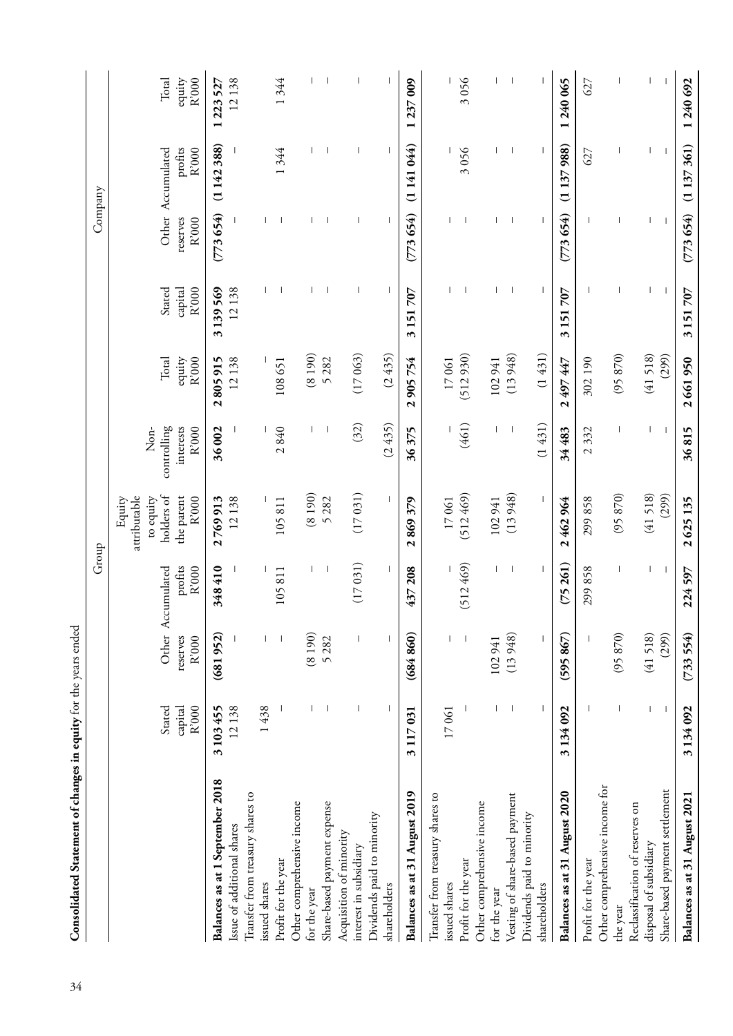**Consolidated Statement of changes in equity** for the years ended

| | Group | | | | | | Company | | | |
|---|---|---|---|---|---|---|---|---|---|---|
| | Stated capital R'000 | Other reserves R'000 | Accumulated profits R'000 | Equity attributable to equity holders of the parent R'000 | Non-controlling interests R'000 | Total equity R'000 | Stated capital R'000 | Other reserves R'000 | Accumulated profits R'000 | Total equity R'000 |
| **Balances as at 1 September 2018** | **3 103 455** | **(681 952)** | **348 410** | **2 769 913** | **36 002** | **2 805 915** | **3 139 569** | **(773 654)** | **(1 142 388)** | **1 223 527** |
| Issue of additional shares | 12 138 | – | – | 12 138 | – | 12 138 | 12 138 | – | – | 12 138 |
| Transfer from treasury shares to issued shares | 1 438 | – | – | – | – | – | – | – | – | – |
| Profit for the year | – | – | 105 811 | 105 811 | 2 840 | 108 651 | – | – | 1 344 | 1 344 |
| Other comprehensive income for the year | – | (8 190) | – | (8 190) | – | (8 190) | – | – | – | – |
| Share-based payment expense | – | 5 282 | – | 5 282 | – | 5 282 | – | – | – | – |
| Acquisition of minority interest in subsidiary | – | – | (17 031) | (17 031) | (32) | (17 063) | – | – | – | – |
| Dividends paid to minority shareholders | – | – | – | – | (2 435) | (2 435) | – | – | – | – |
| **Balances as at 31 August 2019** | **3 117 031** | **(684 860)** | **437 208** | **2 869 379** | **36 375** | **2 905 754** | **3 151 707** | **(773 654)** | **(1 141 044)** | **1 237 009** |
| Transfer from treasury shares to issued shares | 17 061 | – | – | 17 061 | – | 17 061 | – | – | – | – |
| Profit for the year | – | – | (512 469) | (512 469) | (461) | (512 930) | – | – | 3 056 | 3 056 |
| Other comprehensive income for the year | – | 102 941 | – | 102 941 | – | 102 941 | – | – | – | – |
| Vesting of share-based payment | – | (13 948) | – | (13 948) | – | (13 948) | – | – | – | – |
| Dividends paid to minority shareholders | – | – | – | – | (1 431) | (1 431) | – | – | – | – |
| **Balances as at 31 August 2020** | **3 134 092** | **(595 867)** | **(75 261)** | **2 462 964** | **34 483** | **2 497 447** | **3 151 707** | **(773 654)** | **(1 137 988)** | **1 240 065** |
| Profit for the year | – | – | 299 858 | 299 858 | 2 332 | 302 190 | – | – | 627 | 627 |
| Other comprehensive income for the year | – | (95 870) | – | (95 870) | – | (95 870) | – | – | – | – |
| Reclassification of reserves on disposal of subsidiary | – | (41 518) | – | (41 518) | – | (41 518) | – | – | – | – |
| Share-based payment settlement | – | (299) | – | (299) | – | (299) | – | – | – | – |
| **Balances as at 31 August 2021** | **3 134 092** | **(733 554)** | **224 597** | **2 625 135** | **36 815** | **2 661 950** | **3 151 707** | **(773 654)** | **(1 137 361)** | **1 240 692** |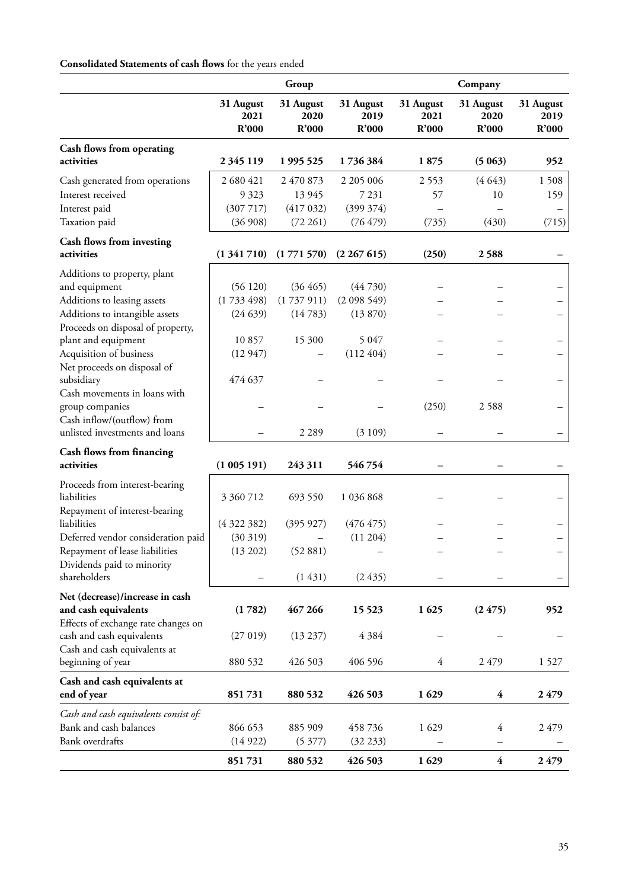**Consolidated Statements of cash flows** for the years ended

| | Group | | | Company | | |
|---|---|---|---|---|---|---|
| | 31 August 2021 R'000 | 31 August 2020 R'000 | 31 August 2019 R'000 | 31 August 2021 R'000 | 31 August 2020 R'000 | 31 August 2019 R'000 |
| **Cash flows from operating activities** | **2 345 119** | **1 995 525** | **1 736 384** | **1 875** | **(5 063)** | **952** |
| Cash generated from operations | 2 680 421 | 2 470 873 | 2 205 006 | 2 553 | (4 643) | 1 508 |
| Interest received | 9 323 | 13 945 | 7 231 | 57 | 10 | 159 |
| Interest paid | (307 717) | (417 032) | (399 374) | – | – | – |
| Taxation paid | (36 908) | (72 261) | (76 479) | (735) | (430) | (715) |
| **Cash flows from investing activities** | **(1 341 710)** | **(1 771 570)** | **(2 267 615)** | **(250)** | **2 588** | **–** |
| Additions to property, plant and equipment | (56 120) | (36 465) | (44 730) | – | – | – |
| Additions to leasing assets | (1 733 498) | (1 737 911) | (2 098 549) | – | – | – |
| Additions to intangible assets | (24 639) | (14 783) | (13 870) | – | – | – |
| Proceeds on disposal of property, plant and equipment | 10 857 | 15 300 | 5 047 | – | – | – |
| Acquisition of business | (12 947) | – | (112 404) | – | – | – |
| Net proceeds on disposal of subsidiary | 474 637 | – | – | – | – | – |
| Cash movements in loans with group companies | – | – | – | (250) | 2 588 | – |
| Cash inflow/(outflow) from unlisted investments and loans | – | 2 289 | (3 109) | – | – | – |
| **Cash flows from financing activities** | **(1 005 191)** | **243 311** | **546 754** | **–** | **–** | **–** |
| Proceeds from interest-bearing liabilities | 3 360 712 | 693 550 | 1 036 868 | – | – | – |
| Repayment of interest-bearing liabilities | (4 322 382) | (395 927) | (476 475) | – | – | – |
| Deferred vendor consideration paid | (30 319) | – | (11 204) | – | – | – |
| Repayment of lease liabilities | (13 202) | (52 881) | – | – | – | – |
| Dividends paid to minority shareholders | – | (1 431) | (2 435) | – | – | – |
| **Net (decrease)/increase in cash and cash equivalents** | **(1 782)** | **467 266** | **15 523** | **1 625** | **(2 475)** | **952** |
| Effects of exchange rate changes on cash and cash equivalents | (27 019) | (13 237) | 4 384 | – | – | – |
| Cash and cash equivalents at beginning of year | 880 532 | 426 503 | 406 596 | 4 | 2 479 | 1 527 |
| **Cash and cash equivalents at end of year** | **851 731** | **880 532** | **426 503** | **1 629** | **4** | **2 479** |
| *Cash and cash equivalents consist of:* | | | | | | |
| Bank and cash balances | 866 653 | 885 909 | 458 736 | 1 629 | 4 | 2 479 |
| Bank overdrafts | (14 922) | (5 377) | (32 233) | – | – | – |
| | **851 731** | **880 532** | **426 503** | **1 629** | **4** | **2 479** |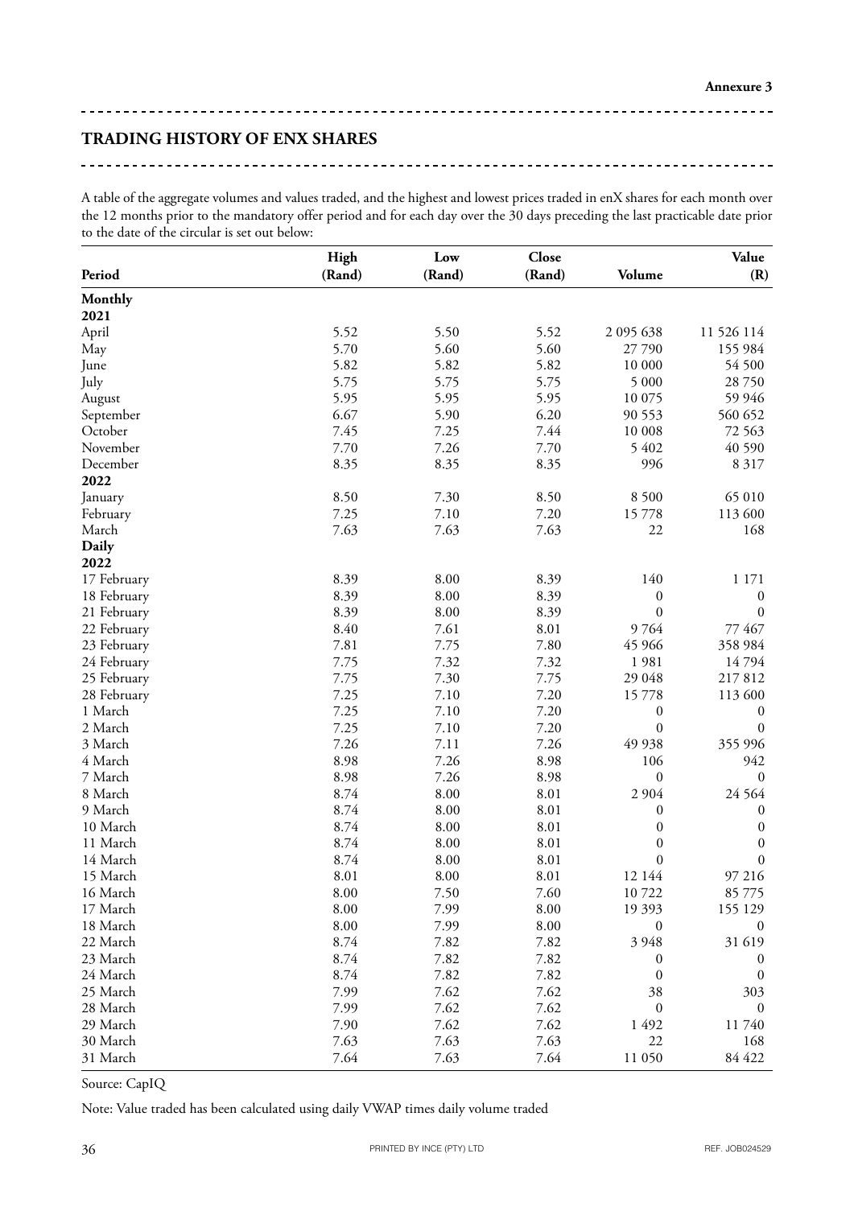**Annexure 3**

## TRADING HISTORY OF ENX SHARES

A table of the aggregate volumes and values traded, and the highest and lowest prices traded in enX shares for each month over the 12 months prior to the mandatory offer period and for each day over the 30 days preceding the last practicable date prior to the date of the circular is set out below:

| Period | High (Rand) | Low (Rand) | Close (Rand) | Volume | Value (R) |
|---|---|---|---|---|---|
| **Monthly** | | | | | |
| **2021** | | | | | |
| April | 5.52 | 5.50 | 5.52 | 2 095 638 | 11 526 114 |
| May | 5.70 | 5.60 | 5.60 | 27 790 | 155 984 |
| June | 5.82 | 5.82 | 5.82 | 10 000 | 54 500 |
| July | 5.75 | 5.75 | 5.75 | 5 000 | 28 750 |
| August | 5.95 | 5.95 | 5.95 | 10 075 | 59 946 |
| September | 6.67 | 5.90 | 6.20 | 90 553 | 560 652 |
| October | 7.45 | 7.25 | 7.44 | 10 008 | 72 563 |
| November | 7.70 | 7.26 | 7.70 | 5 402 | 40 590 |
| December | 8.35 | 8.35 | 8.35 | 996 | 8 317 |
| **2022** | | | | | |
| January | 8.50 | 7.30 | 8.50 | 8 500 | 65 010 |
| February | 7.25 | 7.10 | 7.20 | 15 778 | 113 600 |
| March | 7.63 | 7.63 | 7.63 | 22 | 168 |
| **Daily** | | | | | |
| **2022** | | | | | |
| 17 February | 8.39 | 8.00 | 8.39 | 140 | 1 171 |
| 18 February | 8.39 | 8.00 | 8.39 | 0 | 0 |
| 21 February | 8.39 | 8.00 | 8.39 | 0 | 0 |
| 22 February | 8.40 | 7.61 | 8.01 | 9 764 | 77 467 |
| 23 February | 7.81 | 7.75 | 7.80 | 45 966 | 358 984 |
| 24 February | 7.75 | 7.32 | 7.32 | 1 981 | 14 794 |
| 25 February | 7.75 | 7.30 | 7.75 | 29 048 | 217 812 |
| 28 February | 7.25 | 7.10 | 7.20 | 15 778 | 113 600 |
| 1 March | 7.25 | 7.10 | 7.20 | 0 | 0 |
| 2 March | 7.25 | 7.10 | 7.20 | 0 | 0 |
| 3 March | 7.26 | 7.11 | 7.26 | 49 938 | 355 996 |
| 4 March | 8.98 | 7.26 | 8.98 | 106 | 942 |
| 7 March | 8.98 | 7.26 | 8.98 | 0 | 0 |
| 8 March | 8.74 | 8.00 | 8.01 | 2 904 | 24 564 |
| 9 March | 8.74 | 8.00 | 8.01 | 0 | 0 |
| 10 March | 8.74 | 8.00 | 8.01 | 0 | 0 |
| 11 March | 8.74 | 8.00 | 8.01 | 0 | 0 |
| 14 March | 8.74 | 8.00 | 8.01 | 0 | 0 |
| 15 March | 8.01 | 8.00 | 8.01 | 12 144 | 97 216 |
| 16 March | 8.00 | 7.50 | 7.60 | 10 722 | 85 775 |
| 17 March | 8.00 | 7.99 | 8.00 | 19 393 | 155 129 |
| 18 March | 8.00 | 7.99 | 8.00 | 0 | 0 |
| 22 March | 8.74 | 7.82 | 7.82 | 3 948 | 31 619 |
| 23 March | 8.74 | 7.82 | 7.82 | 0 | 0 |
| 24 March | 8.74 | 7.82 | 7.82 | 0 | 0 |
| 25 March | 7.99 | 7.62 | 7.62 | 38 | 303 |
| 28 March | 7.99 | 7.62 | 7.62 | 0 | 0 |
| 29 March | 7.90 | 7.62 | 7.62 | 1 492 | 11 740 |
| 30 March | 7.63 | 7.63 | 7.63 | 22 | 168 |
| 31 March | 7.64 | 7.63 | 7.64 | 11 050 | 84 422 |

Source: CapIQ

Note: Value traded has been calculated using daily VWAP times daily volume traded

PRINTED BY INCE (PTY) LTD REF. JOB024529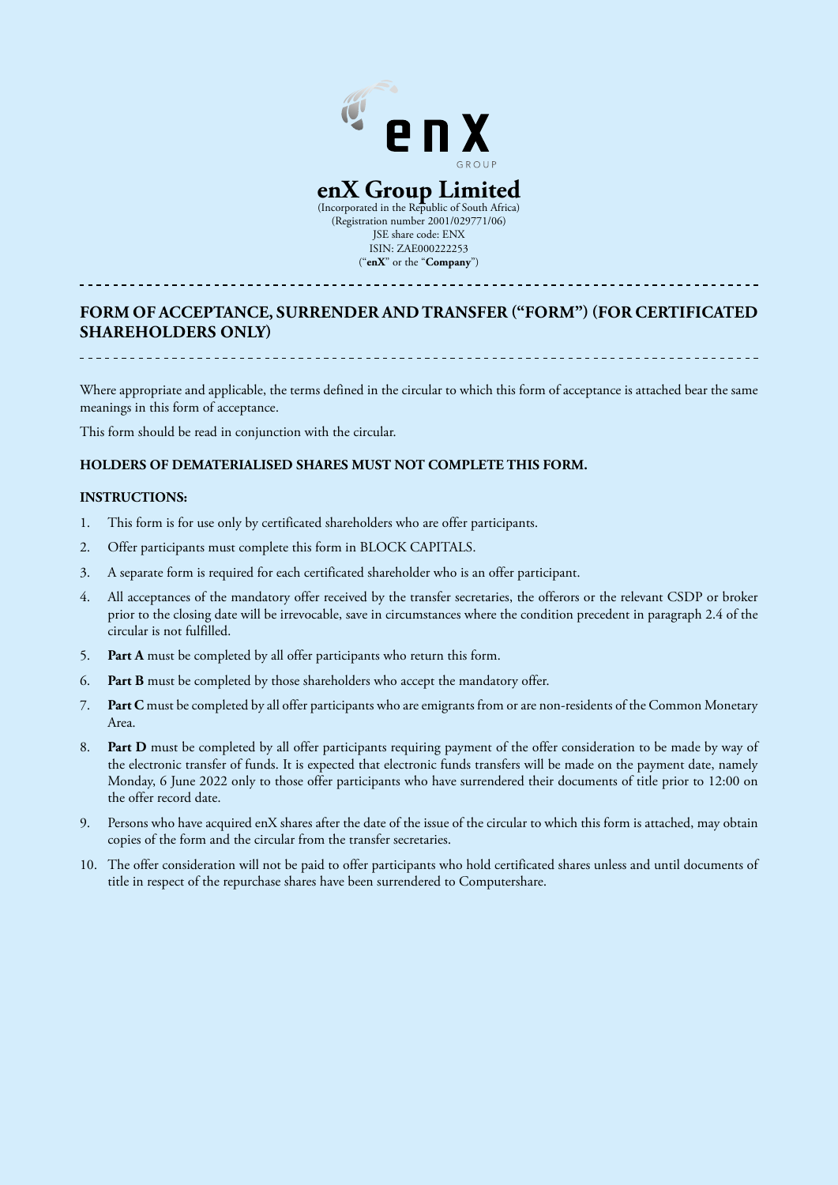# enX Group Limited

(Incorporated in the Republic of South Africa)
(Registration number 2001/029771/06)
JSE share code: ENX
ISIN: ZAE000222253
("**enX**" or the "**Company**")

## FORM OF ACCEPTANCE, SURRENDER AND TRANSFER ("FORM") (FOR CERTIFICATED SHAREHOLDERS ONLY)

Where appropriate and applicable, the terms defined in the circular to which this form of acceptance is attached bear the same meanings in this form of acceptance.

This form should be read in conjunction with the circular.

**HOLDERS OF DEMATERIALISED SHARES MUST NOT COMPLETE THIS FORM.**

**INSTRUCTIONS:**

1. This form is for use only by certificated shareholders who are offer participants.
2. Offer participants must complete this form in BLOCK CAPITALS.
3. A separate form is required for each certificated shareholder who is an offer participant.
4. All acceptances of the mandatory offer received by the transfer secretaries, the offerors or the relevant CSDP or broker prior to the closing date will be irrevocable, save in circumstances where the condition precedent in paragraph 2.4 of the circular is not fulfilled.
5. **Part A** must be completed by all offer participants who return this form.
6. **Part B** must be completed by those shareholders who accept the mandatory offer.
7. **Part C** must be completed by all offer participants who are emigrants from or are non-residents of the Common Monetary Area.
8. **Part D** must be completed by all offer participants requiring payment of the offer consideration to be made by way of the electronic transfer of funds. It is expected that electronic funds transfers will be made on the payment date, namely Monday, 6 June 2022 only to those offer participants who have surrendered their documents of title prior to 12:00 on the offer record date.
9. Persons who have acquired enX shares after the date of the issue of the circular to which this form is attached, may obtain copies of the form and the circular from the transfer secretaries.
10. The offer consideration will not be paid to offer participants who hold certificated shares unless and until documents of title in respect of the repurchase shares have been surrendered to Computershare.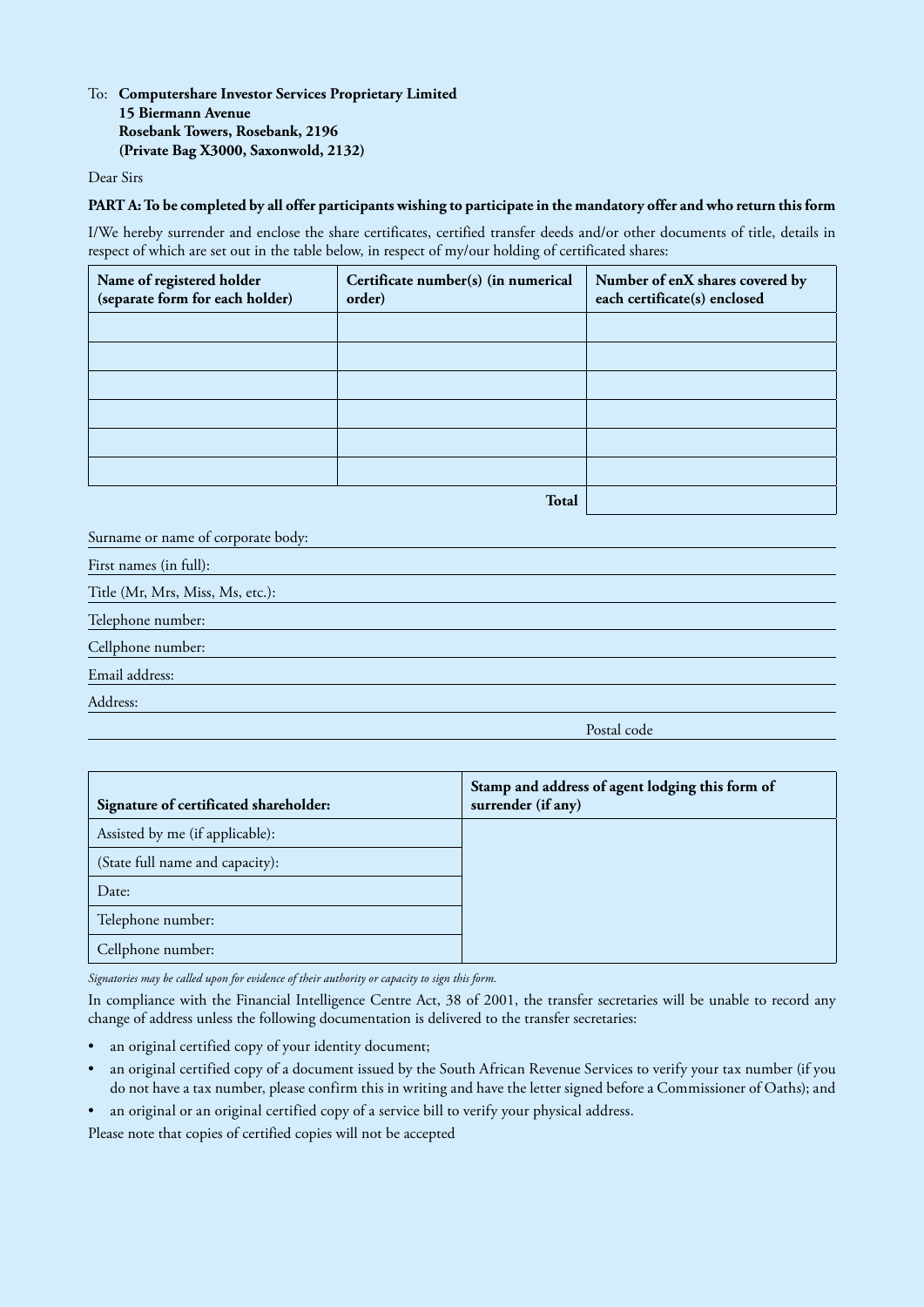To: **Computershare Investor Services Proprietary Limited**
**15 Biermann Avenue**
**Rosebank Towers, Rosebank, 2196**
**(Private Bag X3000, Saxonwold, 2132)**

Dear Sirs

**PART A: To be completed by all offer participants wishing to participate in the mandatory offer and who return this form**

I/We hereby surrender and enclose the share certificates, certified transfer deeds and/or other documents of title, details in respect of which are set out in the table below, in respect of my/our holding of certificated shares:

| Name of registered holder (separate form for each holder) | Certificate number(s) (in numerical order) | Number of enX shares covered by each certificate(s) enclosed |
|---|---|---|
| | | |
| | | |
| | | |
| | | |
| | | |
| | | |
| | **Total** | |

Surname or name of corporate body:

First names (in full):

Title (Mr, Mrs, Miss, Ms, etc.):

Telephone number:

Cellphone number:

Email address:

Address:

Postal code

| Signature of certificated shareholder: | Stamp and address of agent lodging this form of surrender (if any) |
|---|---|
| Assisted by me (if applicable): | |
| (State full name and capacity): | |
| Date: | |
| Telephone number: | |
| Cellphone number: | |

*Signatories may be called upon for evidence of their authority or capacity to sign this form.*

In compliance with the Financial Intelligence Centre Act, 38 of 2001, the transfer secretaries will be unable to record any change of address unless the following documentation is delivered to the transfer secretaries:

- an original certified copy of your identity document;
- an original certified copy of a document issued by the South African Revenue Services to verify your tax number (if you do not have a tax number, please confirm this in writing and have the letter signed before a Commissioner of Oaths); and
- an original or an original certified copy of a service bill to verify your physical address.

Please note that copies of certified copies will not be accepted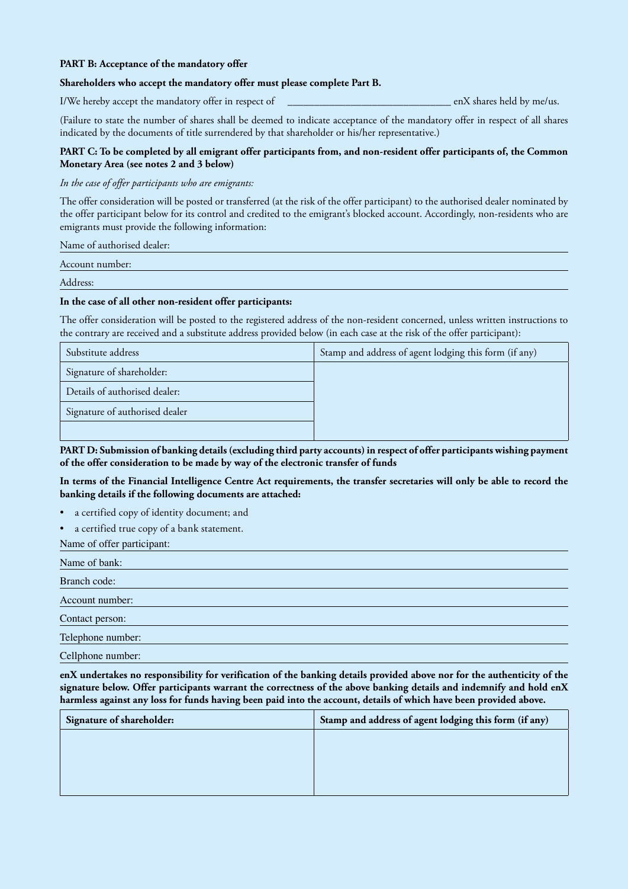**PART B: Acceptance of the mandatory offer**

**Shareholders who accept the mandatory offer must please complete Part B.**

I/We hereby accept the mandatory offer in respect of ______________________________ enX shares held by me/us.

(Failure to state the number of shares shall be deemed to indicate acceptance of the mandatory offer in respect of all shares indicated by the documents of title surrendered by that shareholder or his/her representative.)

**PART C: To be completed by all emigrant offer participants from, and non-resident offer participants of, the Common Monetary Area (see notes 2 and 3 below)**

*In the case of offer participants who are emigrants:*

The offer consideration will be posted or transferred (at the risk of the offer participant) to the authorised dealer nominated by the offer participant below for its control and credited to the emigrant's blocked account. Accordingly, non-residents who are emigrants must provide the following information:

Name of authorised dealer: ______________________________

Account number: ______________________________

Address: ______________________________

**In the case of all other non-resident offer participants:**

The offer consideration will be posted to the registered address of the non-resident concerned, unless written instructions to the contrary are received and a substitute address provided below (in each case at the risk of the offer participant):

| Substitute address | Stamp and address of agent lodging this form (if any) |
|---|---|
| Signature of shareholder: | |
| Details of authorised dealer: | |
| Signature of authorised dealer | |
| | |

**PART D: Submission of banking details (excluding third party accounts) in respect of offer participants wishing payment of the offer consideration to be made by way of the electronic transfer of funds**

**In terms of the Financial Intelligence Centre Act requirements, the transfer secretaries will only be able to record the banking details if the following documents are attached:**

- a certified copy of identity document; and
- a certified true copy of a bank statement.

Name of offer participant: ______________________________

Name of bank: ______________________________

Branch code: ______________________________

Account number: ______________________________

Contact person: ______________________________

Telephone number: ______________________________

Cellphone number: ______________________________

**enX undertakes no responsibility for verification of the banking details provided above nor for the authenticity of the signature below. Offer participants warrant the correctness of the above banking details and indemnify and hold enX harmless against any loss for funds having been paid into the account, details of which have been provided above.**

| Signature of shareholder: | Stamp and address of agent lodging this form (if any) |
|---|---|
| | |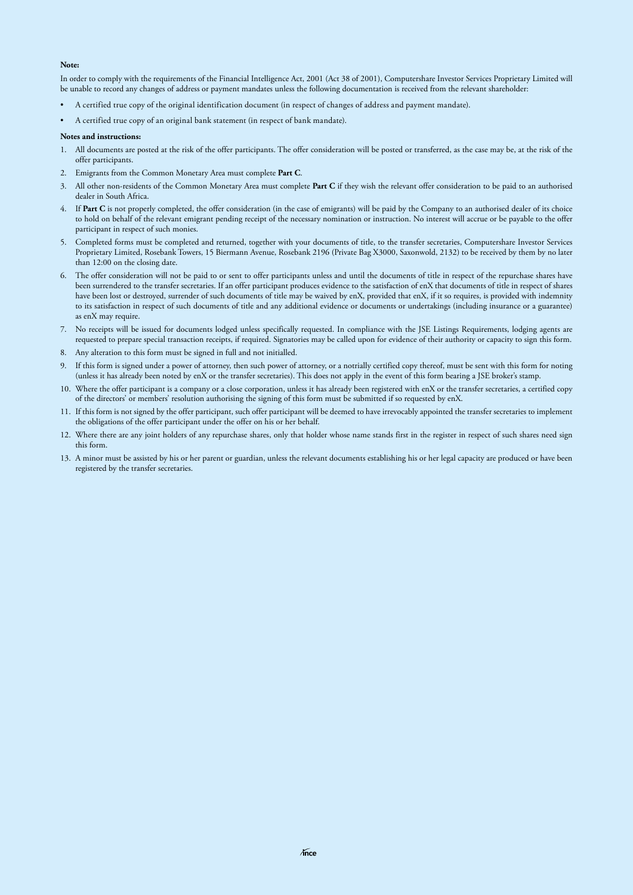**Note:**

In order to comply with the requirements of the Financial Intelligence Act, 2001 (Act 38 of 2001), Computershare Investor Services Proprietary Limited will be unable to record any changes of address or payment mandates unless the following documentation is received from the relevant shareholder:

- A certified true copy of the original identification document (in respect of changes of address and payment mandate).
- A certified true copy of an original bank statement (in respect of bank mandate).

**Notes and instructions:**

1. All documents are posted at the risk of the offer participants. The offer consideration will be posted or transferred, as the case may be, at the risk of the offer participants.
2. Emigrants from the Common Monetary Area must complete **Part C**.
3. All other non-residents of the Common Monetary Area must complete **Part C** if they wish the relevant offer consideration to be paid to an authorised dealer in South Africa.
4. If **Part C** is not properly completed, the offer consideration (in the case of emigrants) will be paid by the Company to an authorised dealer of its choice to hold on behalf of the relevant emigrant pending receipt of the necessary nomination or instruction. No interest will accrue or be payable to the offer participant in respect of such monies.
5. Completed forms must be completed and returned, together with your documents of title, to the transfer secretaries, Computershare Investor Services Proprietary Limited, Rosebank Towers, 15 Biermann Avenue, Rosebank 2196 (Private Bag X3000, Saxonwold, 2132) to be received by them by no later than 12:00 on the closing date.
6. The offer consideration will not be paid to or sent to offer participants unless and until the documents of title in respect of the repurchase shares have been surrendered to the transfer secretaries. If an offer participant produces evidence to the satisfaction of enX that documents of title in respect of shares have been lost or destroyed, surrender of such documents of title may be waived by enX, provided that enX, if it so requires, is provided with indemnity to its satisfaction in respect of such documents of title and any additional evidence or documents or undertakings (including insurance or a guarantee) as enX may require.
7. No receipts will be issued for documents lodged unless specifically requested. In compliance with the JSE Listings Requirements, lodging agents are requested to prepare special transaction receipts, if required. Signatories may be called upon for evidence of their authority or capacity to sign this form.
8. Any alteration to this form must be signed in full and not initialled.
9. If this form is signed under a power of attorney, then such power of attorney, or a notrially certified copy thereof, must be sent with this form for noting (unless it has already been noted by enX or the transfer secretaries). This does not apply in the event of this form bearing a JSE broker's stamp.
10. Where the offer participant is a company or a close corporation, unless it has already been registered with enX or the transfer secretaries, a certified copy of the directors' or members' resolution authorising the signing of this form must be submitted if so requested by enX.
11. If this form is not signed by the offer participant, such offer participant will be deemed to have irrevocably appointed the transfer secretaries to implement the obligations of the offer participant under the offer on his or her behalf.
12. Where there are any joint holders of any repurchase shares, only that holder whose name stands first in the register in respect of such shares need sign this form.
13. A minor must be assisted by his or her parent or guardian, unless the relevant documents establishing his or her legal capacity are produced or have been registered by the transfer secretaries.